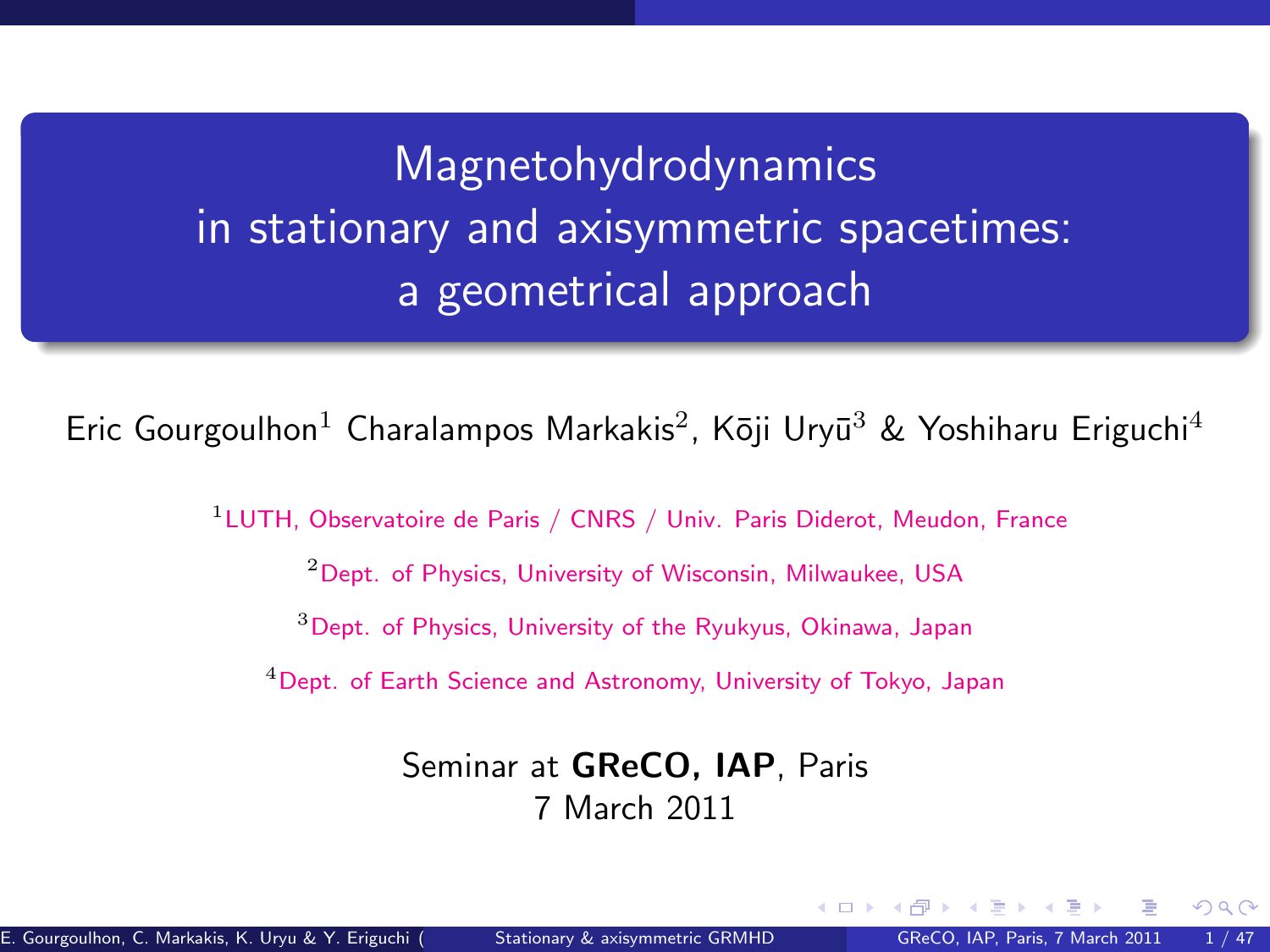# Magnetohydrodynamics in stationary and axisymmetric spacetimes: a geometrical approach

Eric Gourgoulhon[1] Charalampos Markakis[2], Kōji Uryū[3] & Yoshiharu Eriguchi[4]

[1] LUTH, Observatoire de Paris / CNRS / Univ. Paris Diderot, Meudon, France

[2] Dept. of Physics, University of Wisconsin, Milwaukee, USA

[3] Dept. of Physics, University of the Ryukyus, Okinawa, Japan

[4] Dept. of Earth Science and Astronomy, University of Tokyo, Japan

Seminar at **GReCO, IAP**, Paris
7 March 2011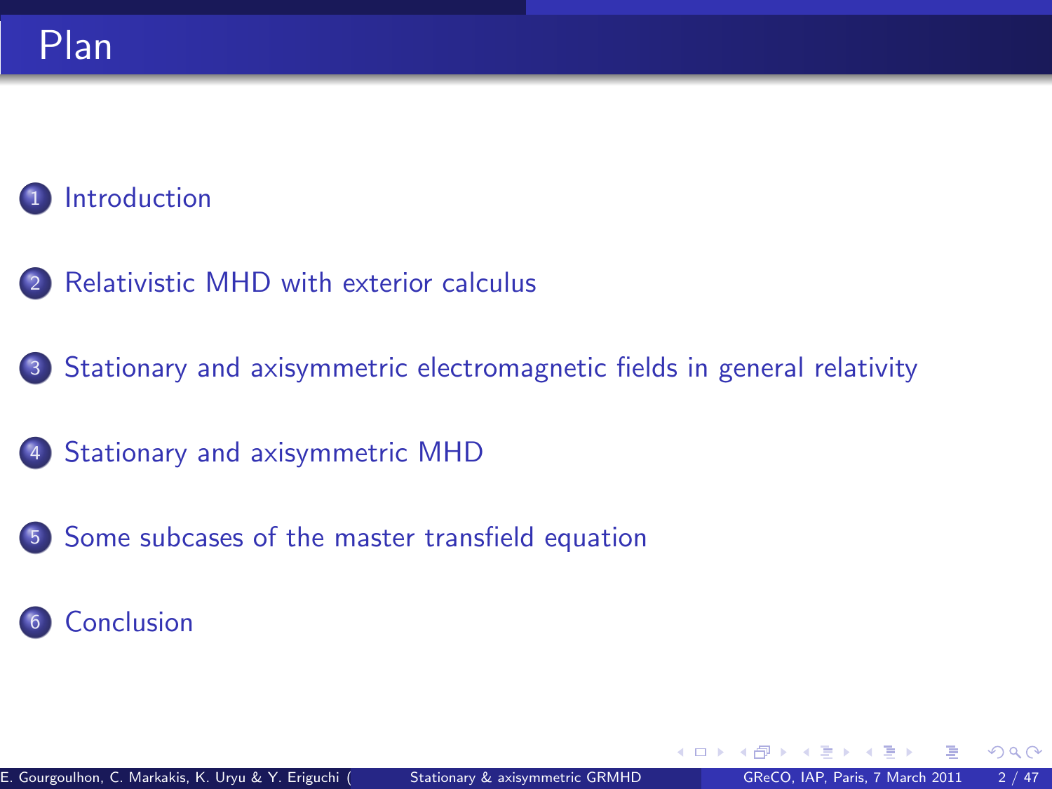# Plan

1. Introduction
2. Relativistic MHD with exterior calculus
3. Stationary and axisymmetric electromagnetic fields in general relativity
4. Stationary and axisymmetric MHD
5. Some subcases of the master transfield equation
6. Conclusion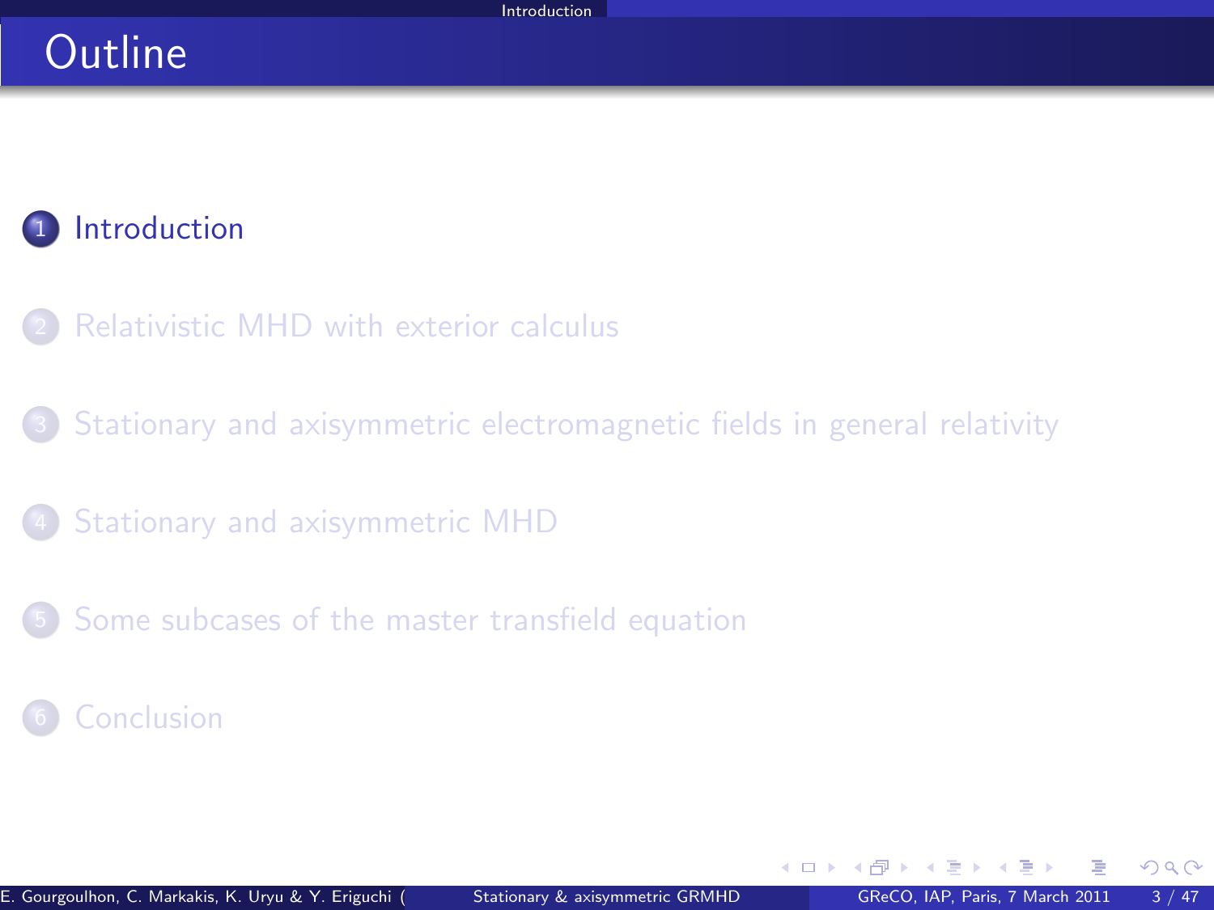# Outline

1. Introduction
2. Relativistic MHD with exterior calculus
3. Stationary and axisymmetric electromagnetic fields in general relativity
4. Stationary and axisymmetric MHD
5. Some subcases of the master transfield equation
6. Conclusion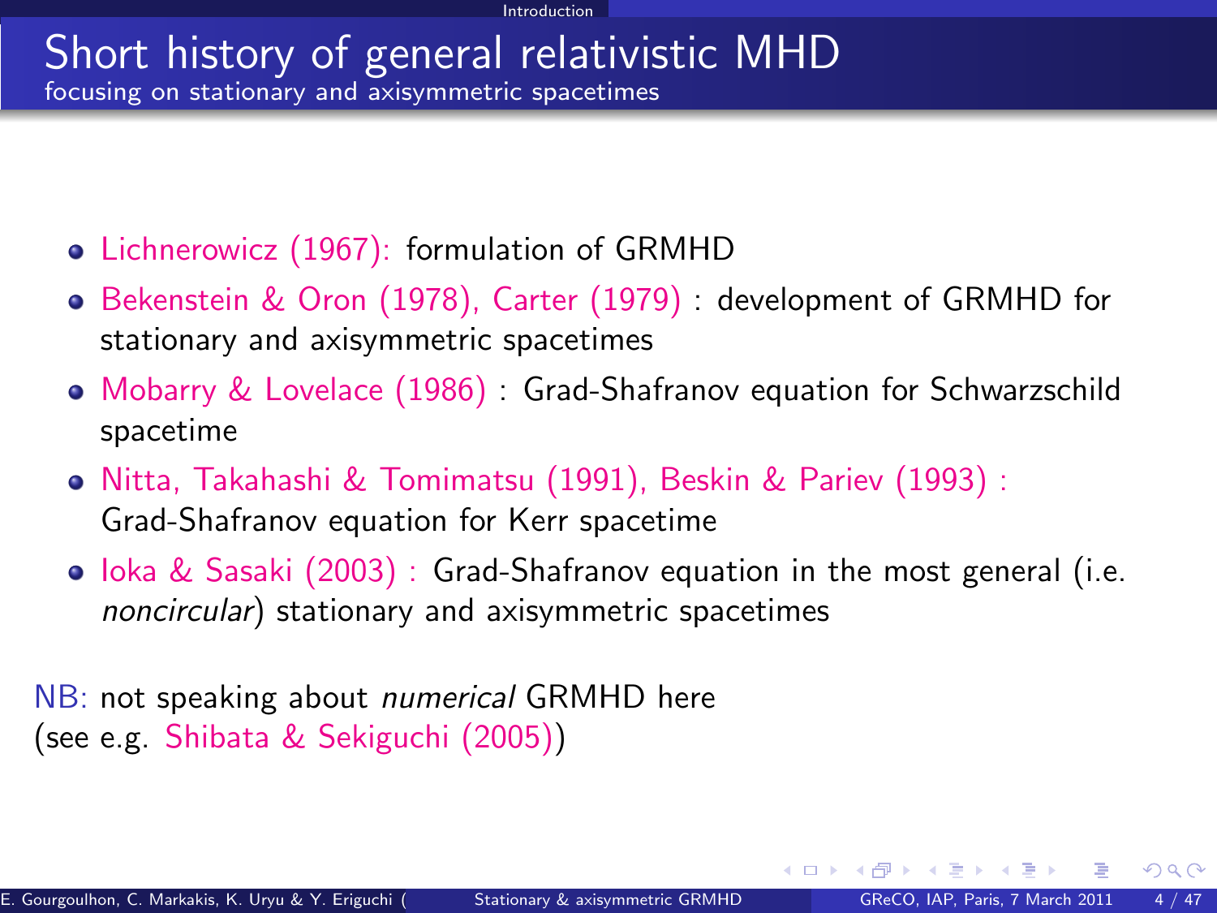# Short history of general relativistic MHD

## focusing on stationary and axisymmetric spacetimes

- Lichnerowicz (1967): formulation of GRMHD
- Bekenstein & Oron (1978), Carter (1979) : development of GRMHD for stationary and axisymmetric spacetimes
- Mobarry & Lovelace (1986) : Grad-Shafranov equation for Schwarzschild spacetime
- Nitta, Takahashi & Tomimatsu (1991), Beskin & Pariev (1993) : Grad-Shafranov equation for Kerr spacetime
- Ioka & Sasaki (2003) : Grad-Shafranov equation in the most general (i.e. *noncircular*) stationary and axisymmetric spacetimes

NB: not speaking about *numerical* GRMHD here
(see e.g. Shibata & Sekiguchi (2005))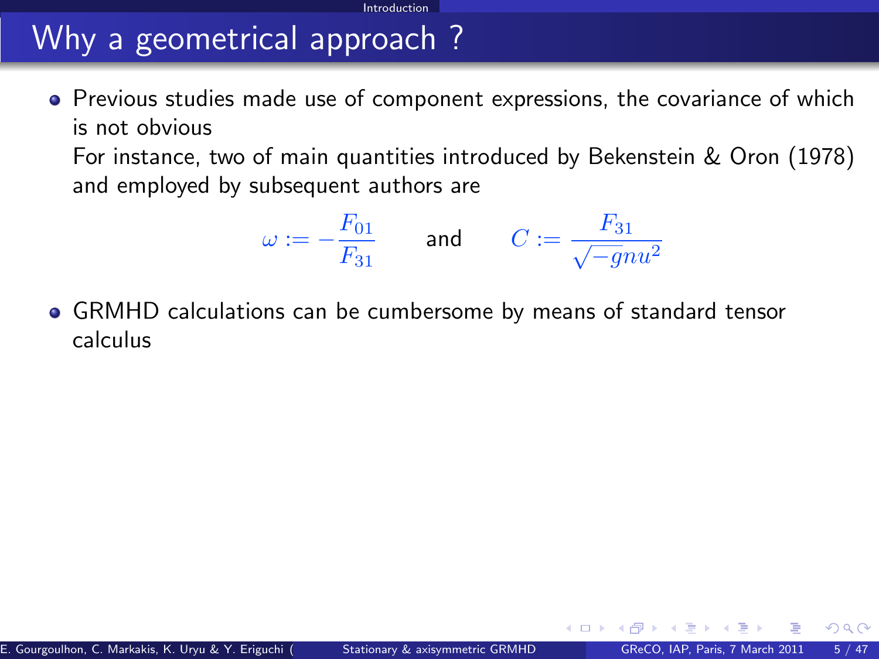# Why a geometrical approach ?

- Previous studies made use of component expressions, the covariance of which is not obvious
  For instance, two of main quantities introduced by Bekenstein & Oron (1978) and employed by subsequent authors are

$$\omega := -\frac{F_{01}}{F_{31}} \qquad \text{and} \qquad C := \frac{F_{31}}{\sqrt{-g}nu^2}$$

- GRMHD calculations can be cumbersome by means of standard tensor calculus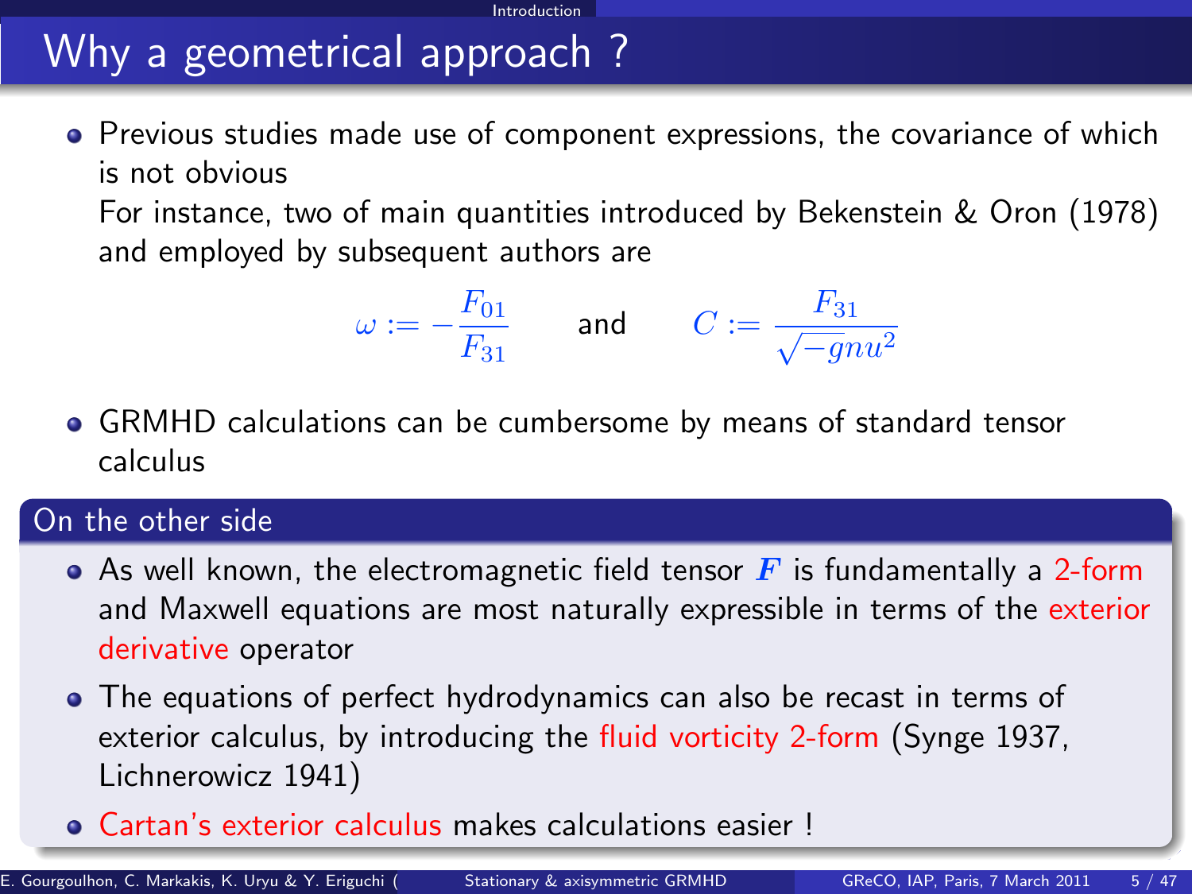# Why a geometrical approach ?

- Previous studies made use of component expressions, the covariance of which is not obvious

  For instance, two of main quantities introduced by Bekenstein & Oron (1978) and employed by subsequent authors are

$$\omega := -\frac{F_{01}}{F_{31}} \qquad \text{and} \qquad C := \frac{F_{31}}{\sqrt{-g}nu^2}$$

- GRMHD calculations can be cumbersome by means of standard tensor calculus

## On the other side

- As well known, the electromagnetic field tensor $\boldsymbol{F}$ is fundamentally a 2-form and Maxwell equations are most naturally expressible in terms of the exterior derivative operator
- The equations of perfect hydrodynamics can also be recast in terms of exterior calculus, by introducing the fluid vorticity 2-form (Synge 1937, Lichnerowicz 1941)
- Cartan's exterior calculus makes calculations easier !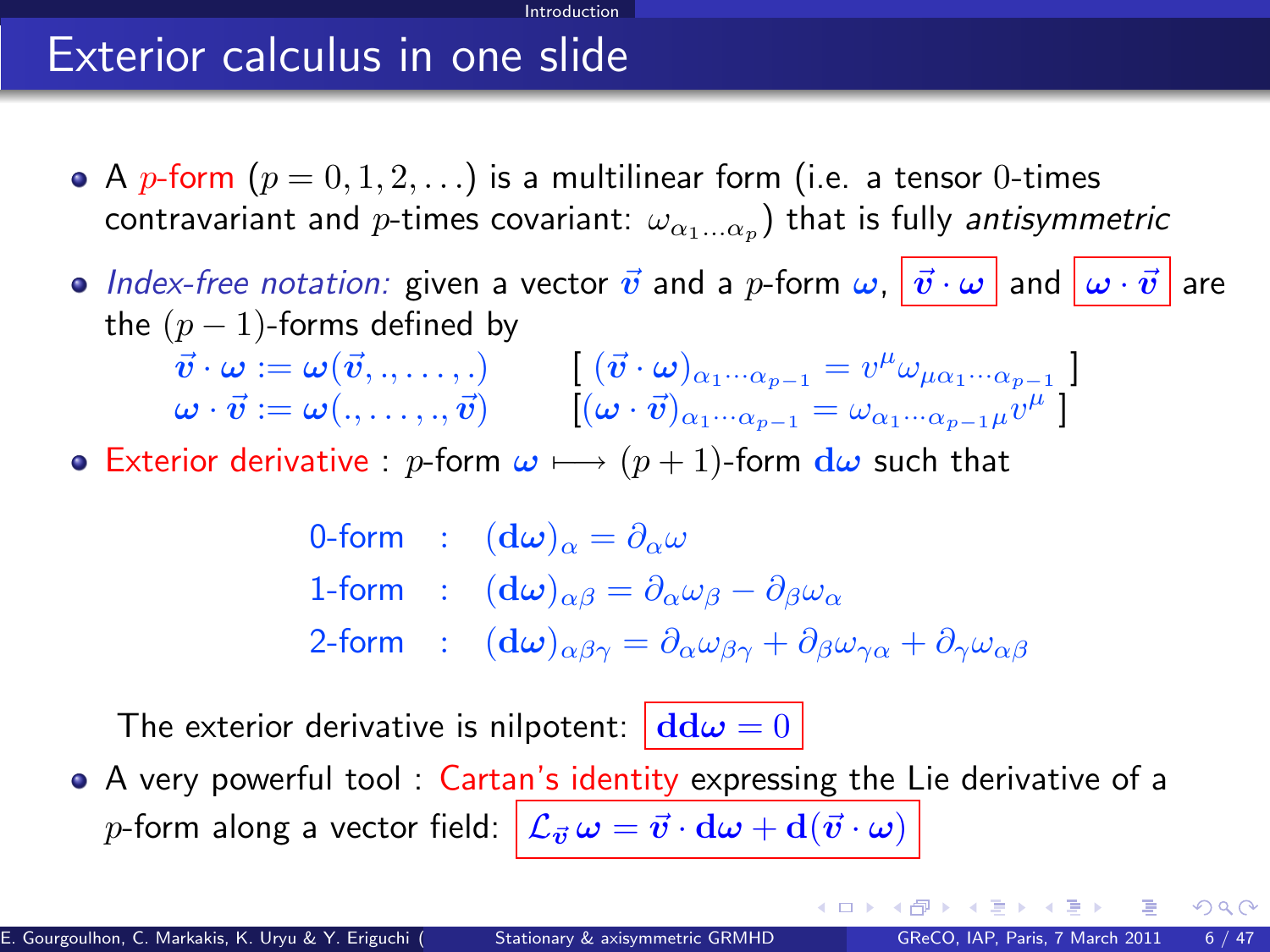# Exterior calculus in one slide

- A $p$-form ($p = 0, 1, 2, \ldots$) is a multilinear form (i.e. a tensor 0-times contravariant and $p$-times covariant: $\omega_{\alpha_1 \ldots \alpha_p}$) that is fully *antisymmetric*
- *Index-free notation:* given a vector $\vec{v}$ and a $p$-form $\boldsymbol{\omega}$, $\vec{v} \cdot \boldsymbol{\omega}$ and $\boldsymbol{\omega} \cdot \vec{v}$ are the $(p-1)$-forms defined by

$$\vec{v} \cdot \boldsymbol{\omega} := \boldsymbol{\omega}(\vec{v}, ., \ldots, .) \qquad [\ (\vec{v} \cdot \boldsymbol{\omega})_{\alpha_1 \cdots \alpha_{p-1}} = v^\mu \omega_{\mu \alpha_1 \cdots \alpha_{p-1}}\ ]$$

$$\boldsymbol{\omega} \cdot \vec{v} := \boldsymbol{\omega}(., \ldots, ., \vec{v}) \qquad [(\boldsymbol{\omega} \cdot \vec{v})_{\alpha_1 \cdots \alpha_{p-1}} = \omega_{\alpha_1 \cdots \alpha_{p-1} \mu} v^\mu\ ]$$

- Exterior derivative : $p$-form $\boldsymbol{\omega} \longmapsto (p+1)$-form $\mathbf{d}\boldsymbol{\omega}$ such that

$$\begin{aligned}
\text{0-form} &: \quad (\mathbf{d}\boldsymbol{\omega})_\alpha = \partial_\alpha \omega \\
\text{1-form} &: \quad (\mathbf{d}\boldsymbol{\omega})_{\alpha\beta} = \partial_\alpha \omega_\beta - \partial_\beta \omega_\alpha \\
\text{2-form} &: \quad (\mathbf{d}\boldsymbol{\omega})_{\alpha\beta\gamma} = \partial_\alpha \omega_{\beta\gamma} + \partial_\beta \omega_{\gamma\alpha} + \partial_\gamma \omega_{\alpha\beta}
\end{aligned}$$

The exterior derivative is nilpotent: $\mathbf{dd}\boldsymbol{\omega} = 0$

- A very powerful tool : Cartan's identity expressing the Lie derivative of a $p$-form along a vector field: $\mathcal{L}_{\vec{v}}\, \boldsymbol{\omega} = \vec{v} \cdot \mathbf{d}\boldsymbol{\omega} + \mathbf{d}(\vec{v} \cdot \boldsymbol{\omega})$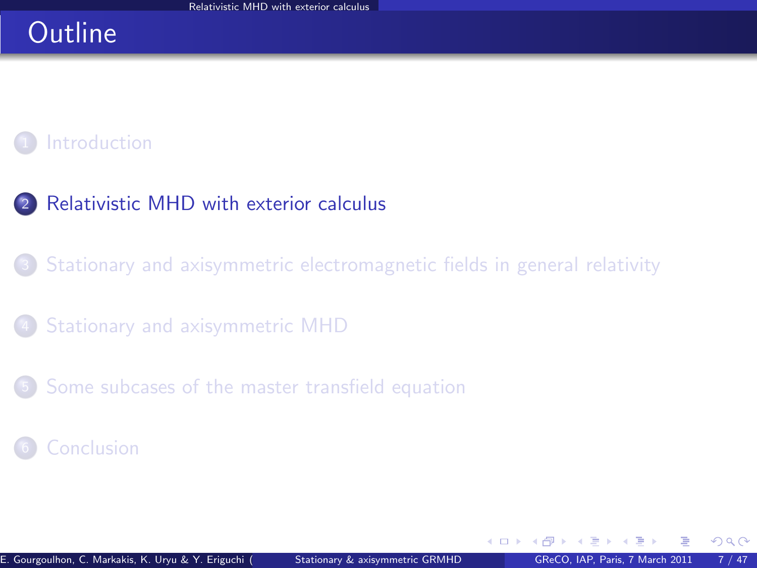# Outline

1. Introduction
2. Relativistic MHD with exterior calculus
3. Stationary and axisymmetric electromagnetic fields in general relativity
4. Stationary and axisymmetric MHD
5. Some subcases of the master transfield equation
6. Conclusion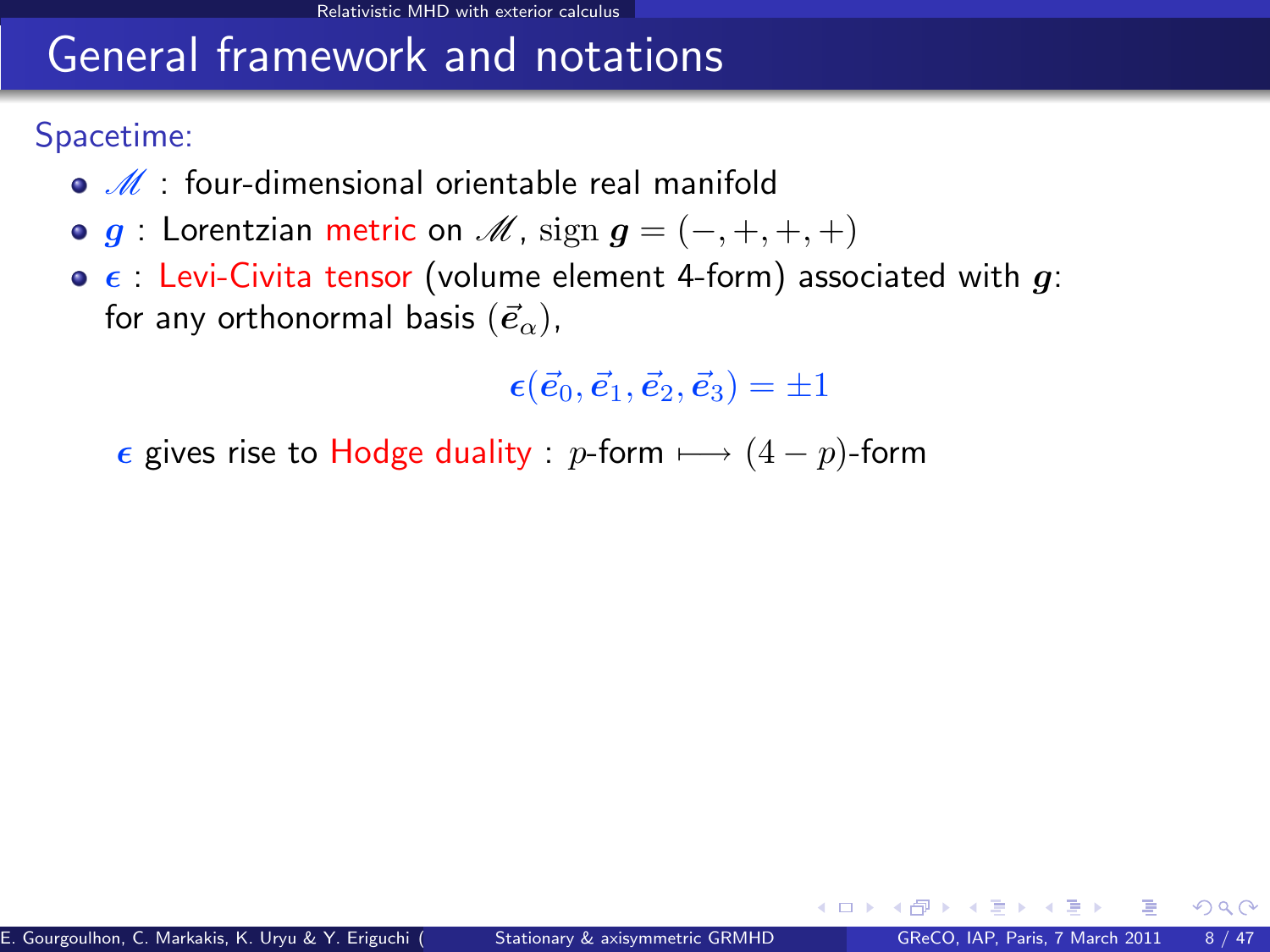# General framework and notations

Spacetime:

- $\mathscr{M}$ : four-dimensional orientable real manifold
- $\boldsymbol{g}$ : Lorentzian metric on $\mathscr{M}$, $\mathrm{sign}\, \boldsymbol{g} = (-,+,+,+)$
- $\boldsymbol{\epsilon}$ : Levi-Civita tensor (volume element 4-form) associated with $\boldsymbol{g}$: for any orthonormal basis $(\vec{\boldsymbol{e}}_\alpha)$,

$$\boldsymbol{\epsilon}(\vec{\boldsymbol{e}}_0, \vec{\boldsymbol{e}}_1, \vec{\boldsymbol{e}}_2, \vec{\boldsymbol{e}}_3) = \pm 1$$

$\boldsymbol{\epsilon}$ gives rise to Hodge duality : $p$-form $\longmapsto$ $(4-p)$-form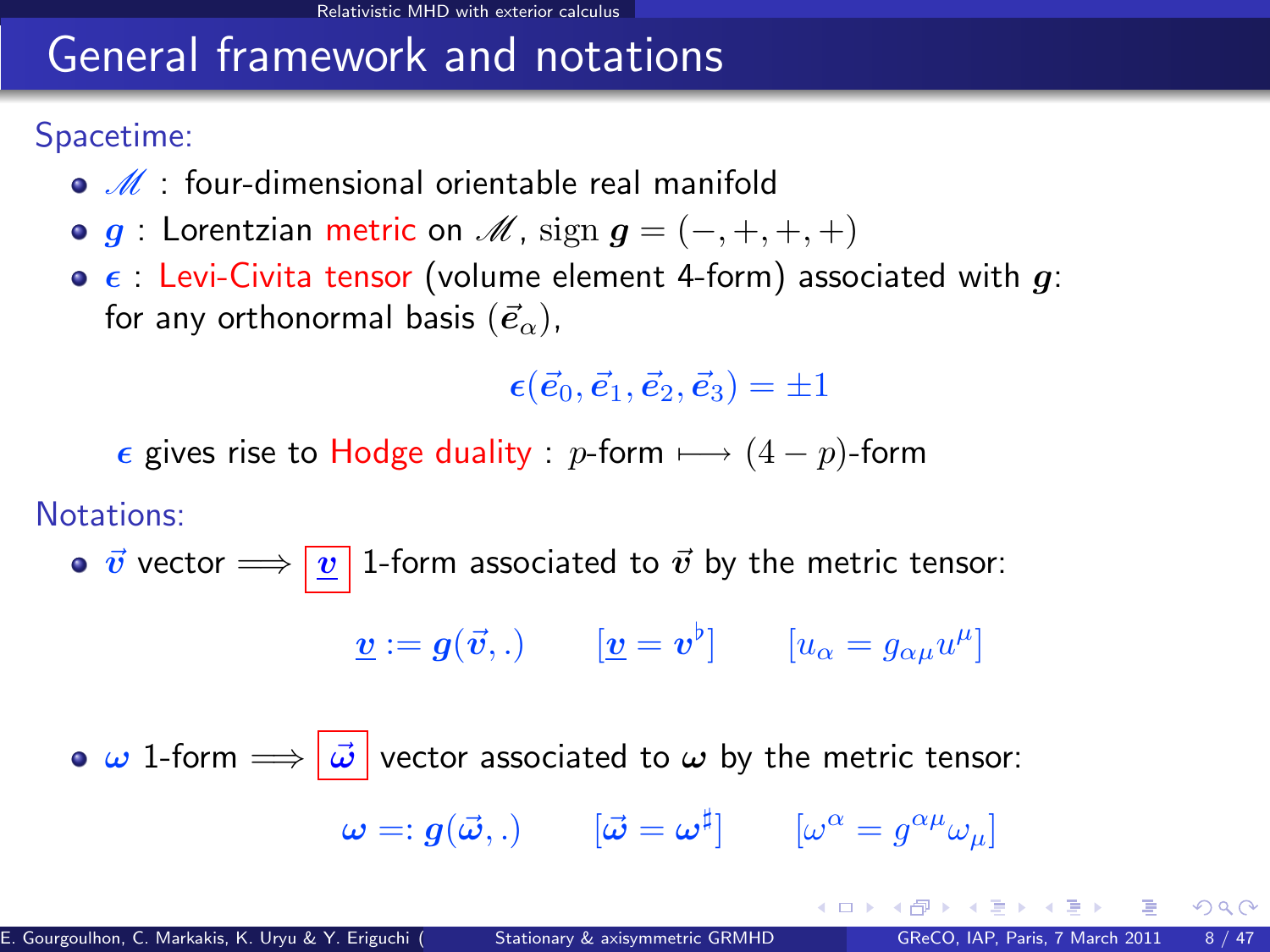# General framework and notations

Spacetime:

- $\mathscr{M}$ : four-dimensional orientable real manifold
- $\boldsymbol{g}$ : Lorentzian metric on $\mathscr{M}$, $\mathrm{sign}\, \boldsymbol{g} = (-, +, +, +)$
- $\boldsymbol{\epsilon}$ : Levi-Civita tensor (volume element 4-form) associated with $\boldsymbol{g}$: for any orthonormal basis $(\vec{\boldsymbol{e}}_\alpha)$,

$$\boldsymbol{\epsilon}(\vec{\boldsymbol{e}}_0, \vec{\boldsymbol{e}}_1, \vec{\boldsymbol{e}}_2, \vec{\boldsymbol{e}}_3) = \pm 1$$

$\boldsymbol{\epsilon}$ gives rise to Hodge duality : $p$-form $\longmapsto$ $(4-p)$-form

Notations:

- $\vec{\boldsymbol{v}}$ vector $\Longrightarrow$ $\underline{\boldsymbol{v}}$ 1-form associated to $\vec{\boldsymbol{v}}$ by the metric tensor:

$$\underline{\boldsymbol{v}} := \boldsymbol{g}(\vec{\boldsymbol{v}}, .) \qquad [\underline{\boldsymbol{v}} = \boldsymbol{v}^\flat] \qquad [u_\alpha = g_{\alpha\mu} u^\mu]$$

- $\boldsymbol{\omega}$ 1-form $\Longrightarrow$ $\vec{\boldsymbol{\omega}}$ vector associated to $\boldsymbol{\omega}$ by the metric tensor:

$$\boldsymbol{\omega} =: \boldsymbol{g}(\vec{\boldsymbol{\omega}}, .) \qquad [\vec{\boldsymbol{\omega}} = \boldsymbol{\omega}^\sharp] \qquad [\omega^\alpha = g^{\alpha\mu} \omega_\mu]$$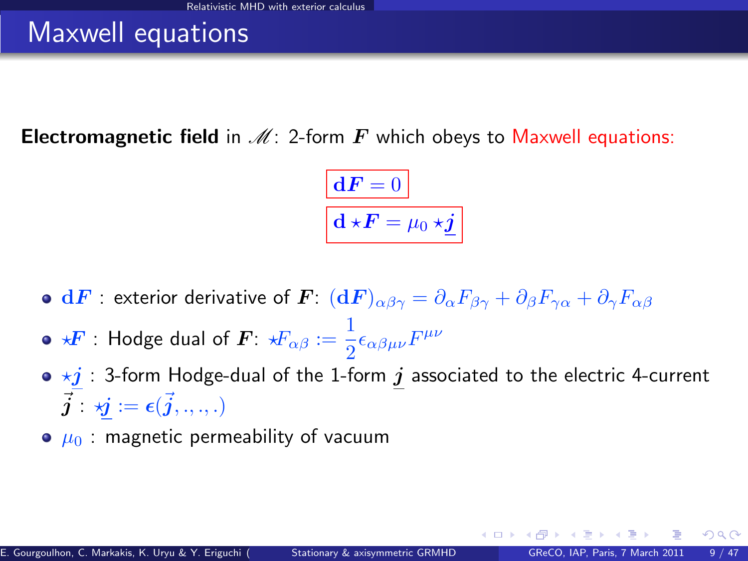# Maxwell equations

**Electromagnetic field** in $\mathscr{M}$: 2-form $\boldsymbol{F}$ which obeys to Maxwell equations:

$$\boxed{\mathbf{d}\boldsymbol{F} = 0}$$

$$\boxed{\mathbf{d} \star \boldsymbol{F} = \mu_0 \star \underline{\boldsymbol{j}}}$$

- $\mathbf{d}\boldsymbol{F}$ : exterior derivative of $\boldsymbol{F}$: $(\mathbf{d}\boldsymbol{F})_{\alpha\beta\gamma} = \partial_\alpha F_{\beta\gamma} + \partial_\beta F_{\gamma\alpha} + \partial_\gamma F_{\alpha\beta}$
- $\star\boldsymbol{F}$ : Hodge dual of $\boldsymbol{F}$: $\star F_{\alpha\beta} := \frac{1}{2}\epsilon_{\alpha\beta\mu\nu}F^{\mu\nu}$
- $\star\underline{\boldsymbol{j}}$ : 3-form Hodge-dual of the 1-form $\underline{\boldsymbol{j}}$ associated to the electric 4-current $\vec{\boldsymbol{j}}$ : $\star\underline{\boldsymbol{j}} := \boldsymbol{\epsilon}(\vec{\boldsymbol{j}}, ., ., .)$
- $\mu_0$ : magnetic permeability of vacuum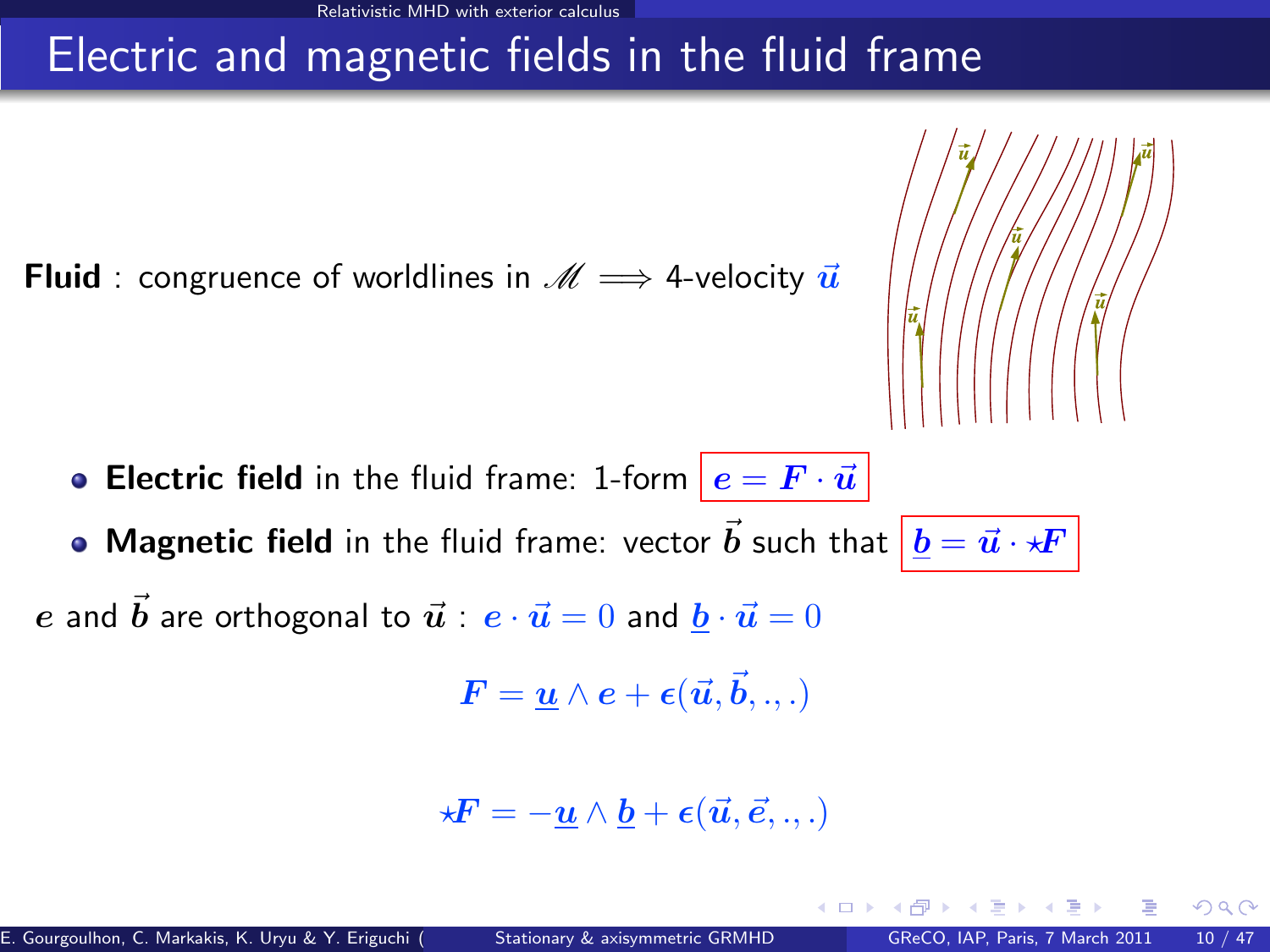# Electric and magnetic fields in the fluid frame

**Fluid** : congruence of worldlines in $\mathscr{M}$ $\Longrightarrow$ 4-velocity $\vec{u}$

- **Electric field** in the fluid frame: 1-form $\boldsymbol{e} = \boldsymbol{F} \cdot \vec{u}$
- **Magnetic field** in the fluid frame: vector $\vec{b}$ such that $\underline{\boldsymbol{b}} = \vec{u} \cdot \star\boldsymbol{F}$

$\boldsymbol{e}$ and $\vec{b}$ are orthogonal to $\vec{u}$ : $\boldsymbol{e} \cdot \vec{u} = 0$ and $\underline{\boldsymbol{b}} \cdot \vec{u} = 0$

$$\boldsymbol{F} = \underline{\boldsymbol{u}} \wedge \boldsymbol{e} + \boldsymbol{\epsilon}(\vec{u}, \vec{b}, ., .)$$

$$\star\boldsymbol{F} = -\underline{\boldsymbol{u}} \wedge \underline{\boldsymbol{b}} + \boldsymbol{\epsilon}(\vec{u}, \vec{e}, ., .)$$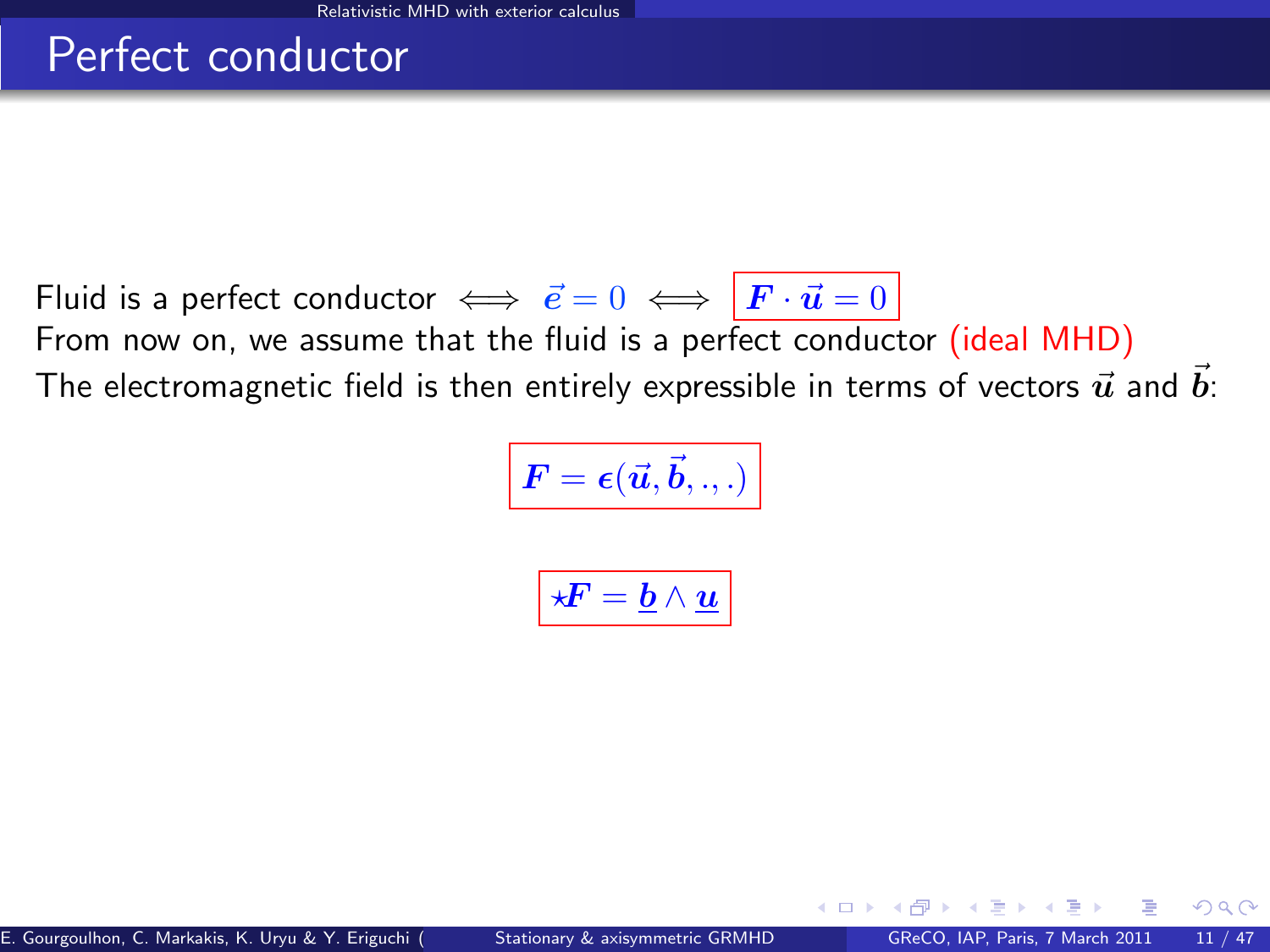# Perfect conductor

Fluid is a perfect conductor $\iff \vec{e} = 0 \iff \boxed{\boldsymbol{F} \cdot \vec{\boldsymbol{u}} = 0}$

From now on, we assume that the fluid is a perfect conductor (ideal MHD)

The electromagnetic field is then entirely expressible in terms of vectors $\vec{\boldsymbol{u}}$ and $\vec{\boldsymbol{b}}$:

$$\boxed{\boldsymbol{F} = \boldsymbol{\epsilon}(\vec{\boldsymbol{u}}, \vec{\boldsymbol{b}}, ., .)}$$

$$\boxed{\star\boldsymbol{F} = \underline{\boldsymbol{b}} \wedge \underline{\boldsymbol{u}}}$$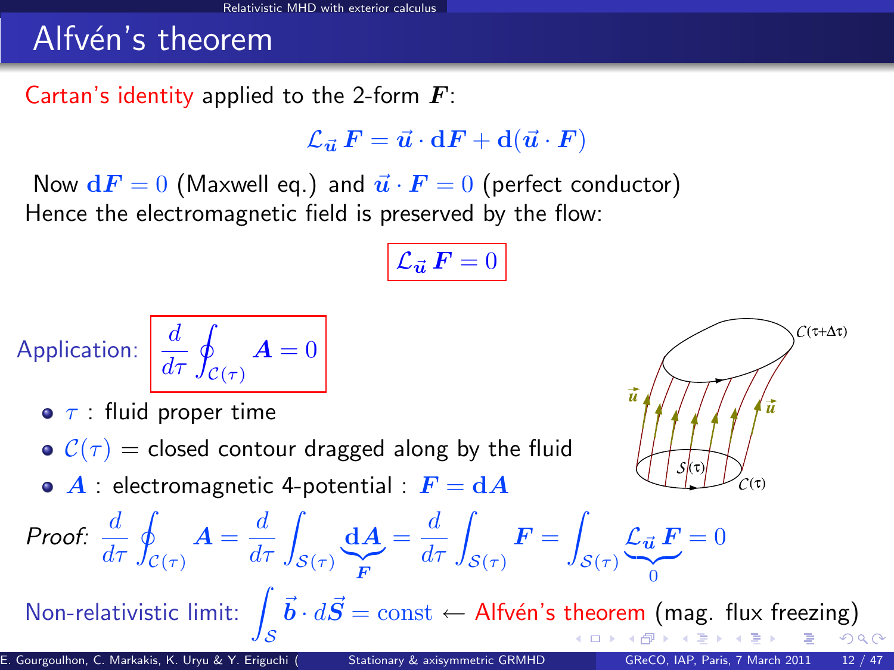# Alfvén's theorem

Cartan's identity applied to the 2-form $\boldsymbol{F}$:

$$\mathcal{L}_{\vec{u}}\, \boldsymbol{F} = \vec{u} \cdot \mathbf{d}\boldsymbol{F} + \mathbf{d}(\vec{u} \cdot \boldsymbol{F})$$

Now $\mathbf{d}\boldsymbol{F} = 0$ (Maxwell eq.) and $\vec{u} \cdot \boldsymbol{F} = 0$ (perfect conductor)
Hence the electromagnetic field is preserved by the flow:

$$\boxed{\mathcal{L}_{\vec{u}}\, \boldsymbol{F} = 0}$$

Application: $\boxed{\dfrac{d}{d\tau} \oint_{\mathcal{C}(\tau)} \boldsymbol{A} = 0}$

- $\tau$ : fluid proper time
- $\mathcal{C}(\tau)$ = closed contour dragged along by the fluid
- $\boldsymbol{A}$ : electromagnetic 4-potential : $\boldsymbol{F} = \mathbf{d}\boldsymbol{A}$

*Proof:* $\dfrac{d}{d\tau} \oint_{\mathcal{C}(\tau)} \boldsymbol{A} = \dfrac{d}{d\tau} \int_{\mathcal{S}(\tau)} \underbrace{\mathbf{d}\boldsymbol{A}}_{\boldsymbol{F}} = \dfrac{d}{d\tau} \int_{\mathcal{S}(\tau)} \boldsymbol{F} = \int_{\mathcal{S}(\tau)} \underbrace{\mathcal{L}_{\vec{u}}\, \boldsymbol{F}}_{0} = 0$

Non-relativistic limit: $\displaystyle\int_{\mathcal{S}} \vec{b} \cdot d\vec{S} = \text{const} \leftarrow$ Alfvén's theorem (mag. flux freezing)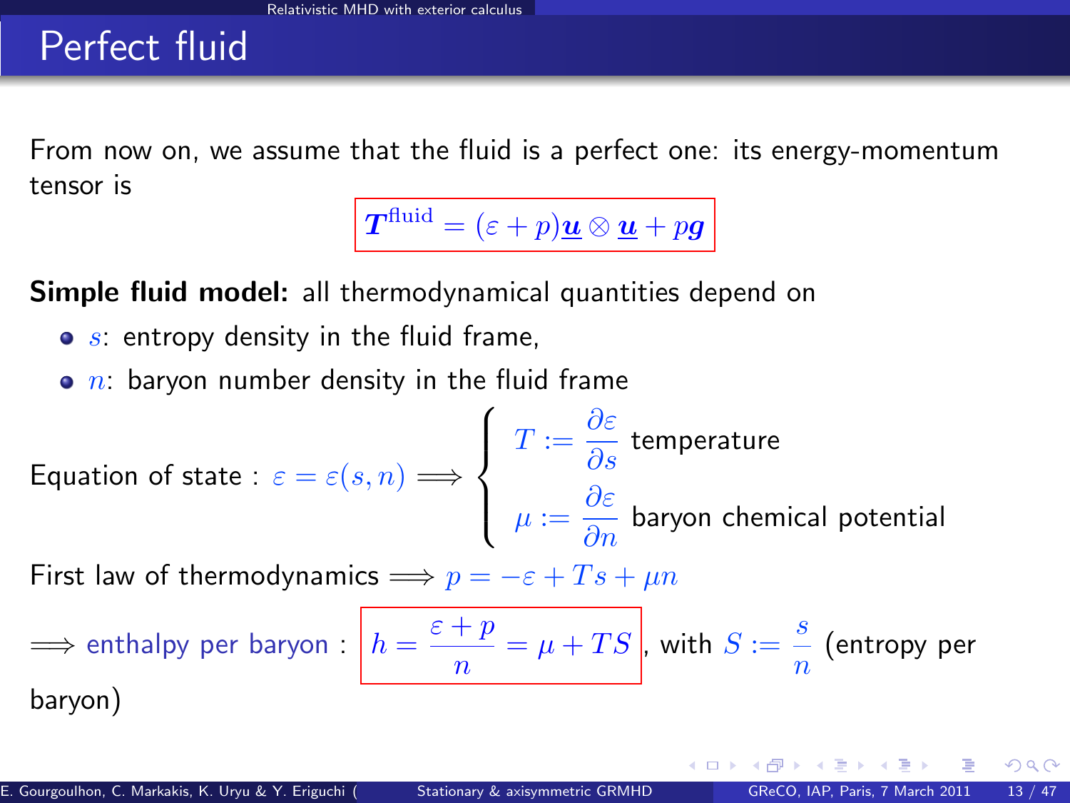# Perfect fluid

From now on, we assume that the fluid is a perfect one: its energy-momentum tensor is

$$\boldsymbol{T}^{\rm fluid} = (\varepsilon + p)\underline{\boldsymbol{u}} \otimes \underline{\boldsymbol{u}} + p\boldsymbol{g}$$

**Simple fluid model:** all thermodynamical quantities depend on

- $s$: entropy density in the fluid frame,
- $n$: baryon number density in the fluid frame

Equation of state : $\varepsilon = \varepsilon(s, n) \Longrightarrow \begin{cases} T := \dfrac{\partial \varepsilon}{\partial s} \text{ temperature} \\ \mu := \dfrac{\partial \varepsilon}{\partial n} \text{ baryon chemical potential} \end{cases}$

First law of thermodynamics $\Longrightarrow p = -\varepsilon + Ts + \mu n$

$\Longrightarrow$ enthalpy per baryon : $h = \dfrac{\varepsilon + p}{n} = \mu + TS$, with $S := \dfrac{s}{n}$ (entropy per baryon)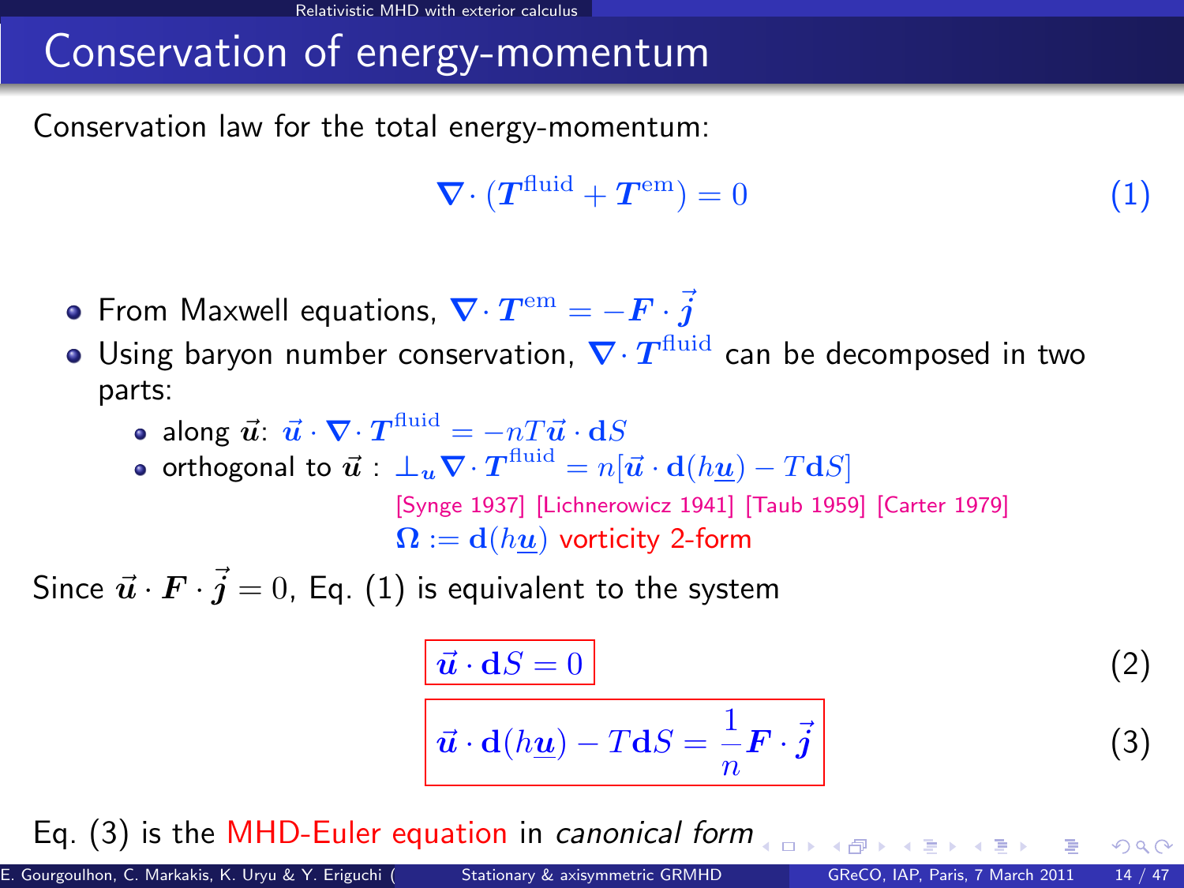# Conservation of energy-momentum

Conservation law for the total energy-momentum:

$$\nabla \cdot (\boldsymbol{T}^{\rm fluid} + \boldsymbol{T}^{\rm em}) = 0 \quad (1)$$

- From Maxwell equations, $\nabla \cdot \boldsymbol{T}^{\rm em} = -\boldsymbol{F} \cdot \vec{j}$
- Using baryon number conservation, $\nabla \cdot \boldsymbol{T}^{\rm fluid}$ can be decomposed in two parts:
  - along $\vec{u}$: $\vec{u} \cdot \nabla \cdot \boldsymbol{T}^{\rm fluid} = -nT\vec{u} \cdot \mathbf{d}S$
  - orthogonal to $\vec{u}$ : $\perp_{\boldsymbol{u}} \nabla \cdot \boldsymbol{T}^{\rm fluid} = n[\vec{u} \cdot \mathbf{d}(h\underline{\boldsymbol{u}}) - T\mathbf{d}S]$

    [Synge 1937] [Lichnerowicz 1941] [Taub 1959] [Carter 1979]

    $\boldsymbol{\Omega} := \mathbf{d}(h\underline{\boldsymbol{u}})$ vorticity 2-form

Since $\vec{u} \cdot \boldsymbol{F} \cdot \vec{j} = 0$, Eq. (1) is equivalent to the system

$$\vec{u} \cdot \mathbf{d}S = 0 \quad (2)$$

$$\vec{u} \cdot \mathbf{d}(h\underline{\boldsymbol{u}}) - T\mathbf{d}S = \frac{1}{n}\boldsymbol{F} \cdot \vec{j} \quad (3)$$

Eq. (3) is the MHD-Euler equation in *canonical form*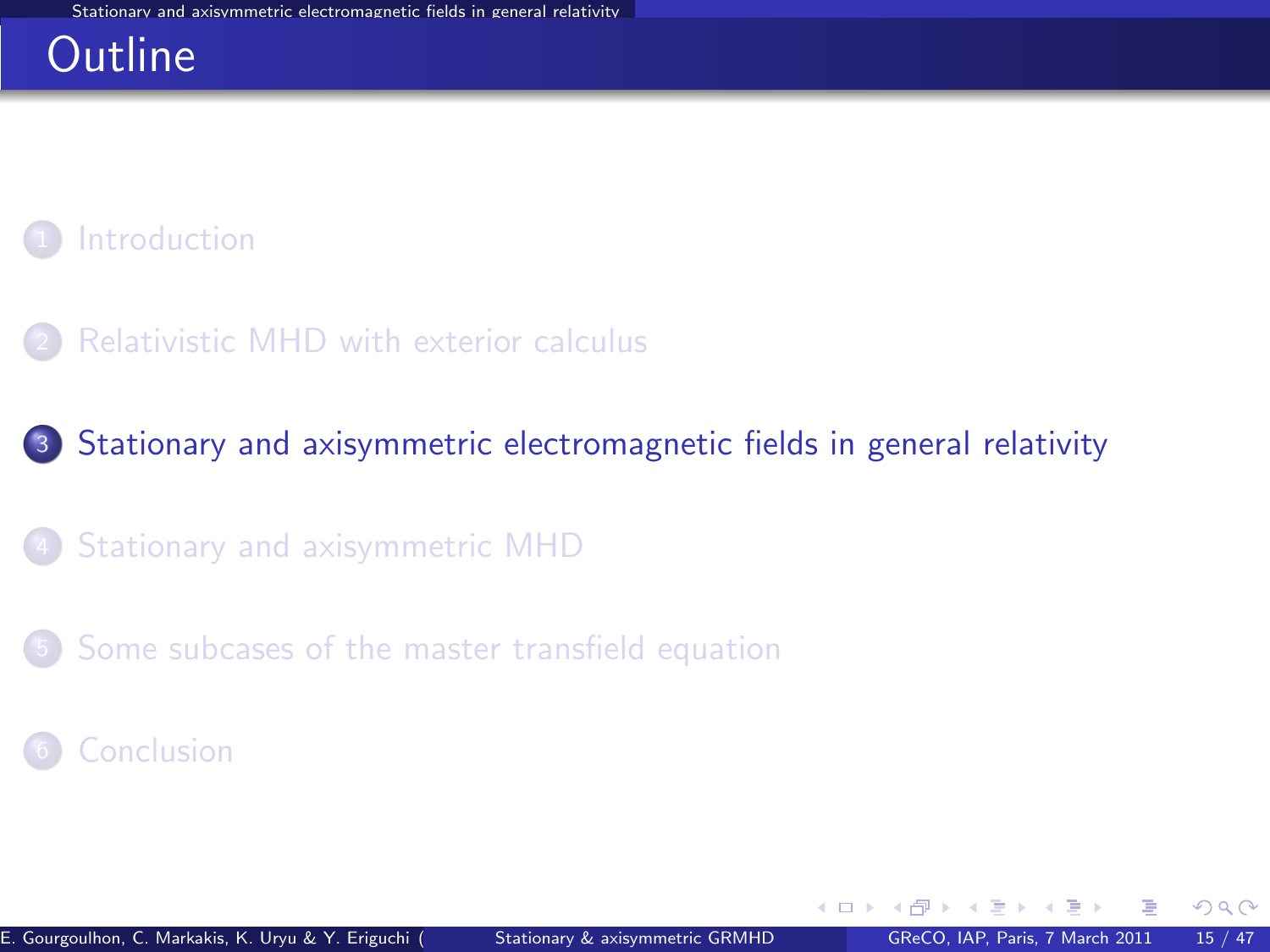# Outline

1. Introduction
2. Relativistic MHD with exterior calculus
3. **Stationary and axisymmetric electromagnetic fields in general relativity**
4. Stationary and axisymmetric MHD
5. Some subcases of the master transfield equation
6. Conclusion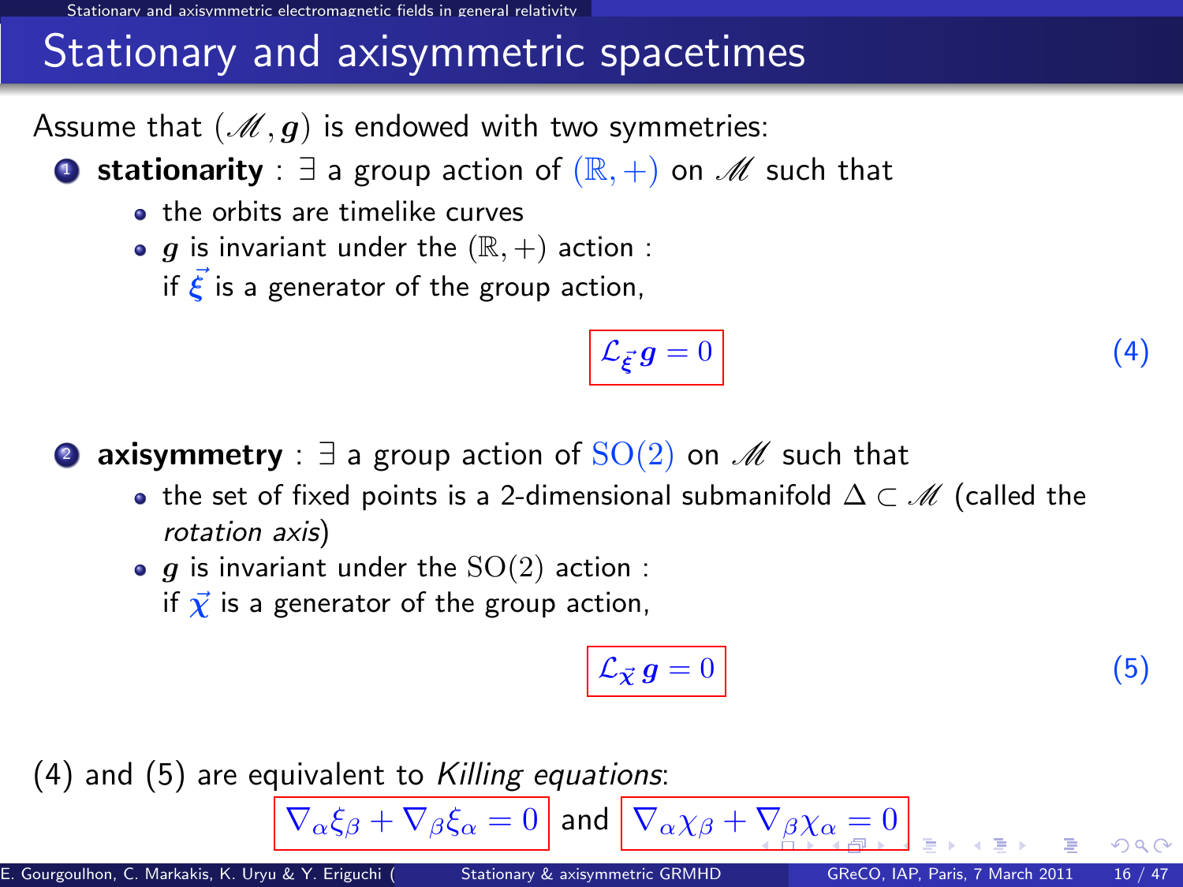# Stationary and axisymmetric spacetimes

Assume that $(\mathscr{M}, \boldsymbol{g})$ is endowed with two symmetries:

1. **stationarity** : $\exists$ a group action of $(\mathbb{R}, +)$ on $\mathscr{M}$ such that
   - the orbits are timelike curves
   - $\boldsymbol{g}$ is invariant under the $(\mathbb{R}, +)$ action :
     if $\vec{\boldsymbol{\xi}}$ is a generator of the group action,

$$\mathcal{L}_{\vec{\boldsymbol{\xi}}}\, \boldsymbol{g} = 0 \tag{4}$$

2. **axisymmetry** : $\exists$ a group action of $\mathrm{SO}(2)$ on $\mathscr{M}$ such that
   - the set of fixed points is a 2-dimensional submanifold $\Delta \subset \mathscr{M}$ (called the *rotation axis*)
   - $\boldsymbol{g}$ is invariant under the $\mathrm{SO}(2)$ action :
     if $\vec{\boldsymbol{\chi}}$ is a generator of the group action,

$$\mathcal{L}_{\vec{\boldsymbol{\chi}}}\, \boldsymbol{g} = 0 \tag{5}$$

(4) and (5) are equivalent to *Killing equations*:

$$\nabla_\alpha \xi_\beta + \nabla_\beta \xi_\alpha = 0 \quad \text{and} \quad \nabla_\alpha \chi_\beta + \nabla_\beta \chi_\alpha = 0$$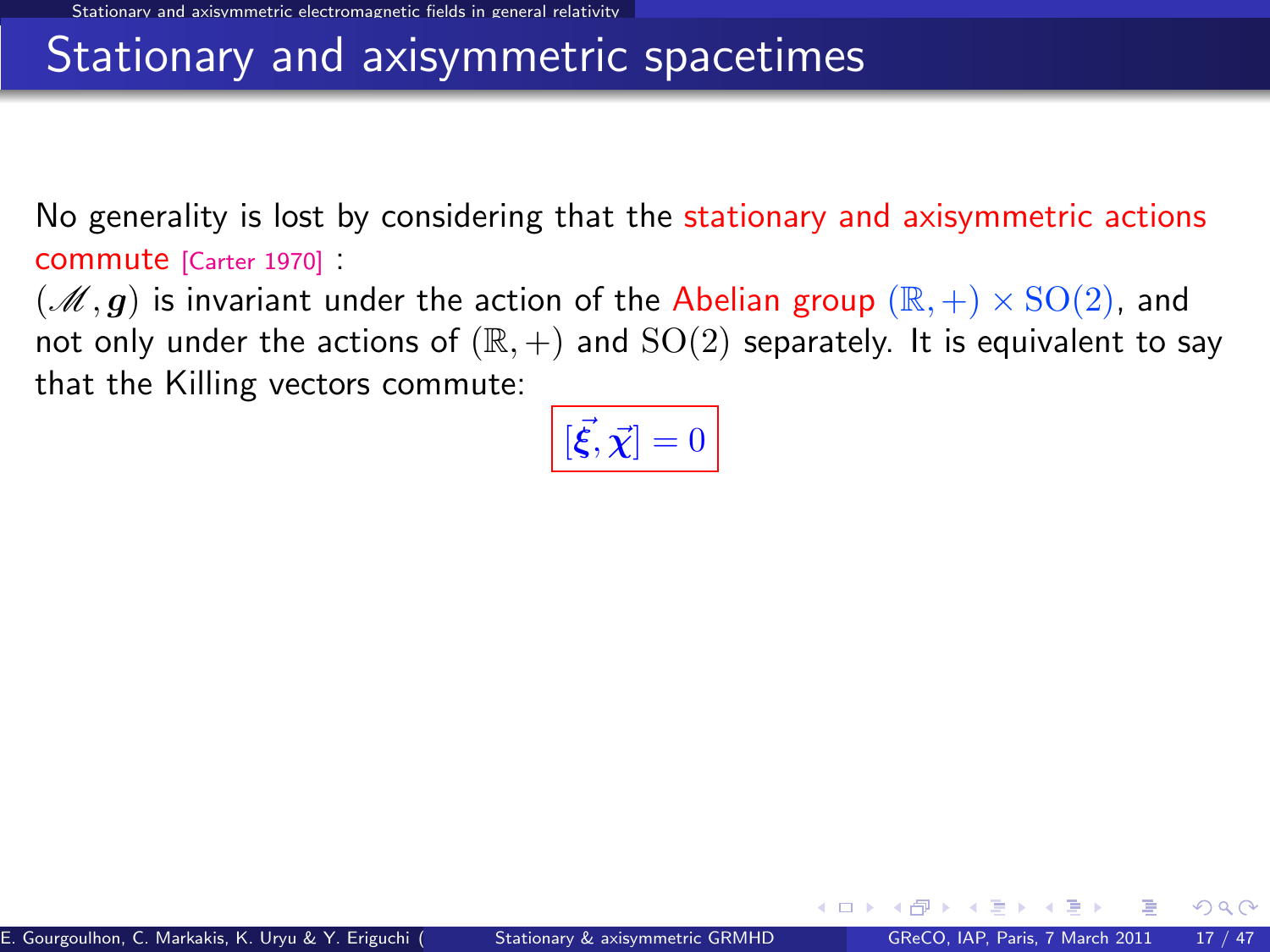# Stationary and axisymmetric spacetimes

No generality is lost by considering that the stationary and axisymmetric actions commute [Carter 1970] :

$(\mathscr{M}, \boldsymbol{g})$ is invariant under the action of the Abelian group $(\mathbb{R}, +) \times \mathrm{SO}(2)$, and not only under the actions of $(\mathbb{R}, +)$ and $\mathrm{SO}(2)$ separately. It is equivalent to say that the Killing vectors commute:

$$[\vec{\xi}, \vec{\chi}] = 0$$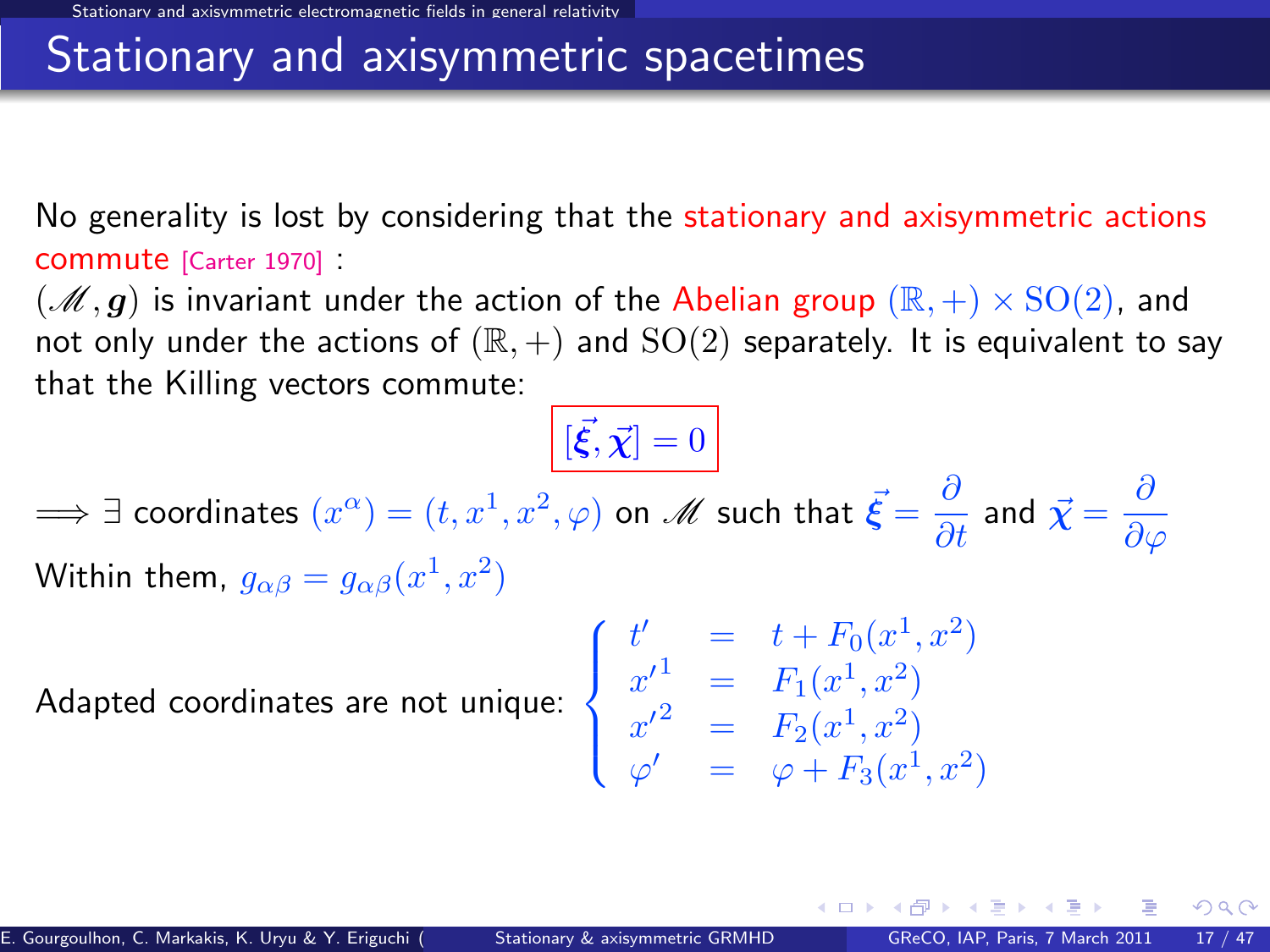# Stationary and axisymmetric spacetimes

No generality is lost by considering that the stationary and axisymmetric actions commute [Carter 1970] :

$(\mathscr{M}, \boldsymbol{g})$ is invariant under the action of the Abelian group $(\mathbb{R},+)\times \mathrm{SO}(2)$, and not only under the actions of $(\mathbb{R},+)$ and $\mathrm{SO}(2)$ separately. It is equivalent to say that the Killing vectors commute:

$$[\vec{\boldsymbol{\xi}}, \vec{\boldsymbol{\chi}}] = 0$$

$\Longrightarrow \exists$ coordinates $(x^\alpha) = (t, x^1, x^2, \varphi)$ on $\mathscr{M}$ such that $\vec{\boldsymbol{\xi}} = \dfrac{\partial}{\partial t}$ and $\vec{\boldsymbol{\chi}} = \dfrac{\partial}{\partial \varphi}$

Within them, $g_{\alpha\beta} = g_{\alpha\beta}(x^1, x^2)$

Adapted coordinates are not unique:

$$\begin{cases} t' &= t + F_0(x^1, x^2) \\ x'^1 &= F_1(x^1, x^2) \\ x'^2 &= F_2(x^1, x^2) \\ \varphi' &= \varphi + F_3(x^1, x^2) \end{cases}$$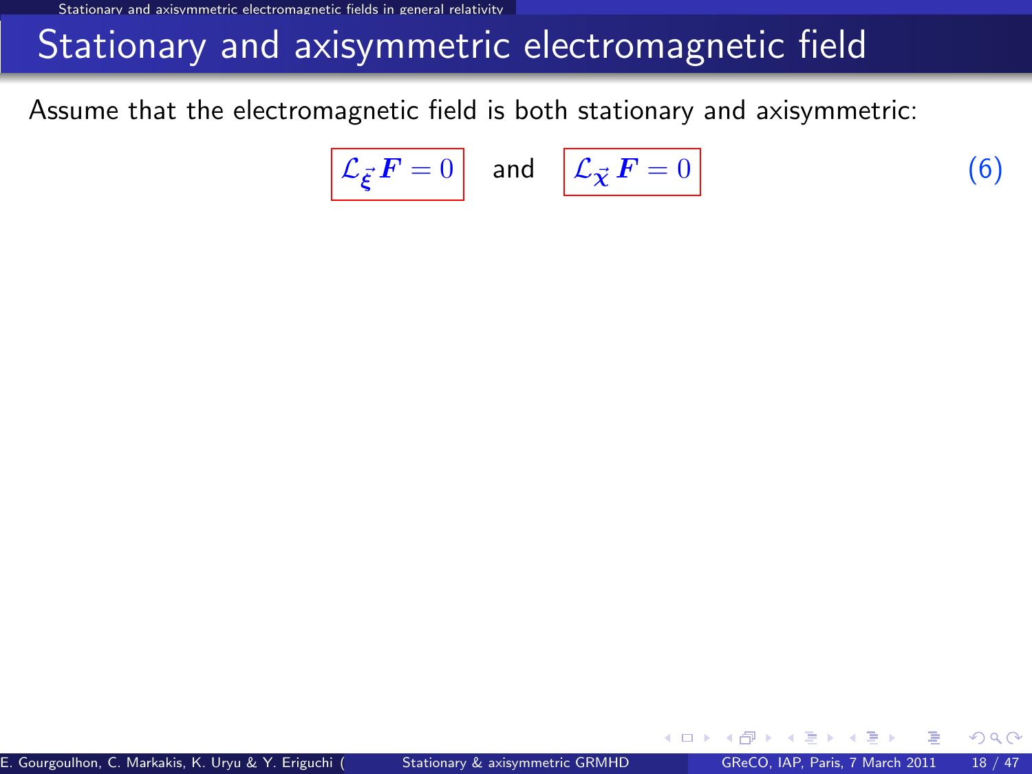# Stationary and axisymmetric electromagnetic field

Assume that the electromagnetic field is both stationary and axisymmetric:

$$\boxed{\mathcal{L}_{\vec{\xi}}\, \boldsymbol{F} = 0} \quad \text{and} \quad \boxed{\mathcal{L}_{\vec{\chi}}\, \boldsymbol{F} = 0} \qquad (6)$$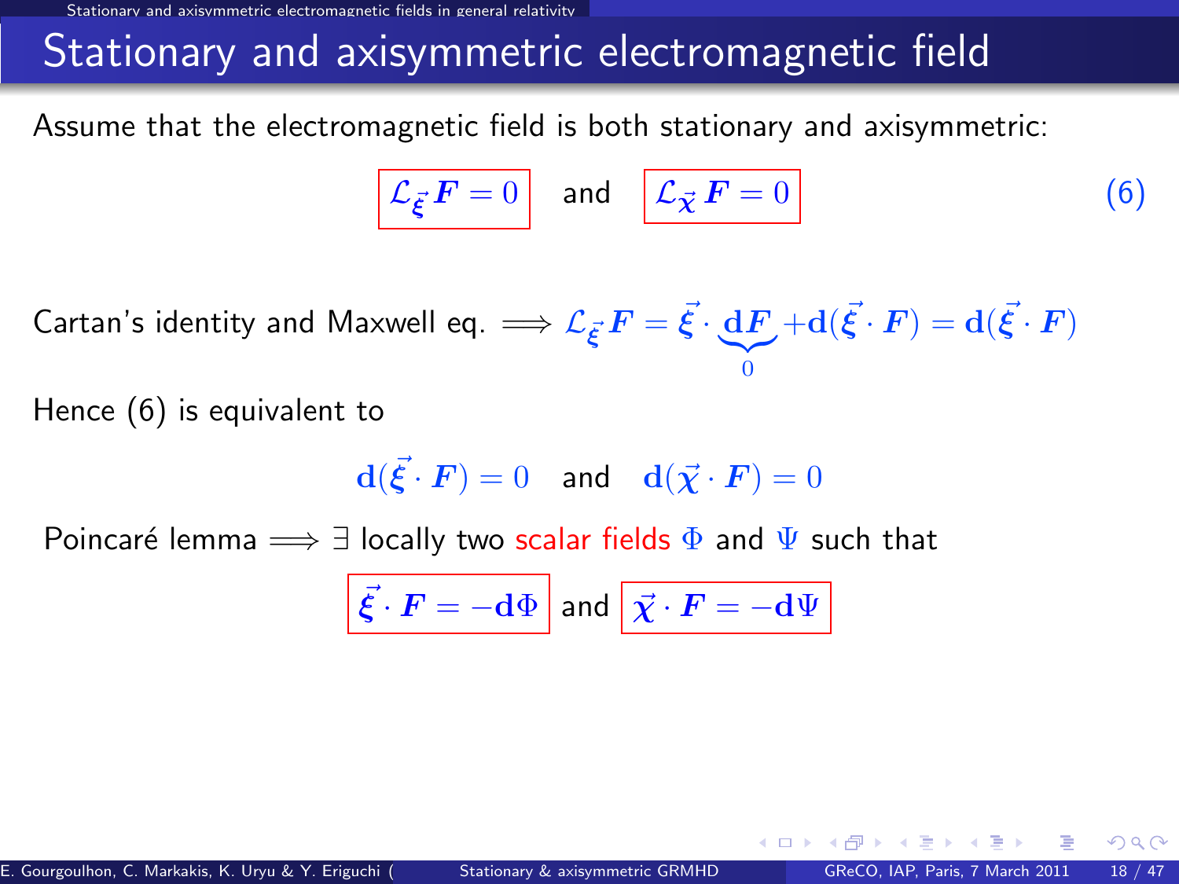# Stationary and axisymmetric electromagnetic field

Assume that the electromagnetic field is both stationary and axisymmetric:

$$\boxed{\mathcal{L}_{\vec{\xi}}\, \boldsymbol{F} = 0} \quad \text{and} \quad \boxed{\mathcal{L}_{\vec{\chi}}\, \boldsymbol{F} = 0} \qquad (6)$$

Cartan's identity and Maxwell eq. $\Longrightarrow \mathcal{L}_{\vec{\xi}}\, \boldsymbol{F} = \vec{\xi} \cdot \underbrace{\mathbf{d}\boldsymbol{F}}_{0} + \mathbf{d}(\vec{\xi} \cdot \boldsymbol{F}) = \mathbf{d}(\vec{\xi} \cdot \boldsymbol{F})$

Hence (6) is equivalent to

$$\mathbf{d}(\vec{\xi} \cdot \boldsymbol{F}) = 0 \quad \text{and} \quad \mathbf{d}(\vec{\chi} \cdot \boldsymbol{F}) = 0$$

Poincaré lemma $\Longrightarrow \exists$ locally two scalar fields $\Phi$ and $\Psi$ such that

$$\boxed{\vec{\xi} \cdot \boldsymbol{F} = -\mathbf{d}\Phi} \quad \text{and} \quad \boxed{\vec{\chi} \cdot \boldsymbol{F} = -\mathbf{d}\Psi}$$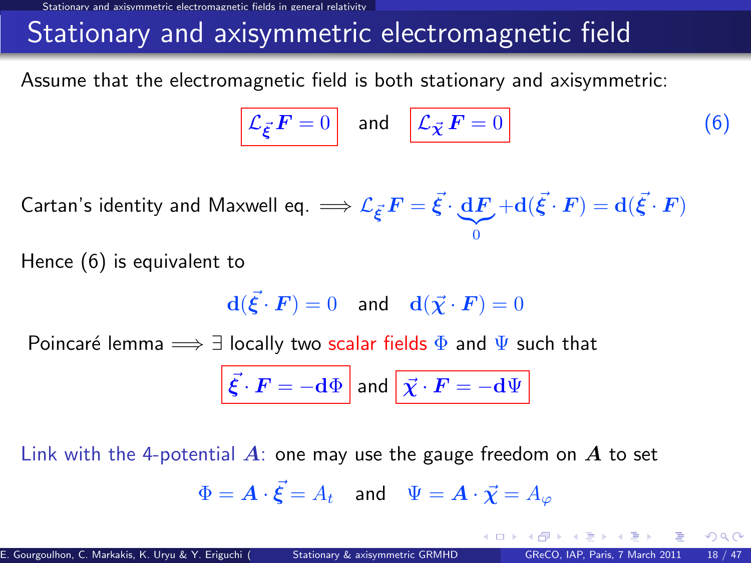# Stationary and axisymmetric electromagnetic field

Assume that the electromagnetic field is both stationary and axisymmetric:

$$\boxed{\mathcal{L}_{\vec{\xi}}\,\boldsymbol{F} = 0} \quad \text{and} \quad \boxed{\mathcal{L}_{\vec{\chi}}\,\boldsymbol{F} = 0} \qquad (6)$$

Cartan's identity and Maxwell eq. $\Longrightarrow \mathcal{L}_{\vec{\xi}}\,\boldsymbol{F} = \vec{\xi}\cdot\underbrace{\mathbf{d}\boldsymbol{F}}_{0} + \mathbf{d}(\vec{\xi}\cdot\boldsymbol{F}) = \mathbf{d}(\vec{\xi}\cdot\boldsymbol{F})$

Hence (6) is equivalent to

$$\mathbf{d}(\vec{\xi}\cdot\boldsymbol{F}) = 0 \quad \text{and} \quad \mathbf{d}(\vec{\chi}\cdot\boldsymbol{F}) = 0$$

Poincaré lemma $\Longrightarrow \exists$ locally two scalar fields $\Phi$ and $\Psi$ such that

$$\boxed{\vec{\xi}\cdot\boldsymbol{F} = -\mathbf{d}\Phi} \quad \text{and} \quad \boxed{\vec{\chi}\cdot\boldsymbol{F} = -\mathbf{d}\Psi}$$

Link with the 4-potential $\boldsymbol{A}$: one may use the gauge freedom on $\boldsymbol{A}$ to set

$$\Phi = \boldsymbol{A}\cdot\vec{\xi} = A_t \quad \text{and} \quad \Psi = \boldsymbol{A}\cdot\vec{\chi} = A_\varphi$$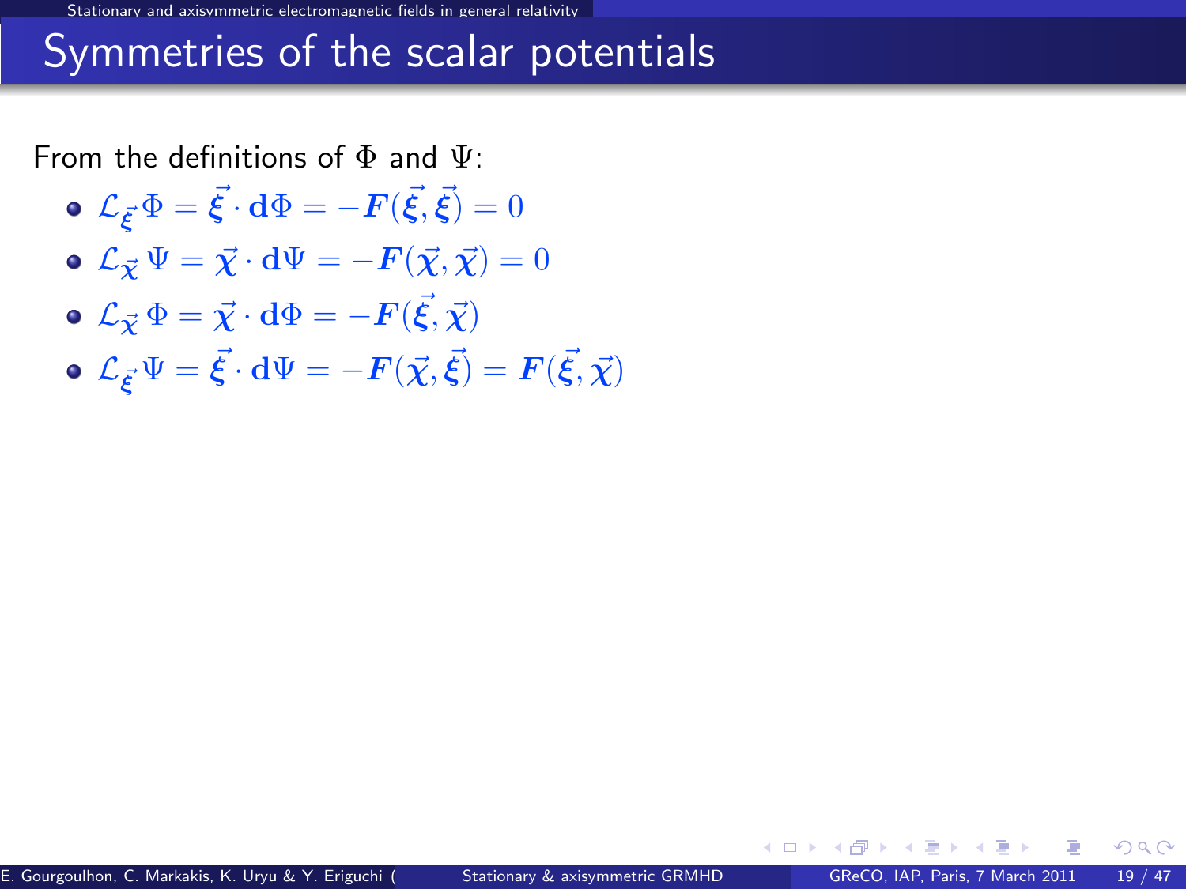# Symmetries of the scalar potentials

From the definitions of $\Phi$ and $\Psi$:

- $\mathcal{L}_{\vec{\xi}}\, \Phi = \vec{\xi} \cdot \mathbf{d}\Phi = -\boldsymbol{F}(\vec{\xi}, \vec{\xi}) = 0$
- $\mathcal{L}_{\vec{\chi}}\, \Psi = \vec{\chi} \cdot \mathbf{d}\Psi = -\boldsymbol{F}(\vec{\chi}, \vec{\chi}) = 0$
- $\mathcal{L}_{\vec{\chi}}\, \Phi = \vec{\chi} \cdot \mathbf{d}\Phi = -\boldsymbol{F}(\vec{\xi}, \vec{\chi})$
- $\mathcal{L}_{\vec{\xi}}\, \Psi = \vec{\xi} \cdot \mathbf{d}\Psi = -\boldsymbol{F}(\vec{\chi}, \vec{\xi}) = \boldsymbol{F}(\vec{\xi}, \vec{\chi})$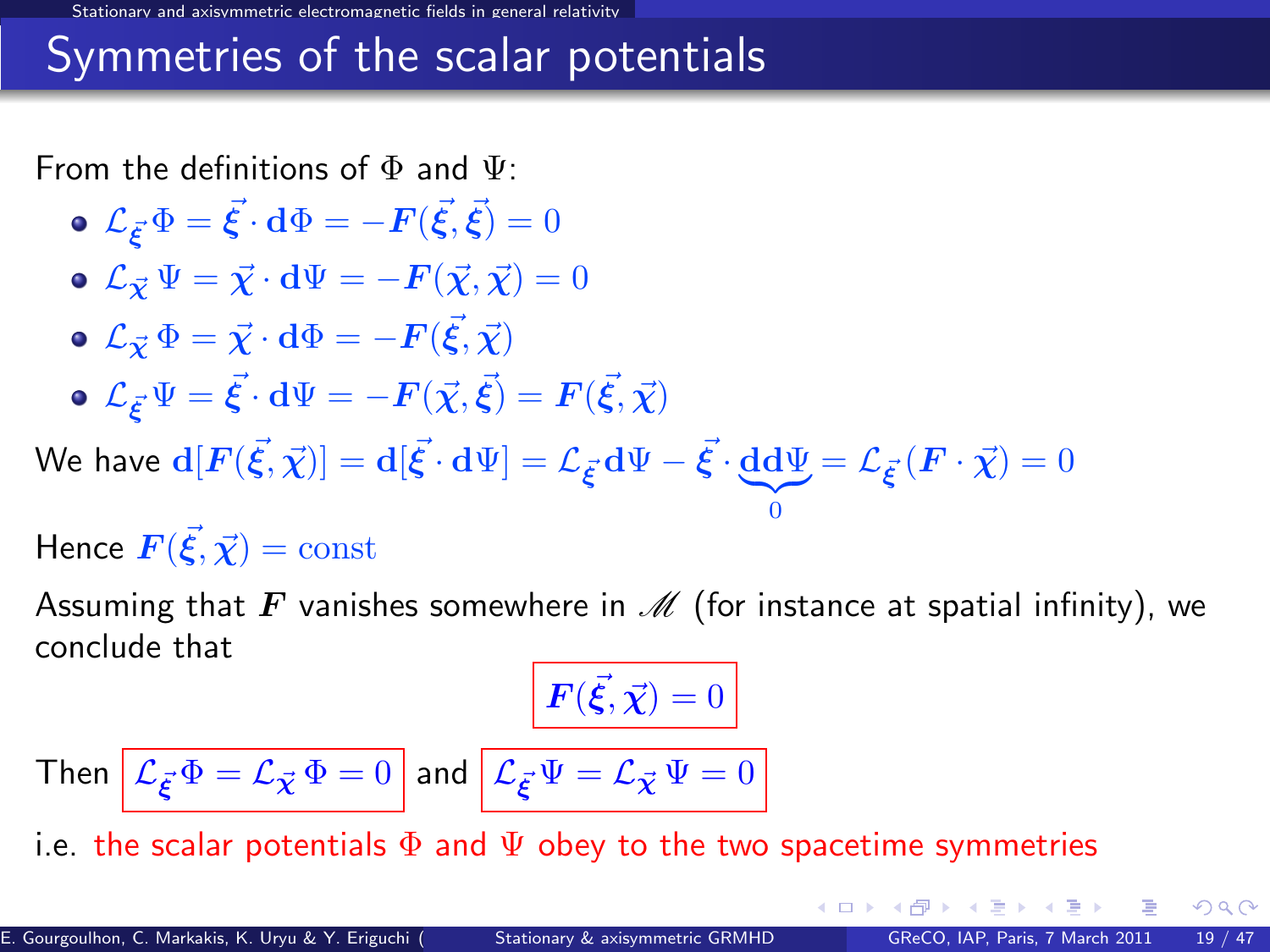# Symmetries of the scalar potentials

From the definitions of $\Phi$ and $\Psi$:

- $\mathcal{L}_{\vec{\xi}}\,\Phi = \vec{\xi}\cdot\mathbf{d}\Phi = -\boldsymbol{F}(\vec{\xi},\vec{\xi}) = 0$
- $\mathcal{L}_{\vec{\chi}}\,\Psi = \vec{\chi}\cdot\mathbf{d}\Psi = -\boldsymbol{F}(\vec{\chi},\vec{\chi}) = 0$
- $\mathcal{L}_{\vec{\chi}}\,\Phi = \vec{\chi}\cdot\mathbf{d}\Phi = -\boldsymbol{F}(\vec{\xi},\vec{\chi})$
- $\mathcal{L}_{\vec{\xi}}\,\Psi = \vec{\xi}\cdot\mathbf{d}\Psi = -\boldsymbol{F}(\vec{\chi},\vec{\xi}) = \boldsymbol{F}(\vec{\xi},\vec{\chi})$

We have $\mathbf{d}[\boldsymbol{F}(\vec{\xi},\vec{\chi})] = \mathbf{d}[\vec{\xi}\cdot\mathbf{d}\Psi] = \mathcal{L}_{\vec{\xi}}\mathbf{d}\Psi - \vec{\xi}\cdot\underbrace{\mathbf{dd}\Psi}_{0} = \mathcal{L}_{\vec{\xi}}(\boldsymbol{F}\cdot\vec{\chi}) = 0$

Hence $\boldsymbol{F}(\vec{\xi},\vec{\chi}) = \mathrm{const}$

Assuming that $\boldsymbol{F}$ vanishes somewhere in $\mathscr{M}$ (for instance at spatial infinity), we conclude that

$$\boxed{\boldsymbol{F}(\vec{\xi},\vec{\chi}) = 0}$$

Then $\boxed{\mathcal{L}_{\vec{\xi}}\,\Phi = \mathcal{L}_{\vec{\chi}}\,\Phi = 0}$ and $\boxed{\mathcal{L}_{\vec{\xi}}\,\Psi = \mathcal{L}_{\vec{\chi}}\,\Psi = 0}$

i.e. the scalar potentials $\Phi$ and $\Psi$ obey to the two spacetime symmetries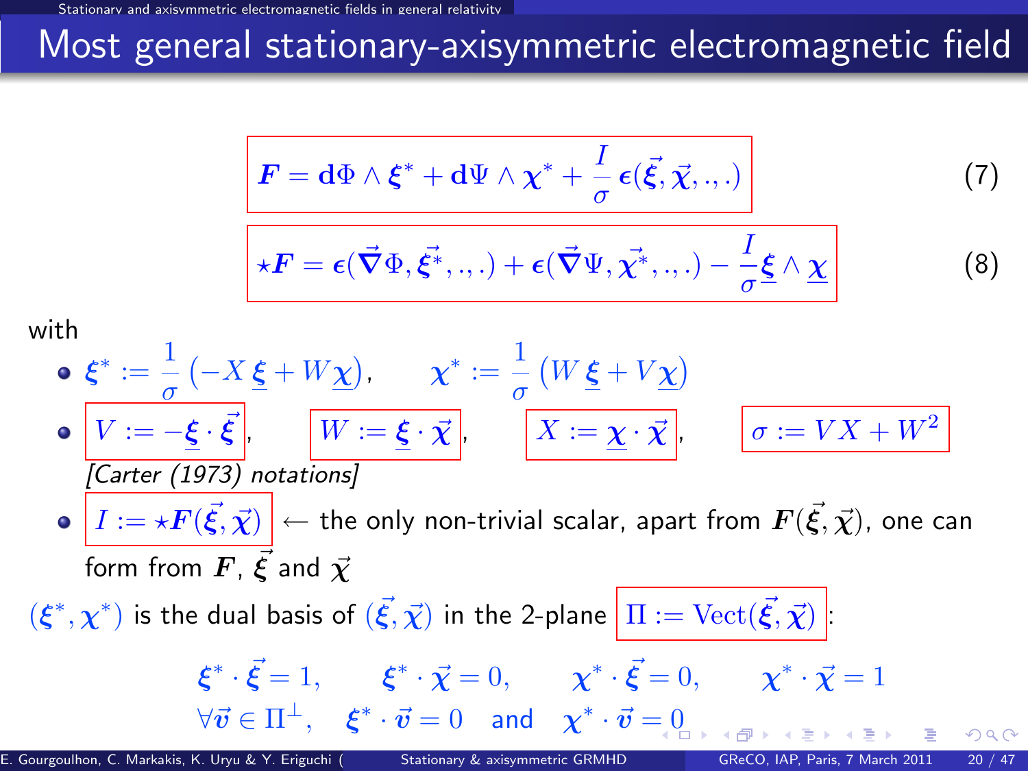# Most general stationary-axisymmetric electromagnetic field

$$\boldsymbol{F} = \mathbf{d}\Phi \wedge \boldsymbol{\xi}^* + \mathbf{d}\Psi \wedge \boldsymbol{\chi}^* + \frac{I}{\sigma}\,\boldsymbol{\epsilon}(\vec{\boldsymbol{\xi}}, \vec{\boldsymbol{\chi}}, .,.) \tag{7}$$

$$\star\boldsymbol{F} = \boldsymbol{\epsilon}(\vec{\boldsymbol{\nabla}}\Phi, \vec{\boldsymbol{\xi}}^*, .,.) + \boldsymbol{\epsilon}(\vec{\boldsymbol{\nabla}}\Psi, \vec{\boldsymbol{\chi}}^*, .,.) - \frac{I}{\sigma}\underline{\boldsymbol{\xi}} \wedge \underline{\boldsymbol{\chi}} \tag{8}$$

with

- $\boldsymbol{\xi}^* := \frac{1}{\sigma}\left(-X\,\underline{\boldsymbol{\xi}} + W\underline{\boldsymbol{\chi}}\right)$, $\quad \boldsymbol{\chi}^* := \frac{1}{\sigma}\left(W\,\underline{\boldsymbol{\xi}} + V\underline{\boldsymbol{\chi}}\right)$
- $V := -\underline{\boldsymbol{\xi}} \cdot \vec{\boldsymbol{\xi}}$, $\quad W := \underline{\boldsymbol{\xi}} \cdot \vec{\boldsymbol{\chi}}$, $\quad X := \underline{\boldsymbol{\chi}} \cdot \vec{\boldsymbol{\chi}}$, $\quad \sigma := VX + W^2$
  *[Carter (1973) notations]*
- $I := \star\boldsymbol{F}(\vec{\boldsymbol{\xi}}, \vec{\boldsymbol{\chi}})$ ← the only non-trivial scalar, apart from $\boldsymbol{F}(\vec{\boldsymbol{\xi}}, \vec{\boldsymbol{\chi}})$, one can form from $\boldsymbol{F}$, $\vec{\boldsymbol{\xi}}$ and $\vec{\boldsymbol{\chi}}$

$(\boldsymbol{\xi}^*, \boldsymbol{\chi}^*)$ is the dual basis of $(\vec{\boldsymbol{\xi}}, \vec{\boldsymbol{\chi}})$ in the 2-plane $\Pi := \mathrm{Vect}(\vec{\boldsymbol{\xi}}, \vec{\boldsymbol{\chi}})$:

$$\boldsymbol{\xi}^* \cdot \vec{\boldsymbol{\xi}} = 1, \qquad \boldsymbol{\xi}^* \cdot \vec{\boldsymbol{\chi}} = 0, \qquad \boldsymbol{\chi}^* \cdot \vec{\boldsymbol{\xi}} = 0, \qquad \boldsymbol{\chi}^* \cdot \vec{\boldsymbol{\chi}} = 1$$

$$\forall \vec{\boldsymbol{v}} \in \Pi^\perp, \quad \boldsymbol{\xi}^* \cdot \vec{\boldsymbol{v}} = 0 \quad \text{and} \quad \boldsymbol{\chi}^* \cdot \vec{\boldsymbol{v}} = 0$$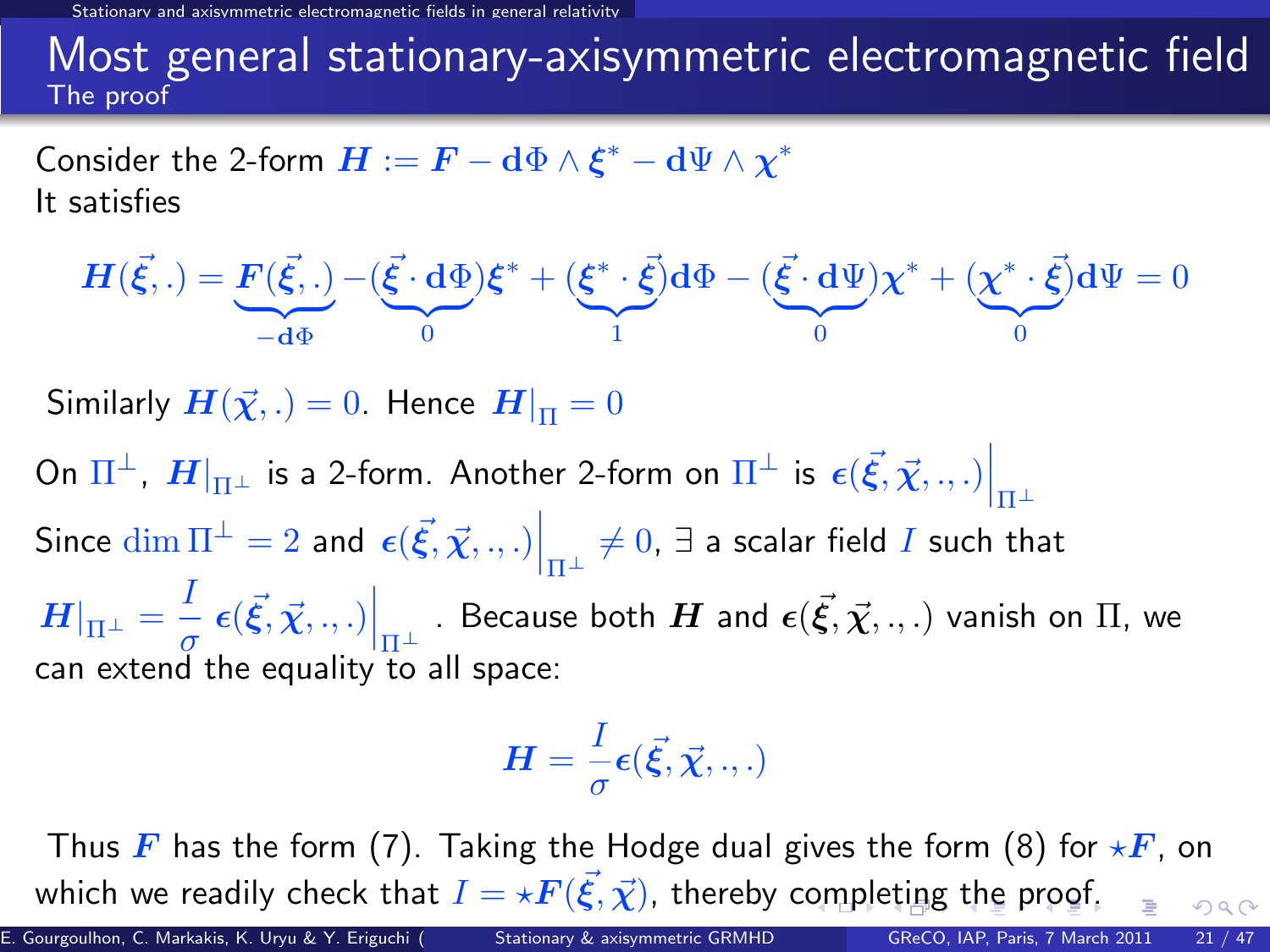# Most general stationary-axisymmetric electromagnetic field

## The proof

Consider the 2-form $\boldsymbol{H} := \boldsymbol{F} - \mathbf{d}\Phi \wedge \boldsymbol{\xi}^* - \mathbf{d}\Psi \wedge \boldsymbol{\chi}^*$

It satisfies

$$\boldsymbol{H}(\vec{\xi}, .) = \underbrace{\boldsymbol{F}(\vec{\xi}, .)}_{-\mathbf{d}\Phi} - (\underbrace{\vec{\xi} \cdot \mathbf{d}\Phi}_{0})\boldsymbol{\xi}^* + (\underbrace{\boldsymbol{\xi}^* \cdot \vec{\xi}}_{1})\mathbf{d}\Phi - (\underbrace{\vec{\xi} \cdot \mathbf{d}\Psi}_{0})\boldsymbol{\chi}^* + (\underbrace{\boldsymbol{\chi}^* \cdot \vec{\xi}}_{0})\mathbf{d}\Psi = 0$$

Similarly $\boldsymbol{H}(\vec{\chi}, .) = 0$. Hence $\boldsymbol{H}|_{\Pi} = 0$

On $\Pi^{\perp}$, $\boldsymbol{H}|_{\Pi^{\perp}}$ is a 2-form. Another 2-form on $\Pi^{\perp}$ is $\boldsymbol{\epsilon}(\vec{\xi}, \vec{\chi}, ., .)\Big|_{\Pi^{\perp}}$

Since $\dim \Pi^{\perp} = 2$ and $\boldsymbol{\epsilon}(\vec{\xi}, \vec{\chi}, ., .)\Big|_{\Pi^{\perp}} \neq 0$, $\exists$ a scalar field $I$ such that $\boldsymbol{H}|_{\Pi^{\perp}} = \dfrac{I}{\sigma}\, \boldsymbol{\epsilon}(\vec{\xi}, \vec{\chi}, ., .)\Big|_{\Pi^{\perp}}$. Because both $\boldsymbol{H}$ and $\boldsymbol{\epsilon}(\vec{\xi}, \vec{\chi}, ., .)$ vanish on $\Pi$, we can extend the equality to all space:

$$\boldsymbol{H} = \frac{I}{\sigma} \boldsymbol{\epsilon}(\vec{\xi}, \vec{\chi}, ., .)$$

Thus $\boldsymbol{F}$ has the form (7). Taking the Hodge dual gives the form (8) for $\star\boldsymbol{F}$, on which we readily check that $I = \star\boldsymbol{F}(\vec{\xi}, \vec{\chi})$, thereby completing the proof.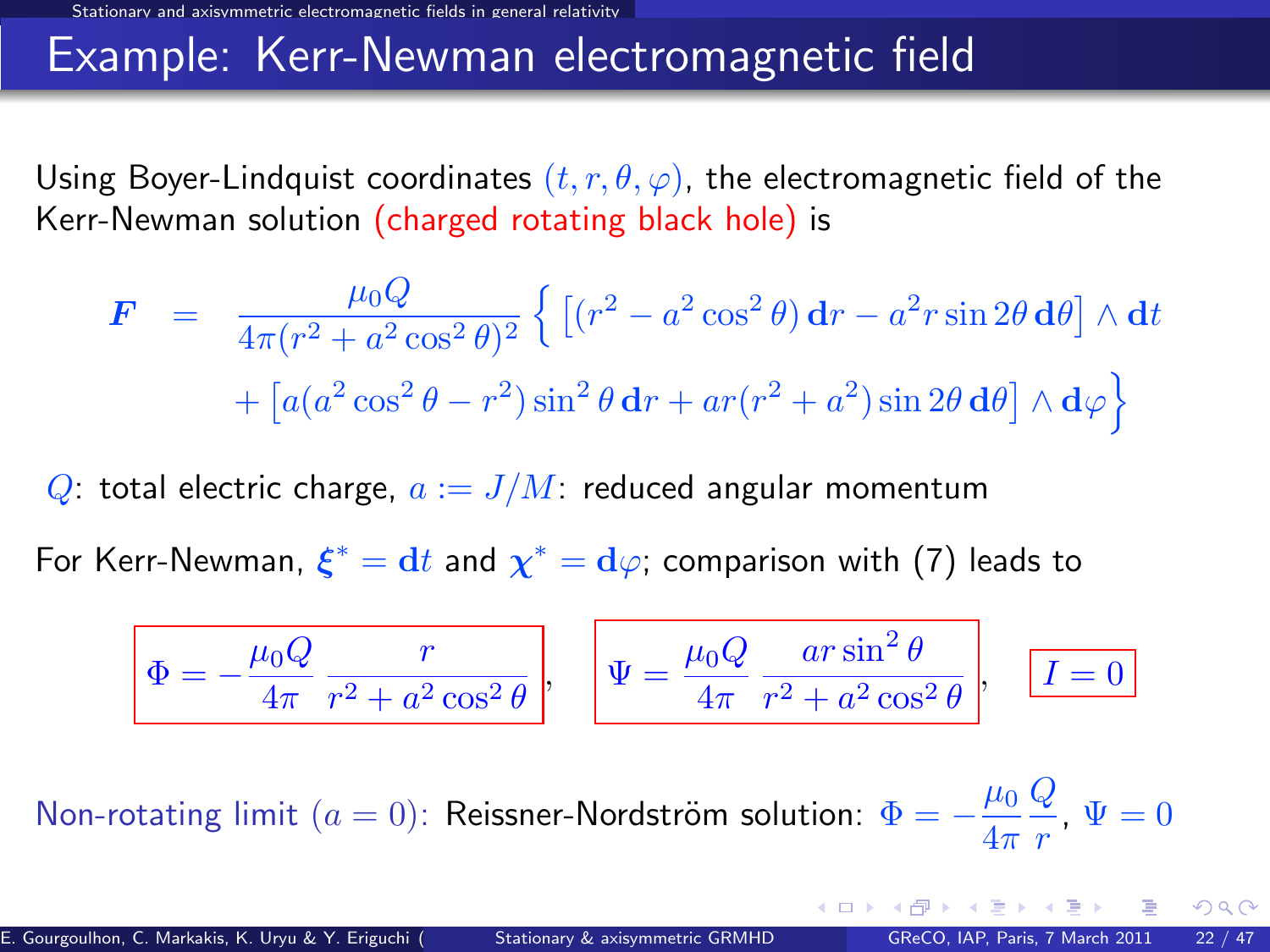# Example: Kerr-Newman electromagnetic field

Using Boyer-Lindquist coordinates $(t, r, \theta, \varphi)$, the electromagnetic field of the Kerr-Newman solution (charged rotating black hole) is

$$
\boldsymbol{F} = \frac{\mu_0 Q}{4\pi(r^2 + a^2\cos^2\theta)^2} \Big\{ \left[(r^2 - a^2\cos^2\theta)\,\mathbf{d}r - a^2 r \sin 2\theta\,\mathbf{d}\theta\right] \wedge \mathbf{d}t
$$
$$
+ \left[a(a^2\cos^2\theta - r^2)\sin^2\theta\,\mathbf{d}r + ar(r^2 + a^2)\sin 2\theta\,\mathbf{d}\theta\right] \wedge \mathbf{d}\varphi \Big\}
$$

$Q$: total electric charge, $a := J/M$: reduced angular momentum

For Kerr-Newman, $\boldsymbol{\xi}^* = \mathbf{d}t$ and $\boldsymbol{\chi}^* = \mathbf{d}\varphi$; comparison with (7) leads to

$$
\boxed{\Phi = -\frac{\mu_0 Q}{4\pi}\,\frac{r}{r^2 + a^2\cos^2\theta}}, \quad \boxed{\Psi = \frac{\mu_0 Q}{4\pi}\,\frac{ar\sin^2\theta}{r^2 + a^2\cos^2\theta}}, \quad \boxed{I = 0}
$$

Non-rotating limit $(a = 0)$: Reissner-Nordström solution: $\Phi = -\dfrac{\mu_0}{4\pi}\dfrac{Q}{r}$, $\Psi = 0$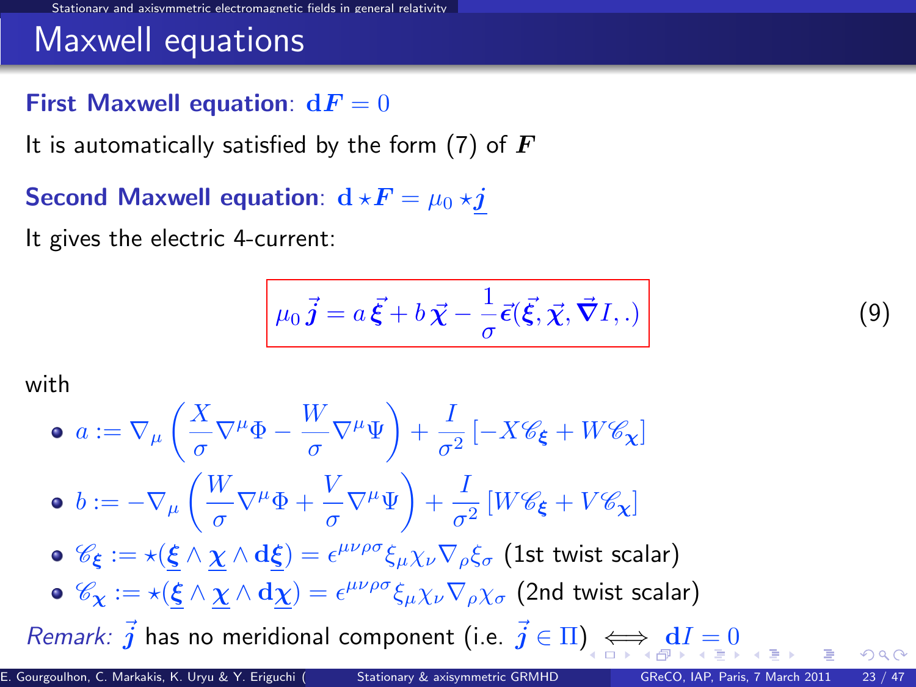# Maxwell equations

**First Maxwell equation**: $\mathbf{d}\boldsymbol{F} = 0$

It is automatically satisfied by the form (7) of $\boldsymbol{F}$

**Second Maxwell equation**: $\mathbf{d} \star \boldsymbol{F} = \mu_0 \star \underline{\boldsymbol{j}}$

It gives the electric 4-current:

$$\mu_0 \vec{\boldsymbol{j}} = a\,\vec{\boldsymbol{\xi}} + b\,\vec{\boldsymbol{\chi}} - \frac{1}{\sigma}\vec{\boldsymbol{\epsilon}}(\vec{\boldsymbol{\xi}}, \vec{\boldsymbol{\chi}}, \vec{\boldsymbol{\nabla}} I, .) \tag{9}$$

with

- $a := \nabla_\mu \left( \frac{X}{\sigma} \nabla^\mu \Phi - \frac{W}{\sigma} \nabla^\mu \Psi \right) + \frac{I}{\sigma^2} \left[ -X \mathscr{C}_{\boldsymbol{\xi}} + W \mathscr{C}_{\boldsymbol{\chi}} \right]$
- $b := -\nabla_\mu \left( \frac{W}{\sigma} \nabla^\mu \Phi + \frac{V}{\sigma} \nabla^\mu \Psi \right) + \frac{I}{\sigma^2} \left[ W \mathscr{C}_{\boldsymbol{\xi}} + V \mathscr{C}_{\boldsymbol{\chi}} \right]$
- $\mathscr{C}_{\boldsymbol{\xi}} := \star(\underline{\boldsymbol{\xi}} \wedge \underline{\boldsymbol{\chi}} \wedge \mathbf{d}\underline{\boldsymbol{\xi}}) = \epsilon^{\mu\nu\rho\sigma} \xi_\mu \chi_\nu \nabla_\rho \xi_\sigma$ (1st twist scalar)
- $\mathscr{C}_{\boldsymbol{\chi}} := \star(\underline{\boldsymbol{\xi}} \wedge \underline{\boldsymbol{\chi}} \wedge \mathbf{d}\underline{\boldsymbol{\chi}}) = \epsilon^{\mu\nu\rho\sigma} \xi_\mu \chi_\nu \nabla_\rho \chi_\sigma$ (2nd twist scalar)

*Remark:* $\vec{\boldsymbol{j}}$ has no meridional component (i.e. $\vec{\boldsymbol{j}} \in \Pi$) $\iff$ $\mathbf{d}I = 0$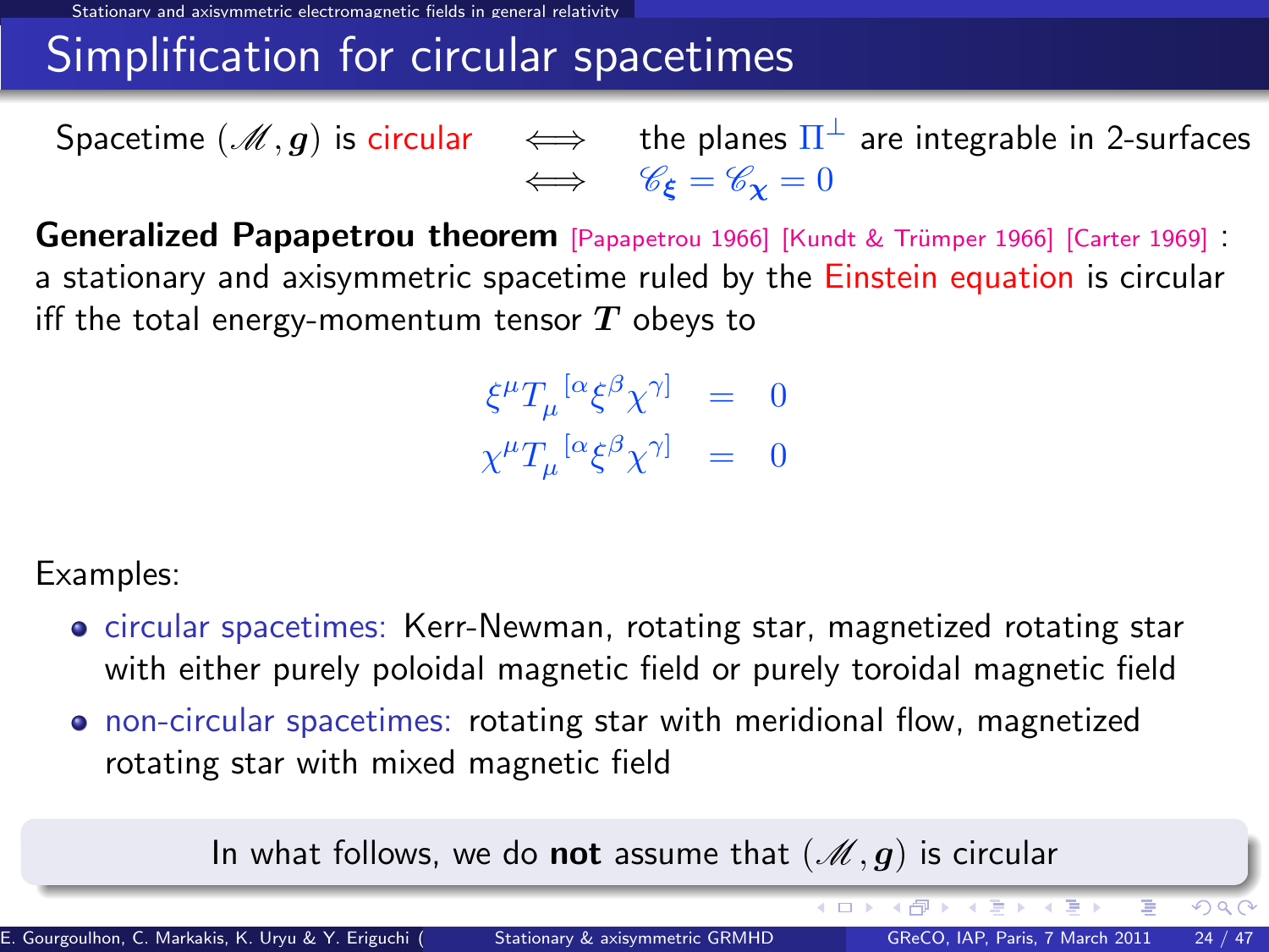# Simplification for circular spacetimes

Spacetime $(\mathscr{M}, \boldsymbol{g})$ is circular $\iff$ the planes $\Pi^{\perp}$ are integrable in 2-surfaces $\iff$ $\mathscr{C}_{\boldsymbol{\xi}} = \mathscr{C}_{\boldsymbol{\chi}} = 0$

**Generalized Papapetrou theorem** [Papapetrou 1966] [Kundt & Trümper 1966] [Carter 1969] : a stationary and axisymmetric spacetime ruled by the Einstein equation is circular iff the total energy-momentum tensor $\boldsymbol{T}$ obeys to

$$
\begin{aligned}
\xi^{\mu} T_{\mu}^{\ \ [\alpha} \xi^{\beta} \chi^{\gamma]} &= 0 \\
\chi^{\mu} T_{\mu}^{\ \ [\alpha} \xi^{\beta} \chi^{\gamma]} &= 0
\end{aligned}
$$

Examples:

- circular spacetimes: Kerr-Newman, rotating star, magnetized rotating star with either purely poloidal magnetic field or purely toroidal magnetic field
- non-circular spacetimes: rotating star with meridional flow, magnetized rotating star with mixed magnetic field

In what follows, we do **not** assume that $(\mathscr{M}, \boldsymbol{g})$ is circular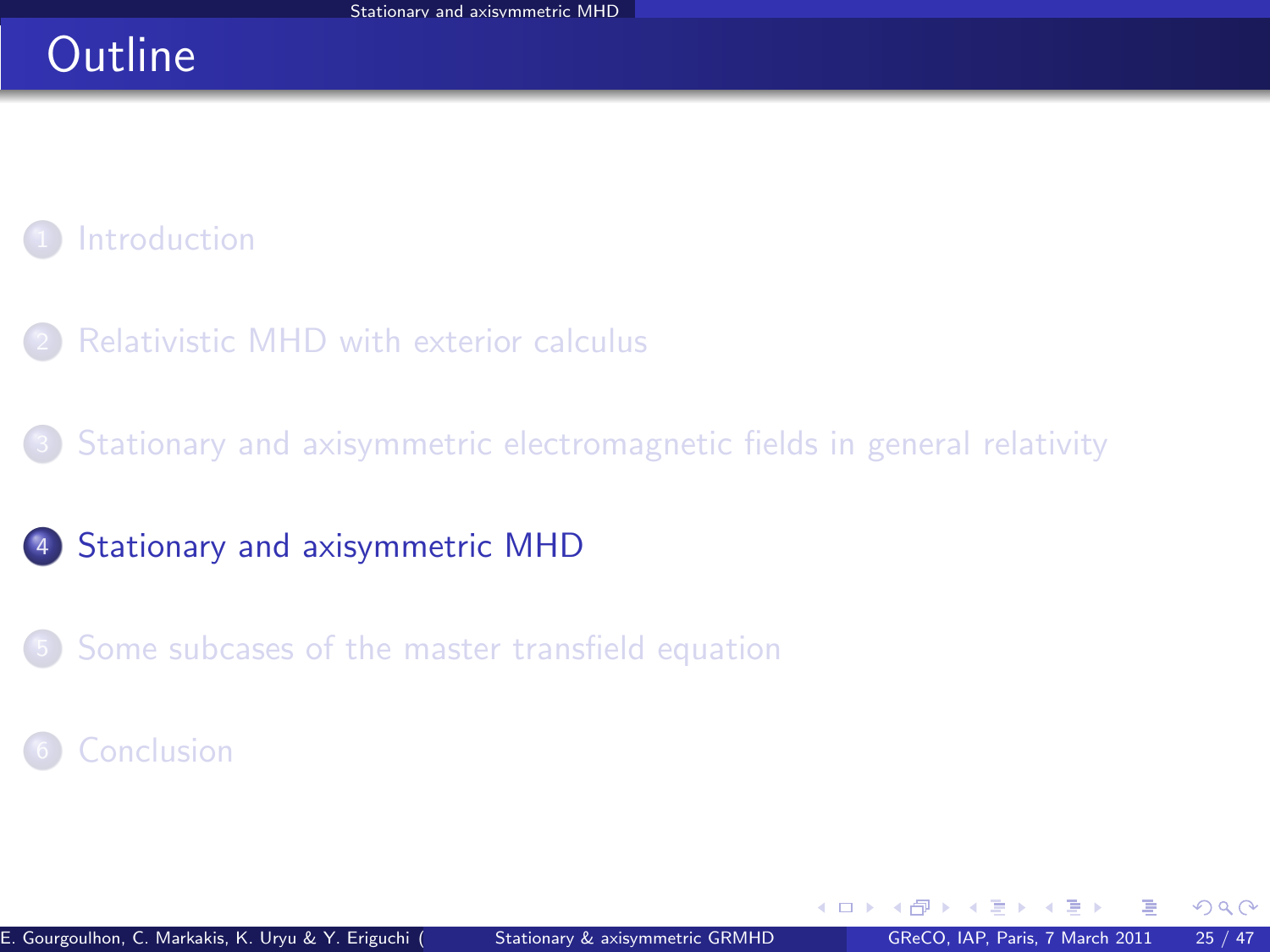# Outline

1. Introduction
2. Relativistic MHD with exterior calculus
3. Stationary and axisymmetric electromagnetic fields in general relativity
4. **Stationary and axisymmetric MHD**
5. Some subcases of the master transfield equation
6. Conclusion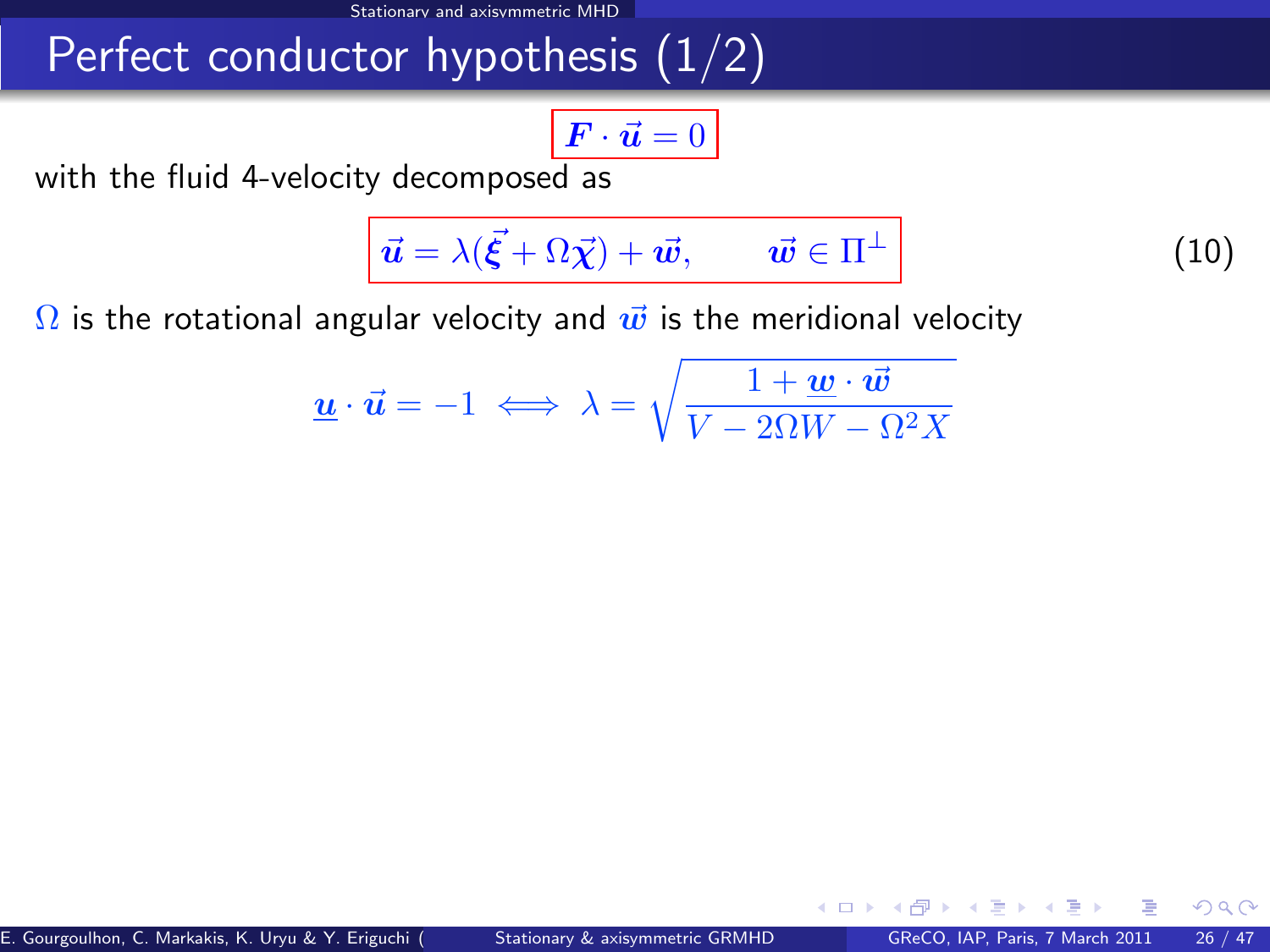# Perfect conductor hypothesis (1/2)

$$\boldsymbol{F} \cdot \vec{\boldsymbol{u}} = 0$$

with the fluid 4-velocity decomposed as

$$\vec{\boldsymbol{u}} = \lambda(\vec{\boldsymbol{\xi}} + \Omega\vec{\boldsymbol{\chi}}) + \vec{\boldsymbol{w}}, \qquad \vec{\boldsymbol{w}} \in \Pi^{\perp} \tag{10}$$

$\Omega$ is the rotational angular velocity and $\vec{\boldsymbol{w}}$ is the meridional velocity

$$\underline{\boldsymbol{u}} \cdot \vec{\boldsymbol{u}} = -1 \iff \lambda = \sqrt{\frac{1 + \underline{\boldsymbol{w}} \cdot \vec{\boldsymbol{w}}}{V - 2\Omega W - \Omega^2 X}}$$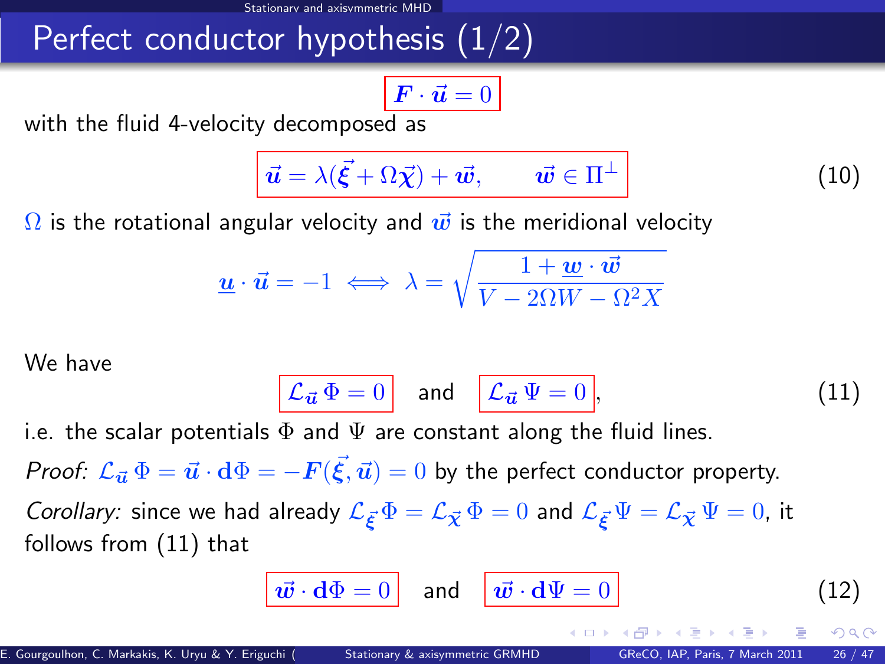# Perfect conductor hypothesis (1/2)

$$\boldsymbol{F} \cdot \vec{\boldsymbol{u}} = 0$$

with the fluid 4-velocity decomposed as

$$\vec{\boldsymbol{u}} = \lambda(\vec{\boldsymbol{\xi}} + \Omega \vec{\boldsymbol{\chi}}) + \vec{\boldsymbol{w}}, \qquad \vec{\boldsymbol{w}} \in \Pi^{\perp} \tag{10}$$

$\Omega$ is the rotational angular velocity and $\vec{\boldsymbol{w}}$ is the meridional velocity

$$\underline{\boldsymbol{u}} \cdot \vec{\boldsymbol{u}} = -1 \iff \lambda = \sqrt{\frac{1 + \underline{\boldsymbol{w}} \cdot \vec{\boldsymbol{w}}}{V - 2\Omega W - \Omega^2 X}}$$

We have

$$\mathcal{L}_{\vec{\boldsymbol{u}}} \Phi = 0 \quad \text{and} \quad \mathcal{L}_{\vec{\boldsymbol{u}}} \Psi = 0, \tag{11}$$

i.e. the scalar potentials $\Phi$ and $\Psi$ are constant along the fluid lines.

*Proof:* $\mathcal{L}_{\vec{\boldsymbol{u}}} \Phi = \vec{\boldsymbol{u}} \cdot \mathbf{d}\Phi = -\boldsymbol{F}(\vec{\boldsymbol{\xi}}, \vec{\boldsymbol{u}}) = 0$ by the perfect conductor property.

*Corollary:* since we had already $\mathcal{L}_{\vec{\boldsymbol{\xi}}} \Phi = \mathcal{L}_{\vec{\boldsymbol{\chi}}} \Phi = 0$ and $\mathcal{L}_{\vec{\boldsymbol{\xi}}} \Psi = \mathcal{L}_{\vec{\boldsymbol{\chi}}} \Psi = 0$, it follows from (11) that

$$\vec{\boldsymbol{w}} \cdot \mathbf{d}\Phi = 0 \quad \text{and} \quad \vec{\boldsymbol{w}} \cdot \mathbf{d}\Psi = 0 \tag{12}$$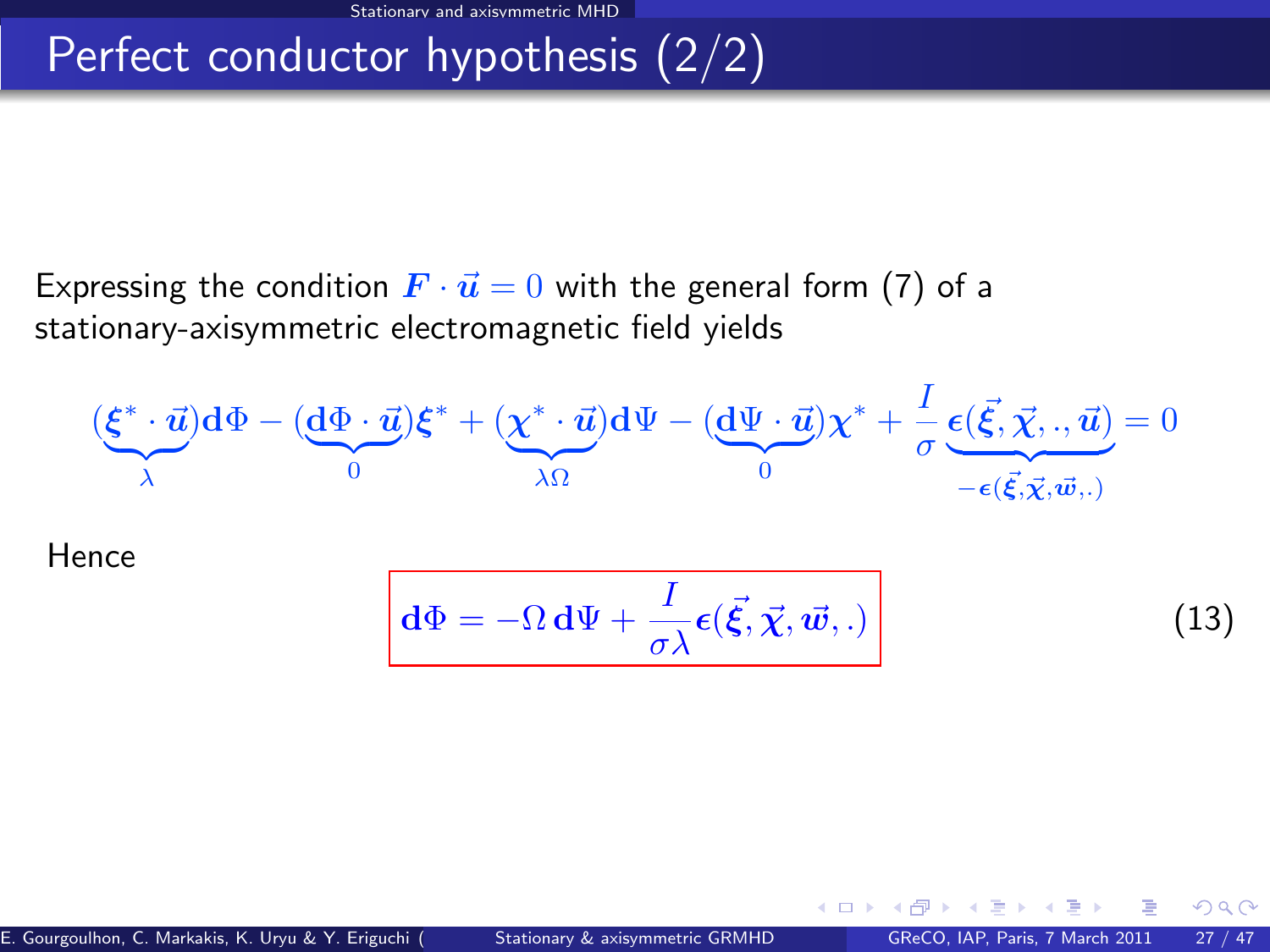# Perfect conductor hypothesis (2/2)

Expressing the condition $\boldsymbol{F} \cdot \vec{\boldsymbol{u}} = 0$ with the general form (7) of a stationary-axisymmetric electromagnetic field yields

$$\underbrace{(\boldsymbol{\xi}^* \cdot \vec{\boldsymbol{u}})}_{\lambda}\mathbf{d}\Phi - \underbrace{(\mathbf{d}\Phi \cdot \vec{\boldsymbol{u}})}_{0}\boldsymbol{\xi}^* + \underbrace{(\boldsymbol{\chi}^* \cdot \vec{\boldsymbol{u}})}_{\lambda\Omega}\mathbf{d}\Psi - \underbrace{(\mathbf{d}\Psi \cdot \vec{\boldsymbol{u}})}_{0}\boldsymbol{\chi}^* + \frac{I}{\sigma}\underbrace{\boldsymbol{\epsilon}(\vec{\boldsymbol{\xi}}, \vec{\boldsymbol{\chi}}, ., \vec{\boldsymbol{u}})}_{-\boldsymbol{\epsilon}(\vec{\boldsymbol{\xi}}, \vec{\boldsymbol{\chi}}, \vec{\boldsymbol{w}}, .)} = 0$$

Hence

$$\boxed{\mathbf{d}\Phi = -\Omega\, \mathbf{d}\Psi + \frac{I}{\sigma\lambda}\boldsymbol{\epsilon}(\vec{\boldsymbol{\xi}}, \vec{\boldsymbol{\chi}}, \vec{\boldsymbol{w}}, .)} \qquad (13)$$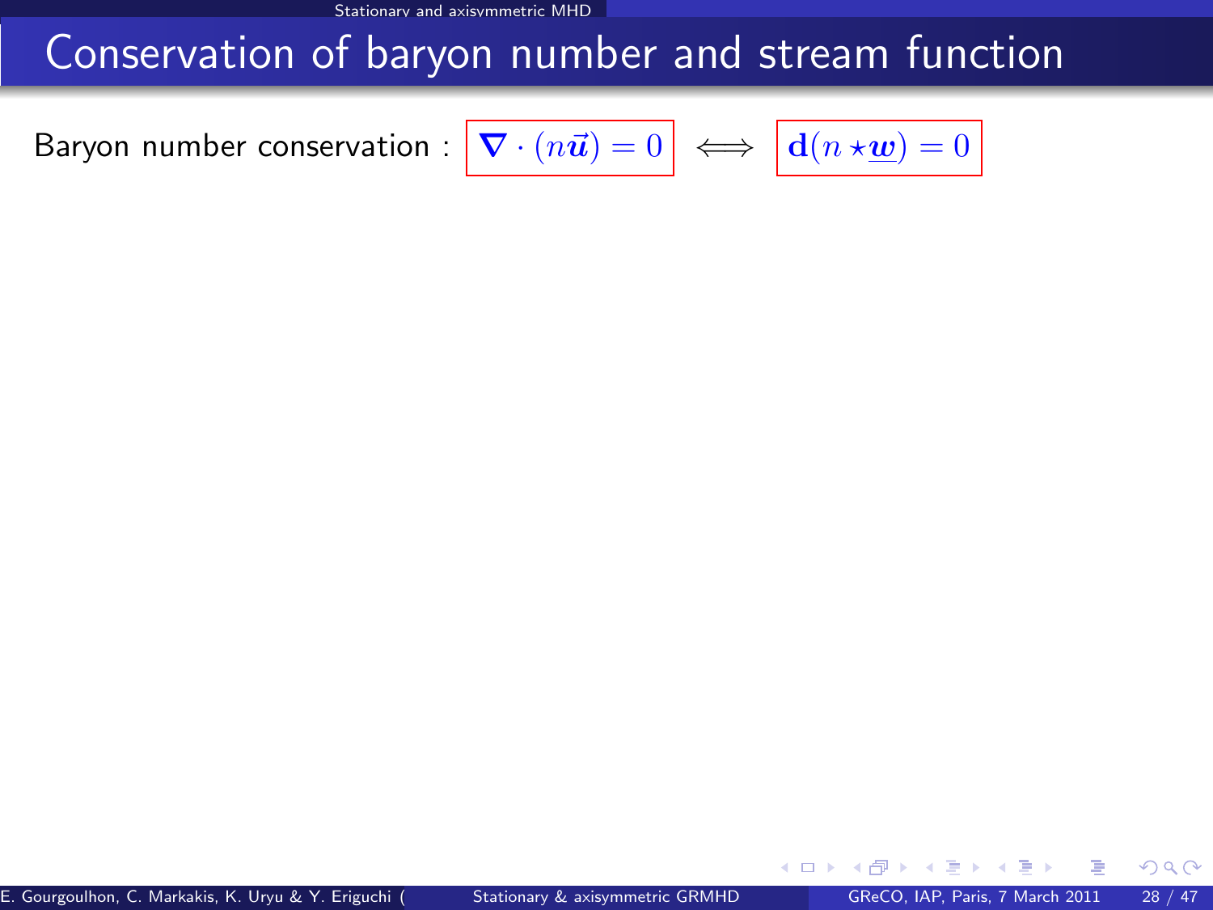# Conservation of baryon number and stream function

Baryon number conservation : $\boxed{\boldsymbol{\nabla} \cdot (n \vec{\boldsymbol{u}}) = 0} \iff \boxed{\mathbf{d}(n \star \underline{\boldsymbol{w}}) = 0}$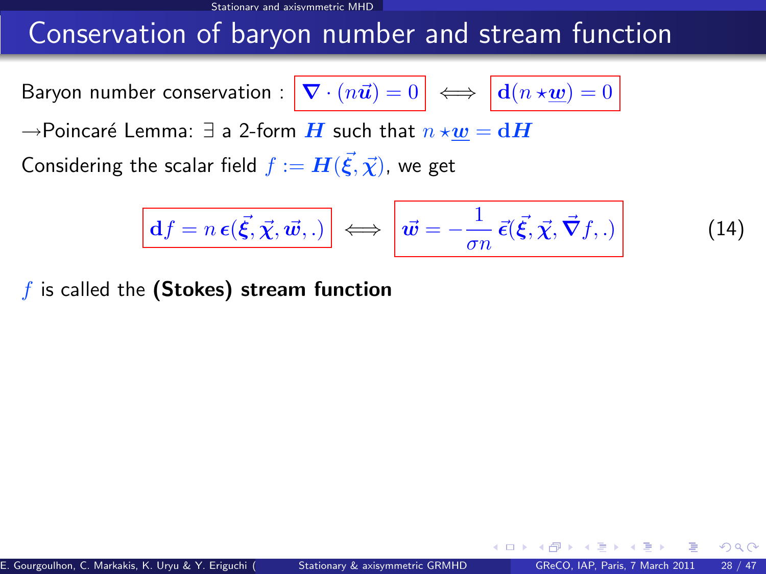# Conservation of baryon number and stream function

Baryon number conservation : $\boxed{\nabla \cdot (n\vec{u}) = 0} \iff \boxed{\mathbf{d}(n \star \underline{\boldsymbol{w}}) = 0}$

$\rightarrow$Poincaré Lemma: $\exists$ a 2-form $\boldsymbol{H}$ such that $n \star \underline{\boldsymbol{w}} = \mathbf{d}\boldsymbol{H}$

Considering the scalar field $f := \boldsymbol{H}(\vec{\xi}, \vec{\chi})$, we get

$$
\boxed{\mathbf{d}f = n\,\boldsymbol{\epsilon}(\vec{\xi}, \vec{\chi}, \vec{w}, .)} \iff \boxed{\vec{w} = -\frac{1}{\sigma n}\,\vec{\epsilon}(\vec{\xi}, \vec{\chi}, \vec{\nabla} f, .)} \tag{14}
$$

$f$ is called the **(Stokes) stream function**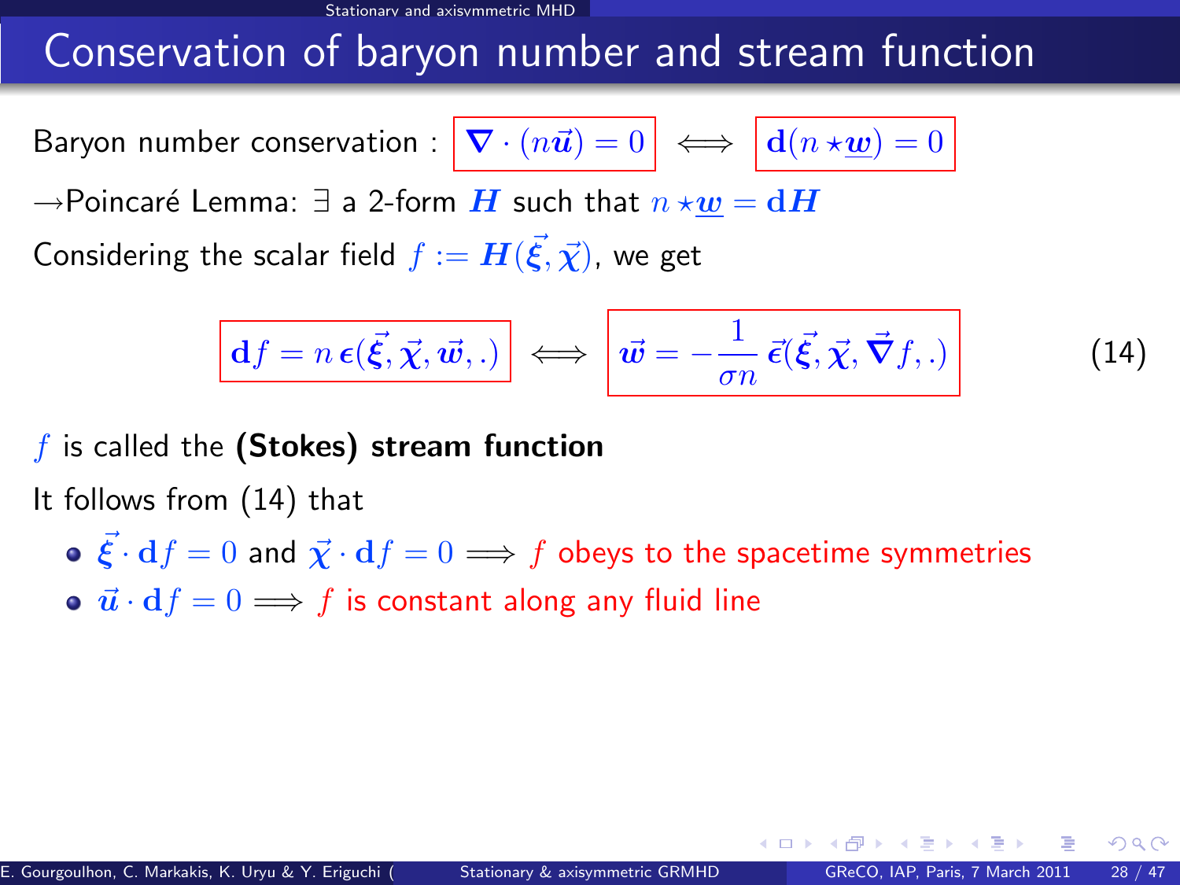## Conservation of baryon number and stream function

Baryon number conservation : $\boldsymbol{\nabla} \cdot (n\vec{\boldsymbol{u}}) = 0 \iff \mathbf{d}(n \star \underline{\boldsymbol{w}}) = 0$

$\rightarrow$Poincaré Lemma: $\exists$ a 2-form $\boldsymbol{H}$ such that $n \star \underline{\boldsymbol{w}} = \mathbf{d}\boldsymbol{H}$

Considering the scalar field $f := \boldsymbol{H}(\vec{\boldsymbol{\xi}}, \vec{\boldsymbol{\chi}})$, we get

$$\mathbf{d}f = n\, \boldsymbol{\epsilon}(\vec{\boldsymbol{\xi}}, \vec{\boldsymbol{\chi}}, \vec{\boldsymbol{w}}, .) \iff \vec{\boldsymbol{w}} = -\frac{1}{\sigma n}\, \vec{\boldsymbol{\epsilon}}(\vec{\boldsymbol{\xi}}, \vec{\boldsymbol{\chi}}, \vec{\boldsymbol{\nabla}} f, .) \qquad (14)$$

$f$ is called the **(Stokes) stream function**

It follows from (14) that

- $\vec{\boldsymbol{\xi}} \cdot \mathbf{d}f = 0$ and $\vec{\boldsymbol{\chi}} \cdot \mathbf{d}f = 0 \Longrightarrow f$ obeys to the spacetime symmetries
- $\vec{\boldsymbol{u}} \cdot \mathbf{d}f = 0 \Longrightarrow f$ is constant along any fluid line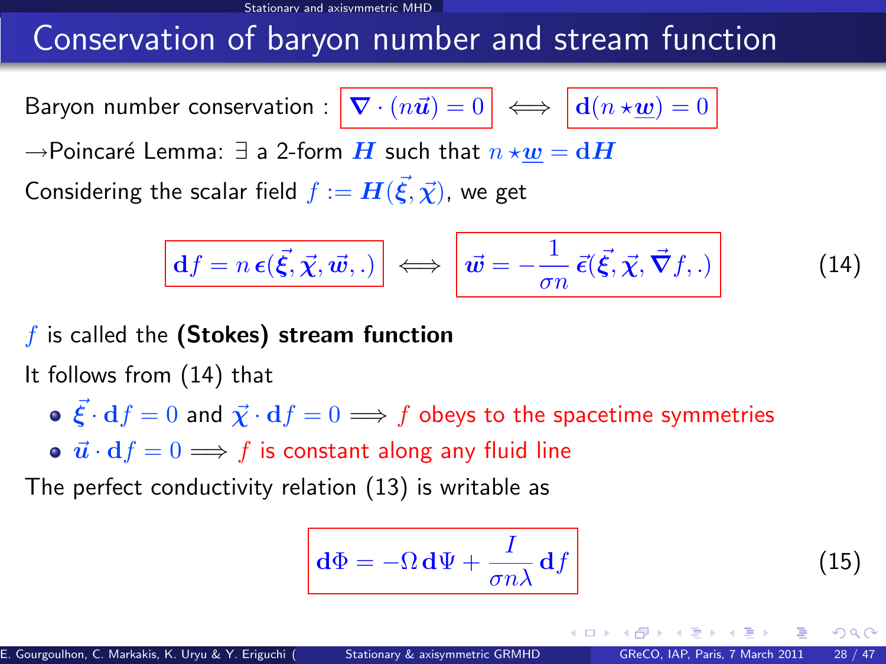## Conservation of baryon number and stream function

Baryon number conservation : $\boldsymbol{\nabla} \cdot (n\vec{\boldsymbol{u}}) = 0$ $\iff$ $\mathbf{d}(n \star \underline{\boldsymbol{w}}) = 0$

$\rightarrow$Poincaré Lemma: $\exists$ a 2-form $\boldsymbol{H}$ such that $n \star \underline{\boldsymbol{w}} = \mathbf{d}\boldsymbol{H}$

Considering the scalar field $f := \boldsymbol{H}(\vec{\boldsymbol{\xi}}, \vec{\boldsymbol{\chi}})$, we get

$$\mathbf{d}f = n\,\boldsymbol{\epsilon}(\vec{\boldsymbol{\xi}}, \vec{\boldsymbol{\chi}}, \vec{\boldsymbol{w}}, .) \iff \vec{\boldsymbol{w}} = -\frac{1}{\sigma n}\,\vec{\boldsymbol{\epsilon}}(\vec{\boldsymbol{\xi}}, \vec{\boldsymbol{\chi}}, \vec{\boldsymbol{\nabla}} f, .) \qquad (14)$$

$f$ is called the **(Stokes) stream function**

It follows from (14) that

- $\vec{\boldsymbol{\xi}} \cdot \mathbf{d}f = 0$ and $\vec{\boldsymbol{\chi}} \cdot \mathbf{d}f = 0 \implies$ $f$ obeys to the spacetime symmetries
- $\vec{\boldsymbol{u}} \cdot \mathbf{d}f = 0 \implies$ $f$ is constant along any fluid line

The perfect conductivity relation (13) is writable as

$$\mathbf{d}\Phi = -\Omega\,\mathbf{d}\Psi + \frac{I}{\sigma n \lambda}\,\mathbf{d}f \qquad (15)$$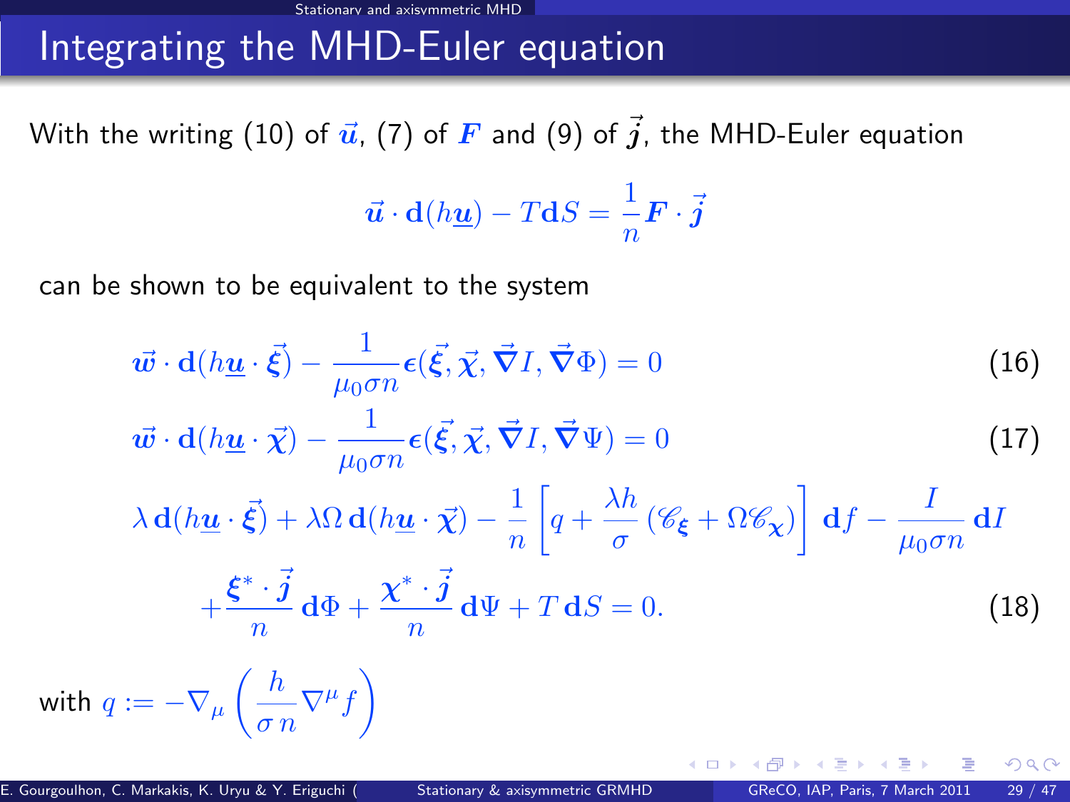# Integrating the MHD-Euler equation

With the writing (10) of $\vec{\boldsymbol{u}}$, (7) of $\boldsymbol{F}$ and (9) of $\vec{\boldsymbol{j}}$, the MHD-Euler equation

$$\vec{\boldsymbol{u}} \cdot \mathbf{d}(h\underline{\boldsymbol{u}}) - T\mathbf{d}S = \frac{1}{n}\boldsymbol{F} \cdot \vec{\boldsymbol{j}}$$

can be shown to be equivalent to the system

$$\vec{\boldsymbol{w}} \cdot \mathbf{d}(h\underline{\boldsymbol{u}} \cdot \vec{\boldsymbol{\xi}}) - \frac{1}{\mu_0 \sigma n}\boldsymbol{\epsilon}(\vec{\boldsymbol{\xi}}, \vec{\boldsymbol{\chi}}, \vec{\boldsymbol{\nabla}} I, \vec{\boldsymbol{\nabla}}\Phi) = 0 \quad (16)$$

$$\vec{\boldsymbol{w}} \cdot \mathbf{d}(h\underline{\boldsymbol{u}} \cdot \vec{\boldsymbol{\chi}}) - \frac{1}{\mu_0 \sigma n}\boldsymbol{\epsilon}(\vec{\boldsymbol{\xi}}, \vec{\boldsymbol{\chi}}, \vec{\boldsymbol{\nabla}} I, \vec{\boldsymbol{\nabla}}\Psi) = 0 \quad (17)$$

$$\lambda\, \mathbf{d}(h\underline{\boldsymbol{u}} \cdot \vec{\boldsymbol{\xi}}) + \lambda\Omega\, \mathbf{d}(h\underline{\boldsymbol{u}} \cdot \vec{\boldsymbol{\chi}}) - \frac{1}{n}\left[q + \frac{\lambda h}{\sigma}\left(\mathscr{C}_{\boldsymbol{\xi}} + \Omega\mathscr{C}_{\boldsymbol{\chi}}\right)\right]\mathbf{d}f - \frac{I}{\mu_0 \sigma n}\mathbf{d}I$$
$$+ \frac{\boldsymbol{\xi}^* \cdot \vec{\boldsymbol{j}}}{n}\mathbf{d}\Phi + \frac{\boldsymbol{\chi}^* \cdot \vec{\boldsymbol{j}}}{n}\mathbf{d}\Psi + T\,\mathbf{d}S = 0. \quad (18)$$

with $q := -\nabla_\mu\left(\frac{h}{\sigma\, n}\nabla^\mu f\right)$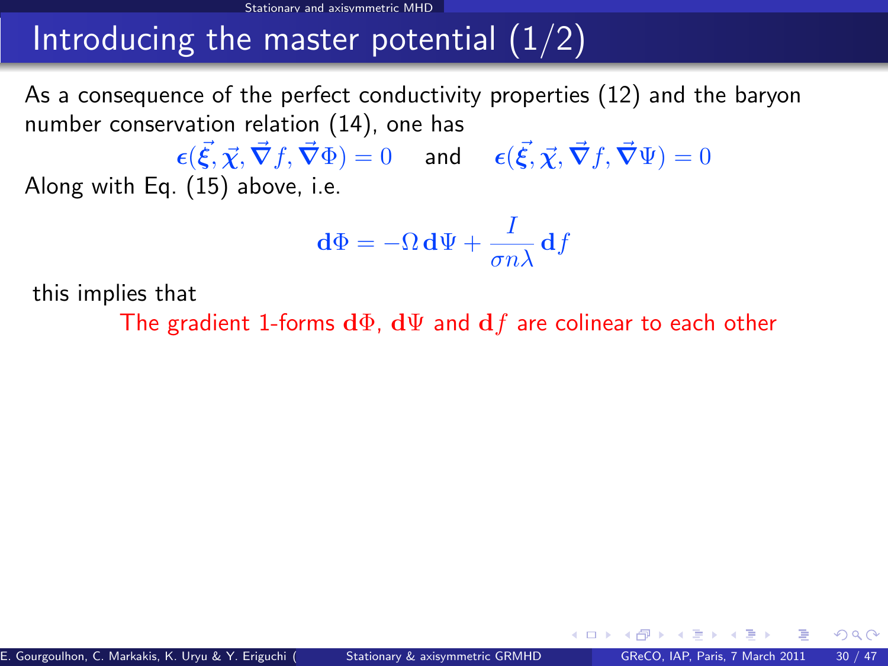# Introducing the master potential (1/2)

As a consequence of the perfect conductivity properties (12) and the baryon number conservation relation (14), one has

$$\boldsymbol{\epsilon}(\vec{\xi}, \vec{\chi}, \vec{\nabla} f, \vec{\nabla}\Phi) = 0 \quad \text{and} \quad \boldsymbol{\epsilon}(\vec{\xi}, \vec{\chi}, \vec{\nabla} f, \vec{\nabla}\Psi) = 0$$

Along with Eq. (15) above, i.e.

$$\mathbf{d}\Phi = -\Omega\,\mathbf{d}\Psi + \frac{I}{\sigma n \lambda}\,\mathbf{d}f$$

this implies that

The gradient 1-forms $\mathbf{d}\Phi$, $\mathbf{d}\Psi$ and $\mathbf{d}f$ are colinear to each other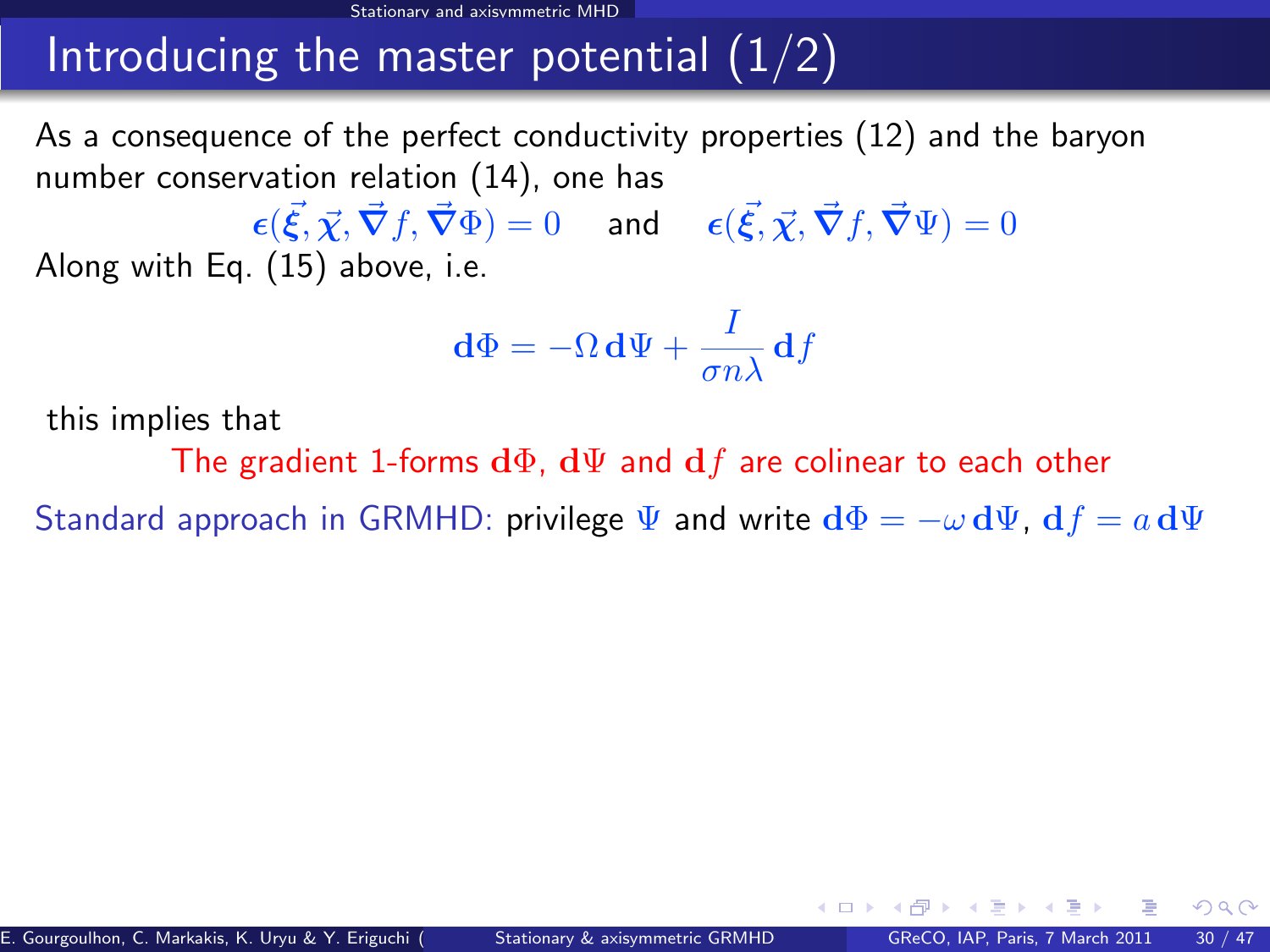# Introducing the master potential (1/2)

As a consequence of the perfect conductivity properties (12) and the baryon number conservation relation (14), one has

$$\boldsymbol{\epsilon}(\vec{\xi}, \vec{\chi}, \vec{\nabla} f, \vec{\nabla}\Phi) = 0 \quad \text{and} \quad \boldsymbol{\epsilon}(\vec{\xi}, \vec{\chi}, \vec{\nabla} f, \vec{\nabla}\Psi) = 0$$

Along with Eq. (15) above, i.e.

$$\mathbf{d}\Phi = -\Omega\,\mathbf{d}\Psi + \frac{I}{\sigma n \lambda}\,\mathbf{d}f$$

this implies that

The gradient 1-forms $\mathbf{d}\Phi$, $\mathbf{d}\Psi$ and $\mathbf{d}f$ are colinear to each other

Standard approach in GRMHD: privilege $\Psi$ and write $\mathbf{d}\Phi = -\omega\,\mathbf{d}\Psi$, $\mathbf{d}f = a\,\mathbf{d}\Psi$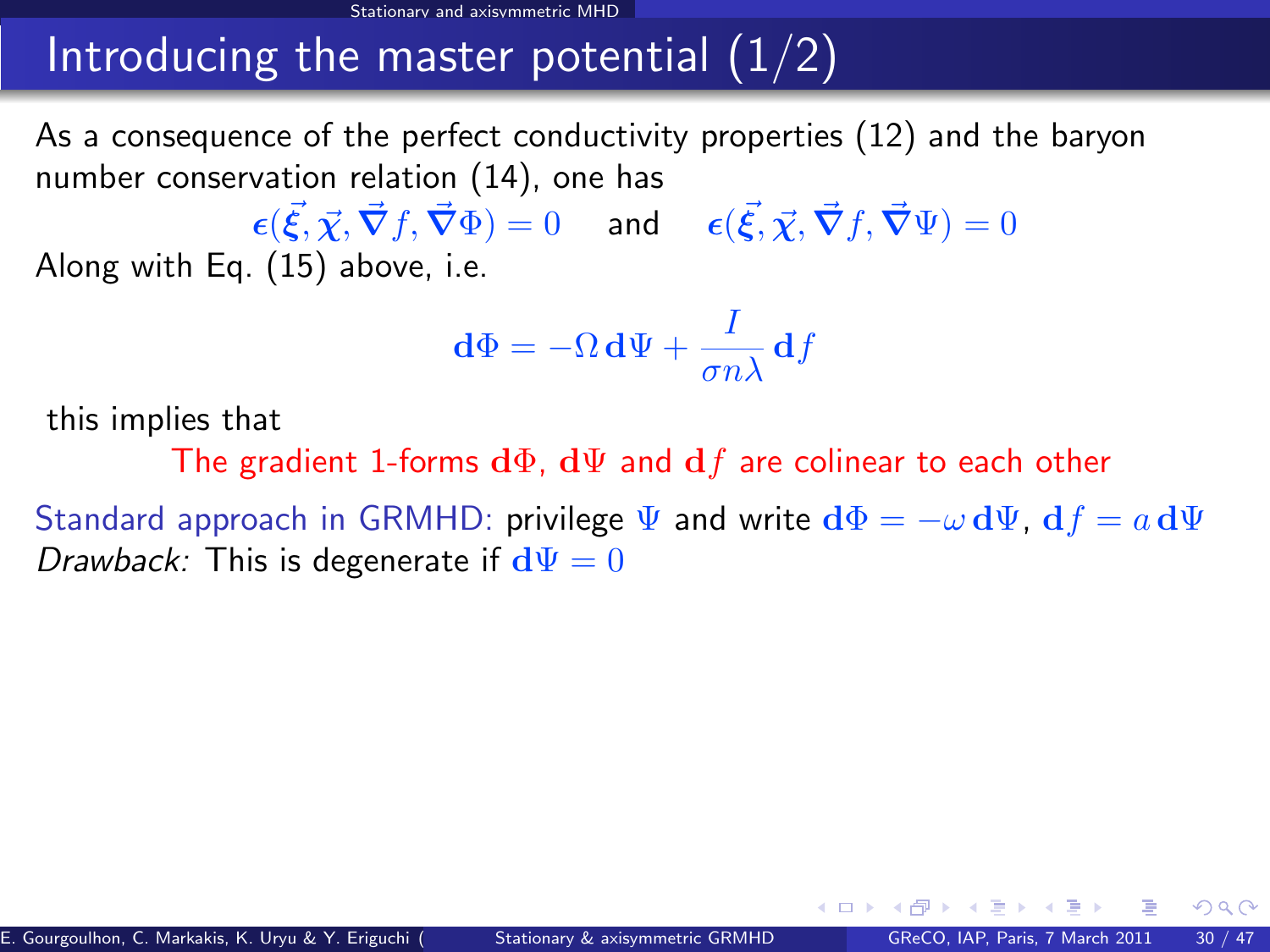# Introducing the master potential (1/2)

As a consequence of the perfect conductivity properties (12) and the baryon number conservation relation (14), one has

$$\boldsymbol{\epsilon}(\vec{\xi}, \vec{\chi}, \vec{\nabla} f, \vec{\nabla}\Phi) = 0 \quad \text{and} \quad \boldsymbol{\epsilon}(\vec{\xi}, \vec{\chi}, \vec{\nabla} f, \vec{\nabla}\Psi) = 0$$

Along with Eq. (15) above, i.e.

$$\mathbf{d}\Phi = -\Omega\, \mathbf{d}\Psi + \frac{I}{\sigma n \lambda}\, \mathbf{d}f$$

this implies that

The gradient 1-forms $\mathbf{d}\Phi$, $\mathbf{d}\Psi$ and $\mathbf{d}f$ are colinear to each other

Standard approach in GRMHD: privilege $\Psi$ and write $\mathbf{d}\Phi = -\omega\, \mathbf{d}\Psi$, $\mathbf{d}f = a\, \mathbf{d}\Psi$

*Drawback:* This is degenerate if $\mathbf{d}\Psi = 0$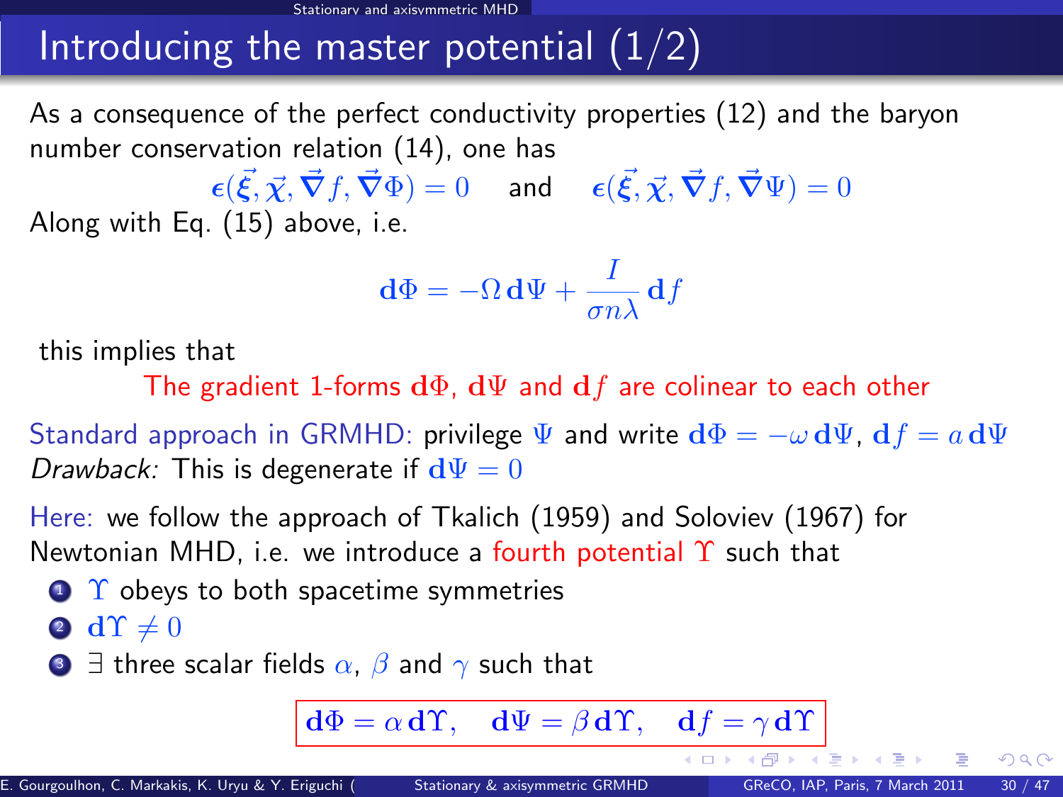# Introducing the master potential (1/2)

As a consequence of the perfect conductivity properties (12) and the baryon number conservation relation (14), one has

$$\boldsymbol{\epsilon}(\vec{\xi}, \vec{\chi}, \vec{\nabla} f, \vec{\nabla}\Phi) = 0 \quad \text{and} \quad \boldsymbol{\epsilon}(\vec{\xi}, \vec{\chi}, \vec{\nabla} f, \vec{\nabla}\Psi) = 0$$

Along with Eq. (15) above, i.e.

$$\mathbf{d}\Phi = -\Omega\, \mathbf{d}\Psi + \frac{I}{\sigma n \lambda}\, \mathbf{d} f$$

this implies that

The gradient 1-forms $\mathbf{d}\Phi$, $\mathbf{d}\Psi$ and $\mathbf{d}f$ are colinear to each other

Standard approach in GRMHD: privilege $\Psi$ and write $\mathbf{d}\Phi = -\omega\, \mathbf{d}\Psi$, $\mathbf{d}f = a\, \mathbf{d}\Psi$
*Drawback:* This is degenerate if $\mathbf{d}\Psi = 0$

Here: we follow the approach of Tkalich (1959) and Soloviev (1967) for Newtonian MHD, i.e. we introduce a fourth potential $\Upsilon$ such that

1. $\Upsilon$ obeys to both spacetime symmetries
2. $\mathbf{d}\Upsilon \neq 0$
3. $\exists$ three scalar fields $\alpha$, $\beta$ and $\gamma$ such that

$$\mathbf{d}\Phi = \alpha\, \mathbf{d}\Upsilon, \quad \mathbf{d}\Psi = \beta\, \mathbf{d}\Upsilon, \quad \mathbf{d}f = \gamma\, \mathbf{d}\Upsilon$$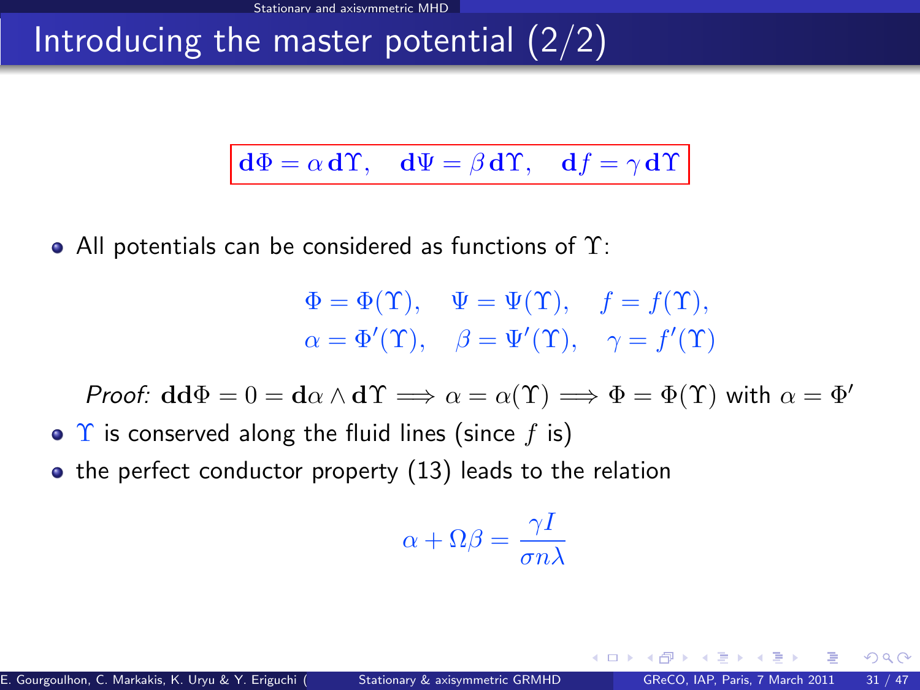# Introducing the master potential (2/2)

$$\boxed{\mathbf{d}\Phi = \alpha\,\mathbf{d}\Upsilon, \quad \mathbf{d}\Psi = \beta\,\mathbf{d}\Upsilon, \quad \mathbf{d}f = \gamma\,\mathbf{d}\Upsilon}$$

- All potentials can be considered as functions of $\Upsilon$:

$$\Phi = \Phi(\Upsilon), \quad \Psi = \Psi(\Upsilon), \quad f = f(\Upsilon),$$
$$\alpha = \Phi'(\Upsilon), \quad \beta = \Psi'(\Upsilon), \quad \gamma = f'(\Upsilon)$$

*Proof:* $\mathbf{dd}\Phi = 0 = \mathbf{d}\alpha \wedge \mathbf{d}\Upsilon \implies \alpha = \alpha(\Upsilon) \implies \Phi = \Phi(\Upsilon)$ with $\alpha = \Phi'$

- $\Upsilon$ is conserved along the fluid lines (since $f$ is)
- the perfect conductor property (13) leads to the relation

$$\alpha + \Omega\beta = \frac{\gamma I}{\sigma n \lambda}$$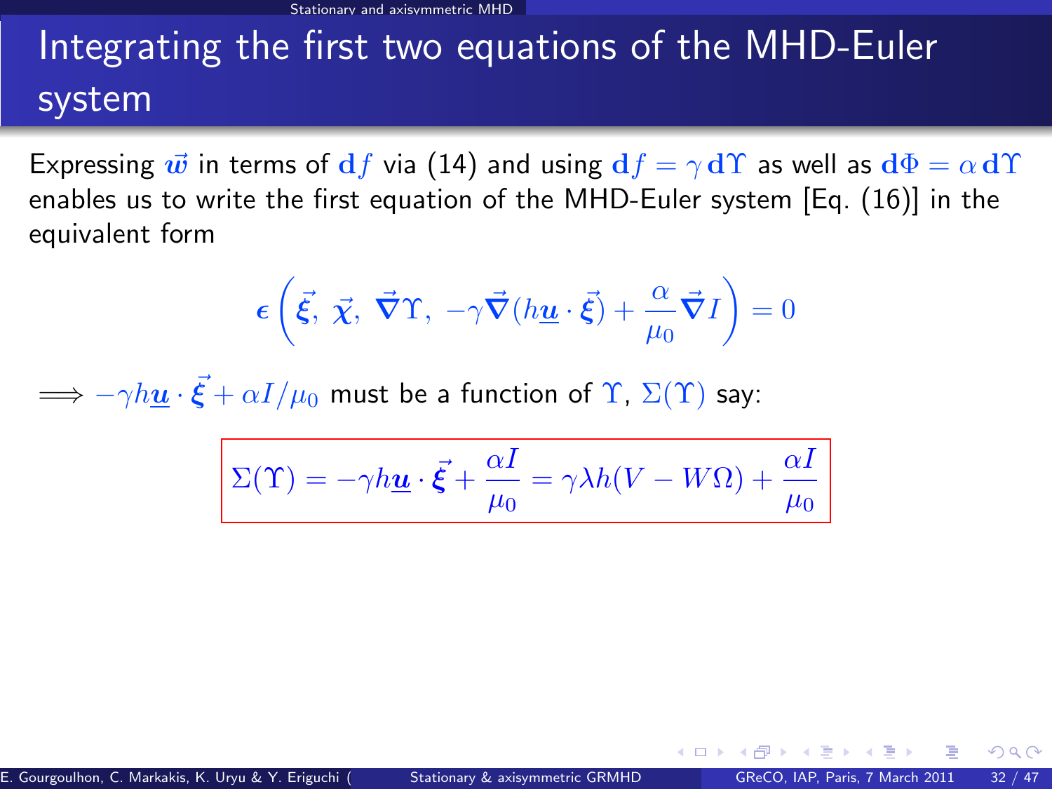# Integrating the first two equations of the MHD-Euler system

Expressing $\vec{w}$ in terms of $\mathbf{d}f$ via (14) and using $\mathbf{d}f = \gamma\,\mathbf{d}\Upsilon$ as well as $\mathbf{d}\Phi = \alpha\,\mathbf{d}\Upsilon$ enables us to write the first equation of the MHD-Euler system [Eq. (16)] in the equivalent form

$$\boldsymbol{\epsilon}\left(\vec{\xi},\ \vec{\chi},\ \vec{\nabla}\Upsilon,\ -\gamma\vec{\nabla}(h\underline{\boldsymbol{u}}\cdot\vec{\xi}) + \frac{\alpha}{\mu_0}\vec{\nabla}I\right) = 0$$

$\Longrightarrow -\gamma h\underline{\boldsymbol{u}}\cdot\vec{\xi} + \alpha I/\mu_0$ must be a function of $\Upsilon$, $\Sigma(\Upsilon)$ say:

$$\boxed{\Sigma(\Upsilon) = -\gamma h\underline{\boldsymbol{u}}\cdot\vec{\xi} + \frac{\alpha I}{\mu_0} = \gamma\lambda h(V - W\Omega) + \frac{\alpha I}{\mu_0}}$$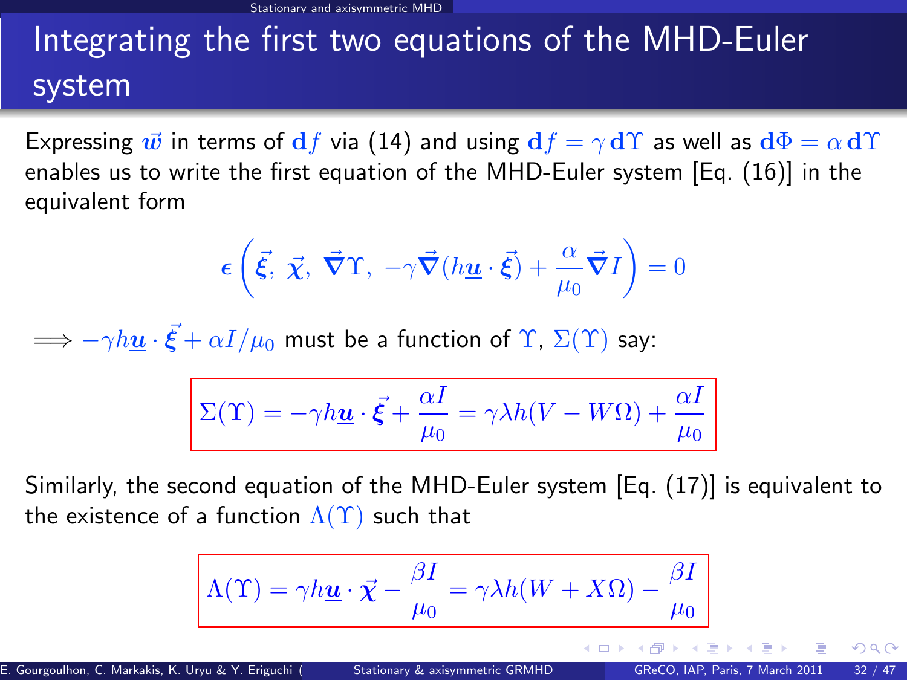# Integrating the first two equations of the MHD-Euler system

Expressing $\vec{w}$ in terms of $\mathbf{d}f$ via (14) and using $\mathbf{d}f = \gamma\,\mathbf{d}\Upsilon$ as well as $\mathbf{d}\Phi = \alpha\,\mathbf{d}\Upsilon$ enables us to write the first equation of the MHD-Euler system [Eq. (16)] in the equivalent form

$$\boldsymbol{\epsilon}\left(\vec{\boldsymbol{\xi}},\ \vec{\boldsymbol{\chi}},\ \vec{\boldsymbol{\nabla}}\Upsilon,\ -\gamma\vec{\boldsymbol{\nabla}}(h\underline{\boldsymbol{u}}\cdot\vec{\boldsymbol{\xi}}) + \frac{\alpha}{\mu_0}\vec{\boldsymbol{\nabla}}I\right) = 0$$

$\Longrightarrow -\gamma h\underline{\boldsymbol{u}}\cdot\vec{\boldsymbol{\xi}} + \alpha I/\mu_0$ must be a function of $\Upsilon$, $\Sigma(\Upsilon)$ say:

$$\Sigma(\Upsilon) = -\gamma h\underline{\boldsymbol{u}}\cdot\vec{\boldsymbol{\xi}} + \frac{\alpha I}{\mu_0} = \gamma\lambda h(V - W\Omega) + \frac{\alpha I}{\mu_0}$$

Similarly, the second equation of the MHD-Euler system [Eq. (17)] is equivalent to the existence of a function $\Lambda(\Upsilon)$ such that

$$\Lambda(\Upsilon) = \gamma h\underline{\boldsymbol{u}}\cdot\vec{\boldsymbol{\chi}} - \frac{\beta I}{\mu_0} = \gamma\lambda h(W + X\Omega) - \frac{\beta I}{\mu_0}$$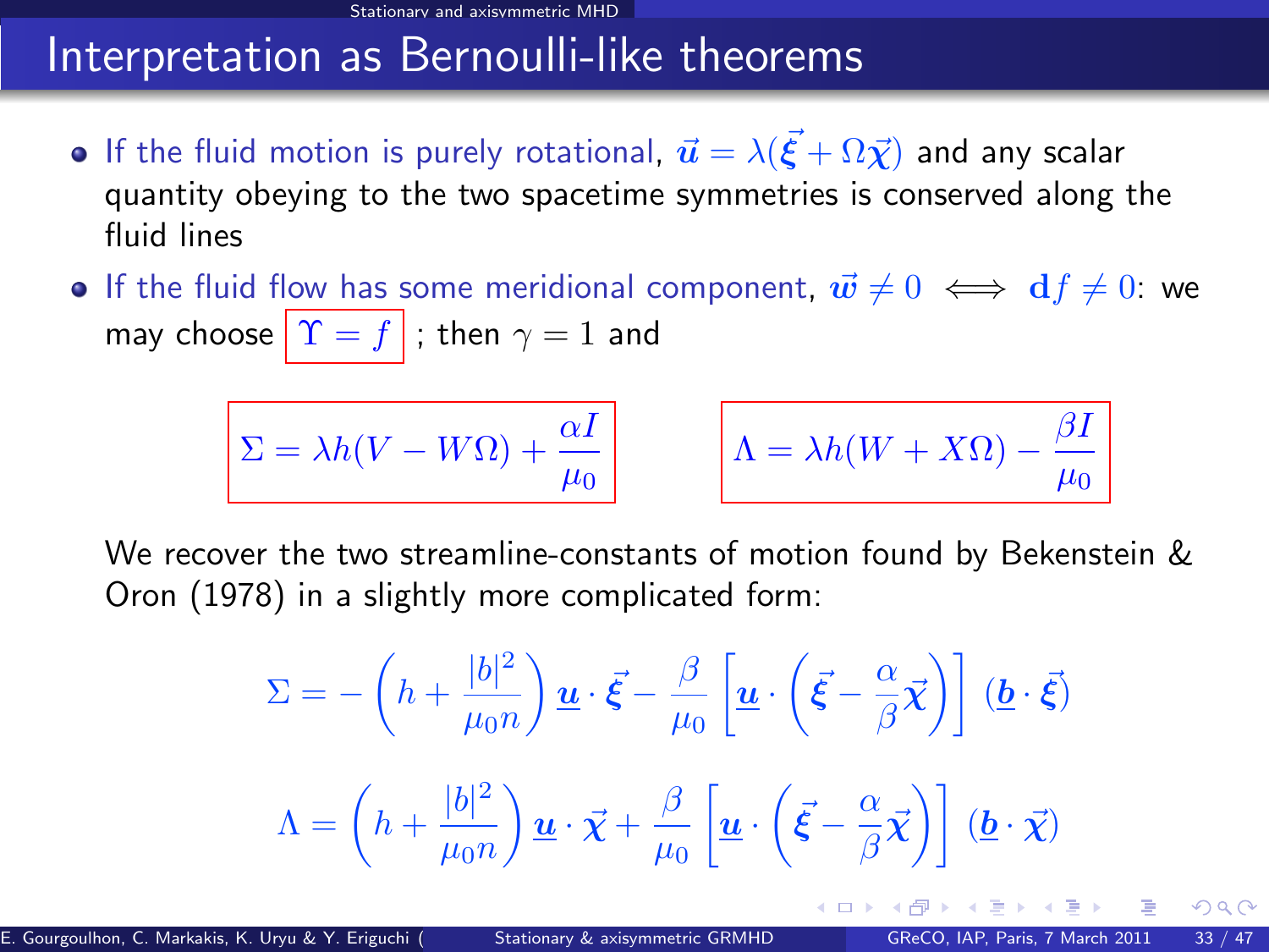# Interpretation as Bernoulli-like theorems

- If the fluid motion is purely rotational, $\vec{\boldsymbol{u}} = \lambda(\vec{\boldsymbol{\xi}} + \Omega\vec{\boldsymbol{\chi}})$ and any scalar quantity obeying to the two spacetime symmetries is conserved along the fluid lines
- If the fluid flow has some meridional component, $\vec{\boldsymbol{w}} \neq 0 \iff \mathbf{d}f \neq 0$: we may choose $\boxed{\Upsilon = f}$ ; then $\gamma = 1$ and

$$\boxed{\Sigma = \lambda h(V - W\Omega) + \frac{\alpha I}{\mu_0}} \qquad \boxed{\Lambda = \lambda h(W + X\Omega) - \frac{\beta I}{\mu_0}}$$

We recover the two streamline-constants of motion found by Bekenstein & Oron (1978) in a slightly more complicated form:

$$\Sigma = -\left(h + \frac{|b|^2}{\mu_0 n}\right) \underline{\boldsymbol{u}} \cdot \vec{\boldsymbol{\xi}} - \frac{\beta}{\mu_0}\left[\underline{\boldsymbol{u}} \cdot \left(\vec{\boldsymbol{\xi}} - \frac{\alpha}{\beta}\vec{\boldsymbol{\chi}}\right)\right] (\underline{\boldsymbol{b}} \cdot \vec{\boldsymbol{\xi}})$$

$$\Lambda = \left(h + \frac{|b|^2}{\mu_0 n}\right) \underline{\boldsymbol{u}} \cdot \vec{\boldsymbol{\chi}} + \frac{\beta}{\mu_0}\left[\underline{\boldsymbol{u}} \cdot \left(\vec{\boldsymbol{\xi}} - \frac{\alpha}{\beta}\vec{\boldsymbol{\chi}}\right)\right] (\underline{\boldsymbol{b}} \cdot \vec{\boldsymbol{\chi}})$$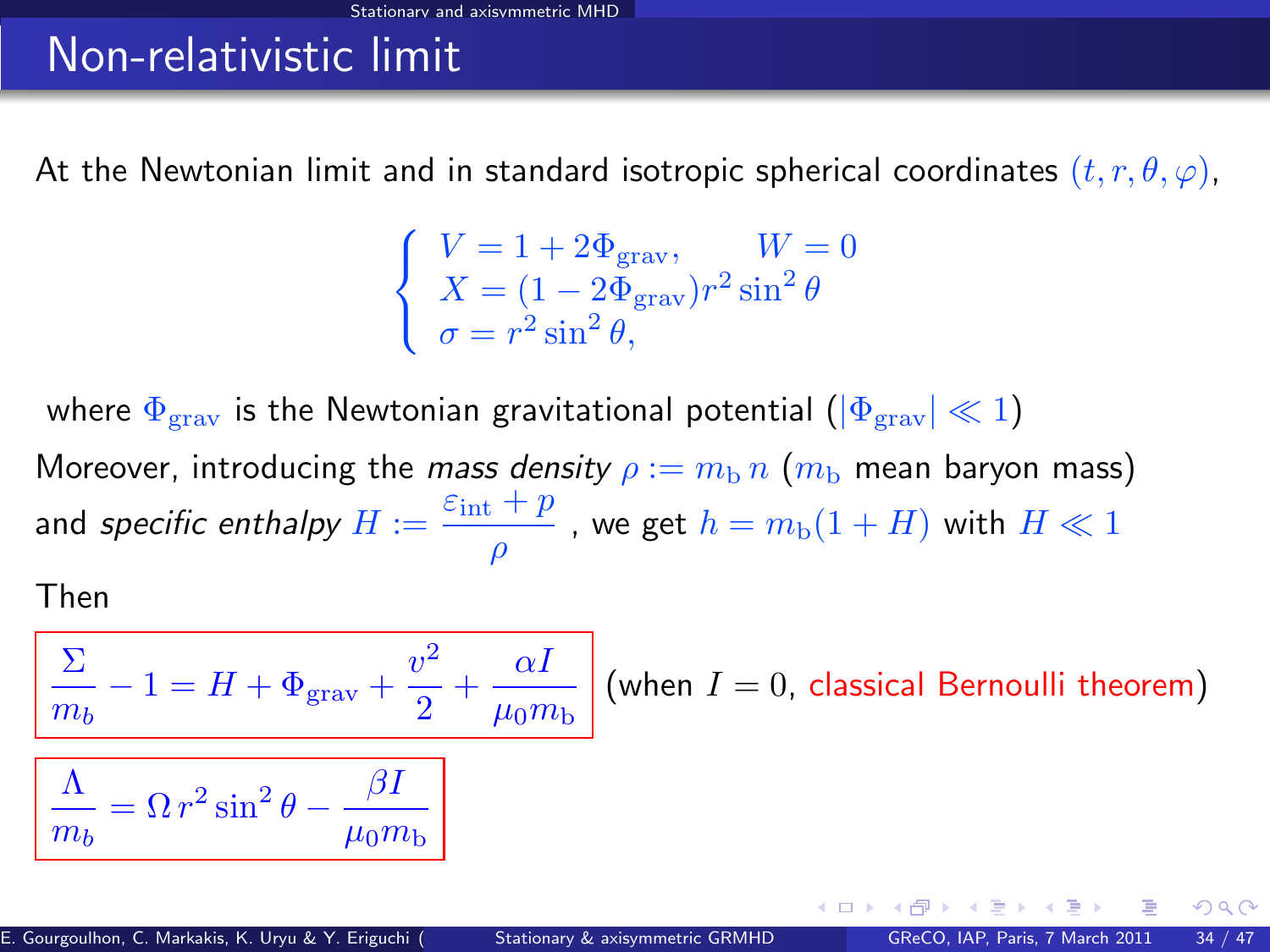# Non-relativistic limit

At the Newtonian limit and in standard isotropic spherical coordinates $(t, r, \theta, \varphi)$,

$$\begin{cases} V = 1 + 2\Phi_{\rm grav}, \qquad W = 0 \\ X = (1 - 2\Phi_{\rm grav}) r^2 \sin^2\theta \\ \sigma = r^2 \sin^2\theta, \end{cases}$$

where $\Phi_{\rm grav}$ is the Newtonian gravitational potential ($|\Phi_{\rm grav}| \ll 1$)

Moreover, introducing the *mass density* $\rho := m_{\rm b}\, n$ ($m_{\rm b}$ mean baryon mass) and *specific enthalpy* $H := \dfrac{\varepsilon_{\rm int} + p}{\rho}$ , we get $h = m_{\rm b}(1 + H)$ with $H \ll 1$

Then

$$\boxed{\frac{\Sigma}{m_b} - 1 = H + \Phi_{\rm grav} + \frac{v^2}{2} + \frac{\alpha I}{\mu_0 m_{\rm b}}}$$

(when $I = 0$, classical Bernoulli theorem)

$$\boxed{\frac{\Lambda}{m_b} = \Omega\, r^2 \sin^2\theta - \frac{\beta I}{\mu_0 m_{\rm b}}}$$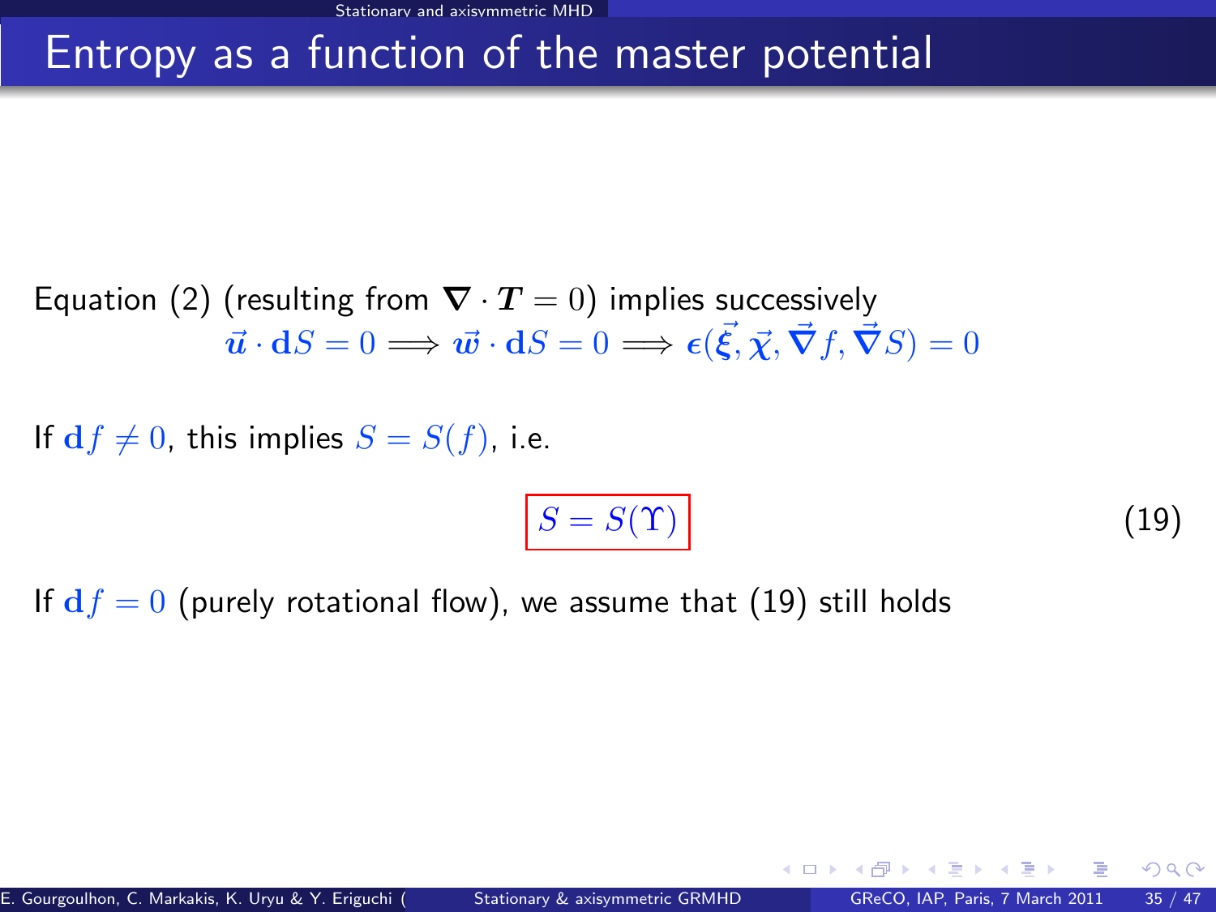# Entropy as a function of the master potential

Equation (2) (resulting from $\boldsymbol{\nabla} \cdot \boldsymbol{T} = 0$) implies successively

$$\vec{\boldsymbol{u}} \cdot \mathbf{d}S = 0 \Longrightarrow \vec{\boldsymbol{w}} \cdot \mathbf{d}S = 0 \Longrightarrow \boldsymbol{\epsilon}(\vec{\boldsymbol{\xi}}, \vec{\boldsymbol{\chi}}, \vec{\boldsymbol{\nabla}} f, \vec{\boldsymbol{\nabla}} S) = 0$$

If $\mathbf{d}f \neq 0$, this implies $S = S(f)$, i.e.

$$\boxed{S = S(\Upsilon)} \tag{19}$$

If $\mathbf{d}f = 0$ (purely rotational flow), we assume that (19) still holds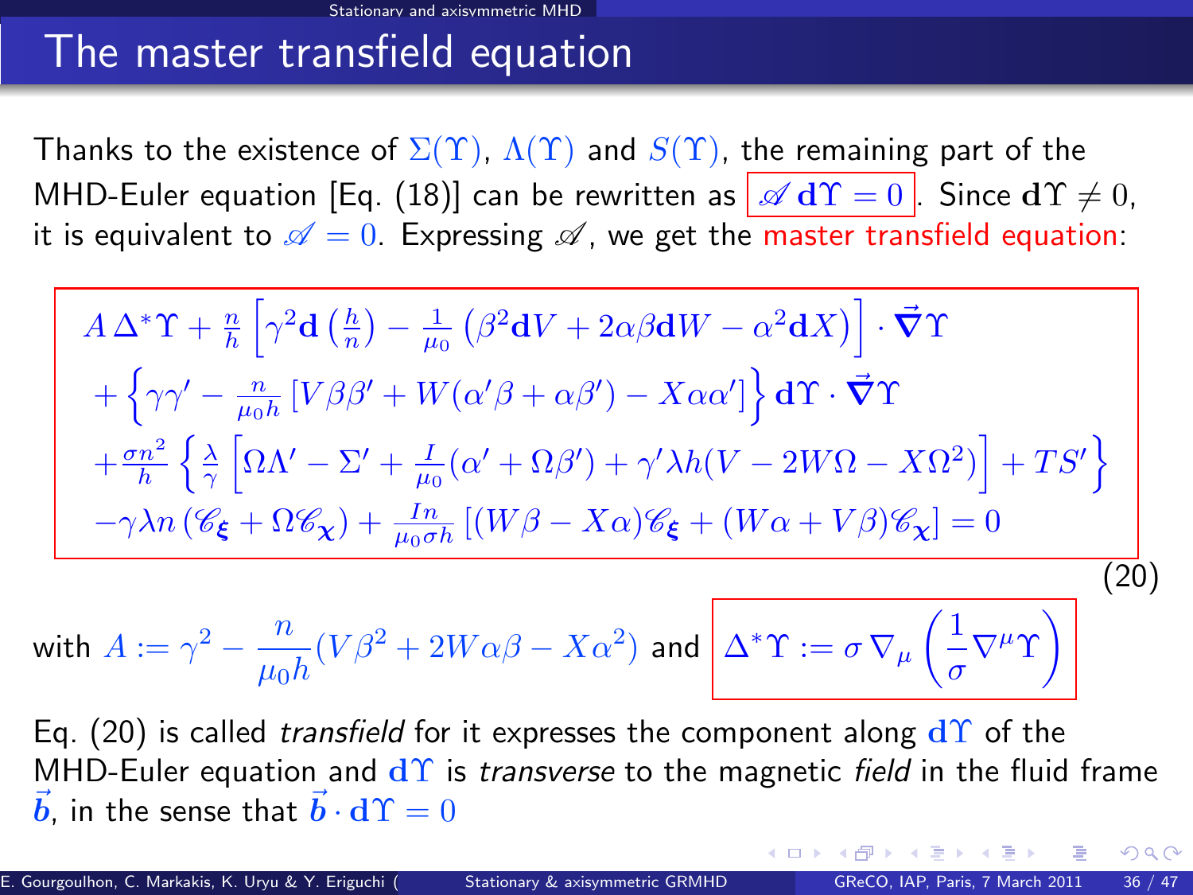## The master transfield equation

Thanks to the existence of $\Sigma(\Upsilon)$, $\Lambda(\Upsilon)$ and $S(\Upsilon)$, the remaining part of the MHD-Euler equation [Eq. (18)] can be rewritten as $\boxed{\mathscr{A}\,\mathbf{d}\Upsilon = 0}$. Since $\mathbf{d}\Upsilon \neq 0$, it is equivalent to $\mathscr{A} = 0$. Expressing $\mathscr{A}$, we get the master transfield equation:

$$
\begin{aligned}
& A\,\Delta^*\Upsilon + \frac{n}{h}\left[\gamma^2\mathbf{d}\left(\frac{h}{n}\right) - \frac{1}{\mu_0}\left(\beta^2\mathbf{d}V + 2\alpha\beta\mathbf{d}W - \alpha^2\mathbf{d}X\right)\right]\cdot\vec{\boldsymbol{\nabla}}\Upsilon \\
& + \left\{\gamma\gamma' - \frac{n}{\mu_0 h}\left[V\beta\beta' + W(\alpha'\beta + \alpha\beta') - X\alpha\alpha'\right]\right\}\mathbf{d}\Upsilon\cdot\vec{\boldsymbol{\nabla}}\Upsilon \\
& + \frac{\sigma n^2}{h}\left\{\frac{\lambda}{\gamma}\left[\Omega\Lambda' - \Sigma' + \frac{I}{\mu_0}(\alpha' + \Omega\beta') + \gamma'\lambda h(V - 2W\Omega - X\Omega^2)\right] + TS'\right\} \\
& - \gamma\lambda n\left(\mathscr{C}_{\boldsymbol{\xi}} + \Omega\mathscr{C}_{\boldsymbol{\chi}}\right) + \frac{In}{\mu_0\sigma h}\left[(W\beta - X\alpha)\mathscr{C}_{\boldsymbol{\xi}} + (W\alpha + V\beta)\mathscr{C}_{\boldsymbol{\chi}}\right] = 0
\end{aligned}
\tag{20}
$$

with $A := \gamma^2 - \dfrac{n}{\mu_0 h}(V\beta^2 + 2W\alpha\beta - X\alpha^2)$ and $\boxed{\Delta^*\Upsilon := \sigma\,\nabla_\mu\left(\dfrac{1}{\sigma}\nabla^\mu\Upsilon\right)}$

Eq. (20) is called *transfield* for it expresses the component along $\mathbf{d}\Upsilon$ of the MHD-Euler equation and $\mathbf{d}\Upsilon$ is *transverse* to the magnetic *field* in the fluid frame $\vec{\boldsymbol{b}}$, in the sense that $\vec{\boldsymbol{b}}\cdot\mathbf{d}\Upsilon = 0$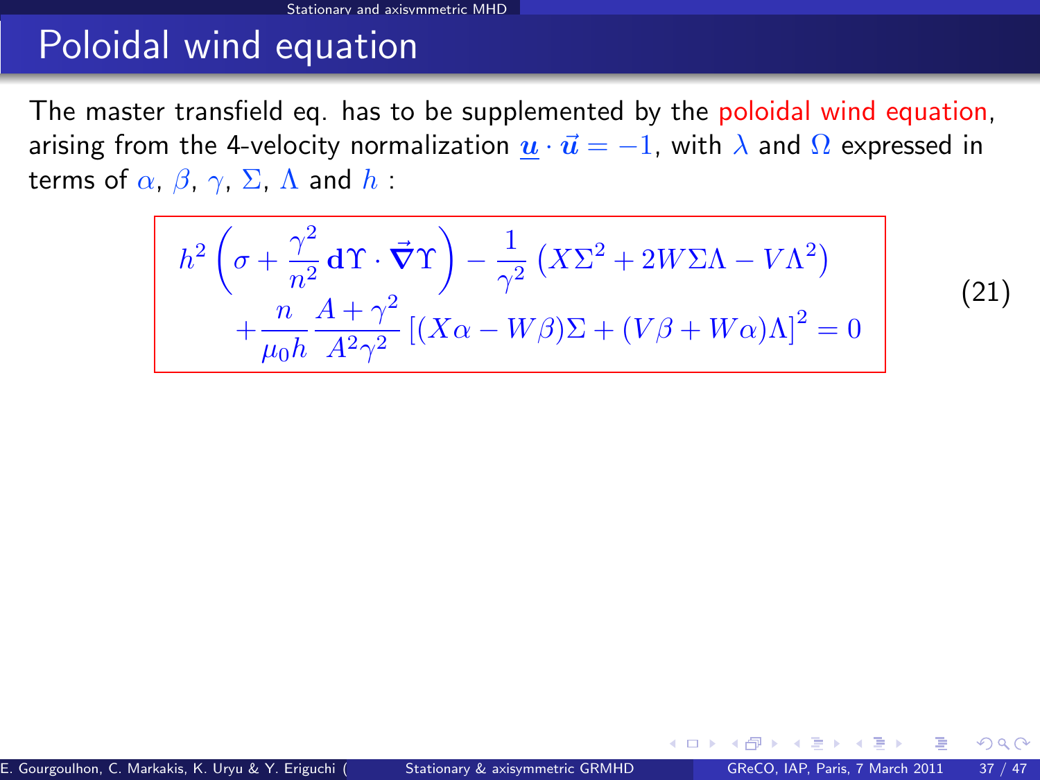# Poloidal wind equation

The master transfield eq. has to be supplemented by the poloidal wind equation, arising from the 4-velocity normalization $\underline{\boldsymbol{u}} \cdot \vec{\boldsymbol{u}} = -1$, with $\lambda$ and $\Omega$ expressed in terms of $\alpha$, $\beta$, $\gamma$, $\Sigma$, $\Lambda$ and $h$ :

$$
\begin{aligned}
& h^2 \left( \sigma + \frac{\gamma^2}{n^2} \mathbf{d}\Upsilon \cdot \vec{\boldsymbol{\nabla}}\Upsilon \right) - \frac{1}{\gamma^2} \left( X\Sigma^2 + 2W\Sigma\Lambda - V\Lambda^2 \right) \\
& \qquad + \frac{n}{\mu_0 h} \frac{A + \gamma^2}{A^2 \gamma^2} \left[ (X\alpha - W\beta)\Sigma + (V\beta + W\alpha)\Lambda \right]^2 = 0
\end{aligned}
\tag{21}
$$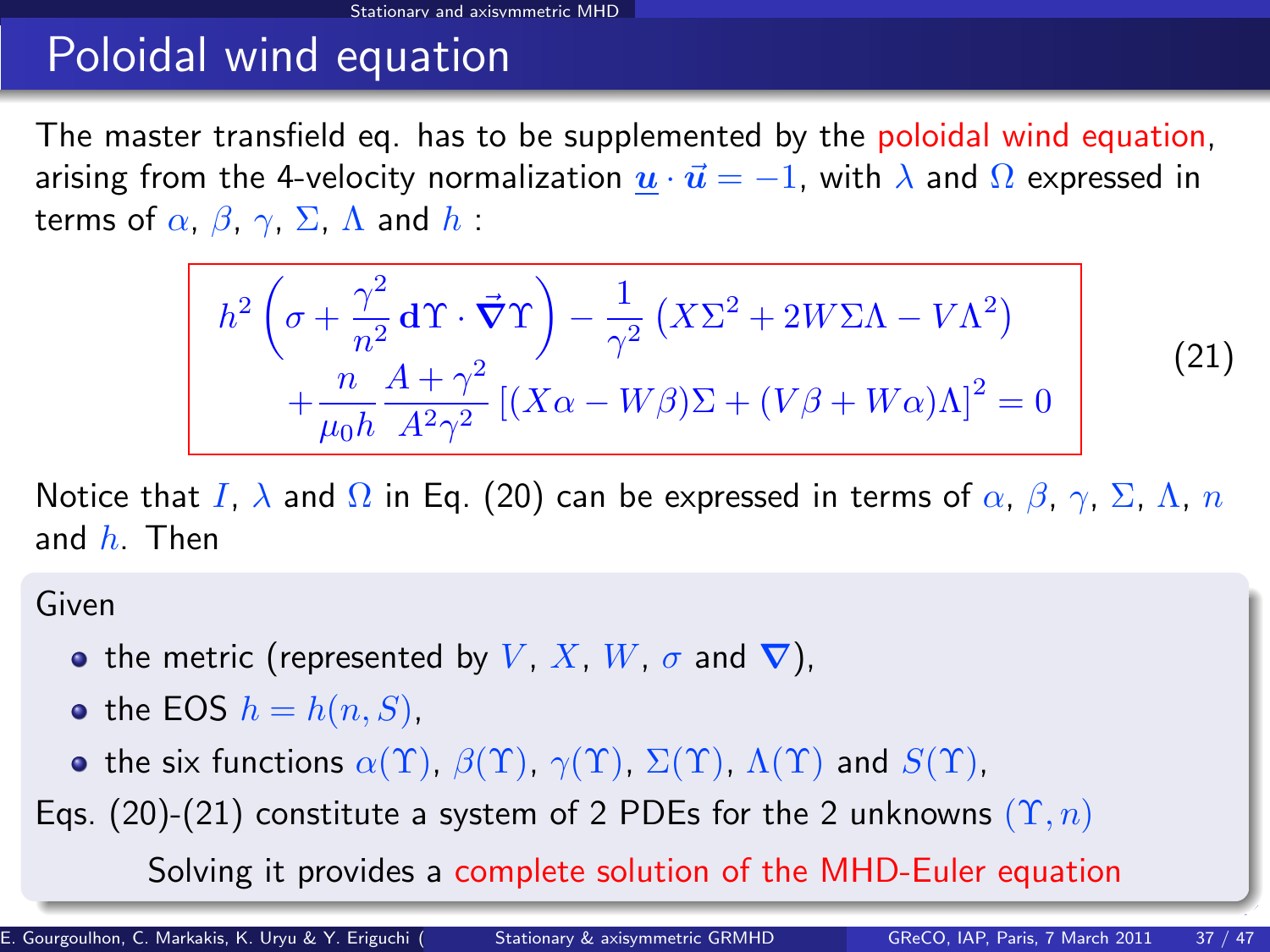# Poloidal wind equation

The master transfield eq. has to be supplemented by the poloidal wind equation, arising from the 4-velocity normalization $\underline{\boldsymbol{u}} \cdot \vec{\boldsymbol{u}} = -1$, with $\lambda$ and $\Omega$ expressed in terms of $\alpha$, $\beta$, $\gamma$, $\Sigma$, $\Lambda$ and $h$ :

$$
\begin{aligned}
h^2 \left( \sigma + \frac{\gamma^2}{n^2} \mathbf{d}\Upsilon \cdot \vec{\boldsymbol{\nabla}}\Upsilon \right) - \frac{1}{\gamma^2} \left( X\Sigma^2 + 2W\Sigma\Lambda - V\Lambda^2 \right) \\
+ \frac{n}{\mu_0 h} \frac{A + \gamma^2}{A^2 \gamma^2} \left[ (X\alpha - W\beta)\Sigma + (V\beta + W\alpha)\Lambda \right]^2 = 0
\end{aligned}
\tag{21}
$$

Notice that $I$, $\lambda$ and $\Omega$ in Eq. (20) can be expressed in terms of $\alpha$, $\beta$, $\gamma$, $\Sigma$, $\Lambda$, $n$ and $h$. Then

Given

- the metric (represented by $V$, $X$, $W$, $\sigma$ and $\boldsymbol{\nabla}$),
- the EOS $h = h(n, S)$,
- the six functions $\alpha(\Upsilon)$, $\beta(\Upsilon)$, $\gamma(\Upsilon)$, $\Sigma(\Upsilon)$, $\Lambda(\Upsilon)$ and $S(\Upsilon)$,

Eqs. (20)-(21) constitute a system of 2 PDEs for the 2 unknowns $(\Upsilon, n)$

Solving it provides a complete solution of the MHD-Euler equation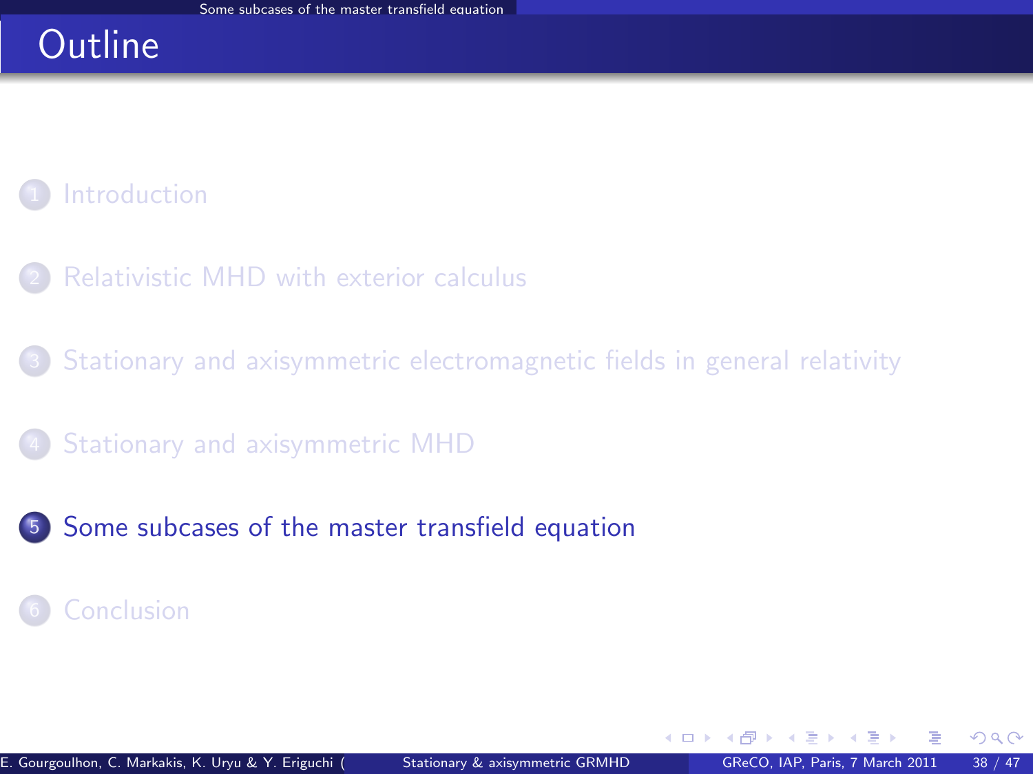# Outline

1. Introduction
2. Relativistic MHD with exterior calculus
3. Stationary and axisymmetric electromagnetic fields in general relativity
4. Stationary and axisymmetric MHD
5. Some subcases of the master transfield equation
6. Conclusion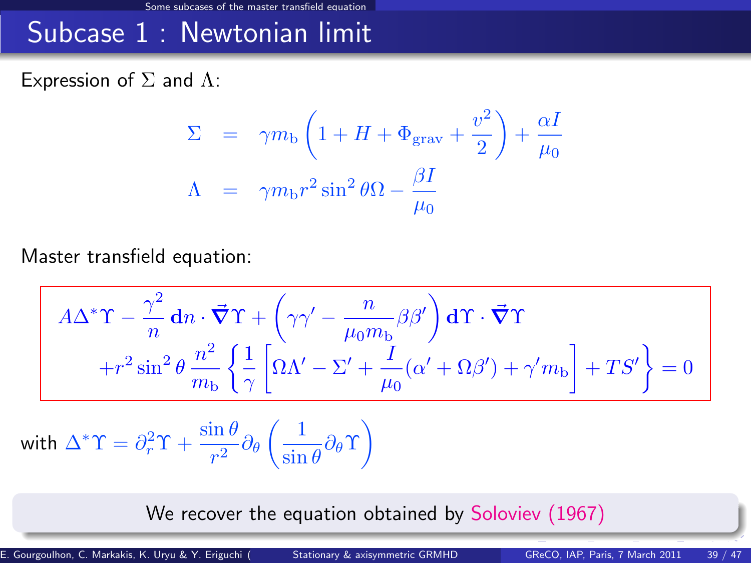# Subcase 1 : Newtonian limit

Expression of $\Sigma$ and $\Lambda$:

$$
\begin{aligned}
\Sigma &= \gamma m_{\mathrm{b}} \left( 1 + H + \Phi_{\mathrm{grav}} + \frac{v^2}{2} \right) + \frac{\alpha I}{\mu_0} \\
\Lambda &= \gamma m_{\mathrm{b}} r^2 \sin^2 \theta \Omega - \frac{\beta I}{\mu_0}
\end{aligned}
$$

Master transfield equation:

$$
A \Delta^* \Upsilon - \frac{\gamma^2}{n} \mathbf{d}n \cdot \vec{\boldsymbol{\nabla}} \Upsilon + \left( \gamma \gamma' - \frac{n}{\mu_0 m_{\mathrm{b}}} \beta \beta' \right) \mathbf{d}\Upsilon \cdot \vec{\boldsymbol{\nabla}} \Upsilon + r^2 \sin^2 \theta \, \frac{n^2}{m_{\mathrm{b}}} \left\{ \frac{1}{\gamma} \left[ \Omega \Lambda' - \Sigma' + \frac{I}{\mu_0} (\alpha' + \Omega \beta') + \gamma' m_{\mathrm{b}} \right] + T S' \right\} = 0
$$

with $\Delta^* \Upsilon = \partial_r^2 \Upsilon + \dfrac{\sin \theta}{r^2} \partial_\theta \left( \dfrac{1}{\sin \theta} \partial_\theta \Upsilon \right)$

We recover the equation obtained by Soloviev (1967)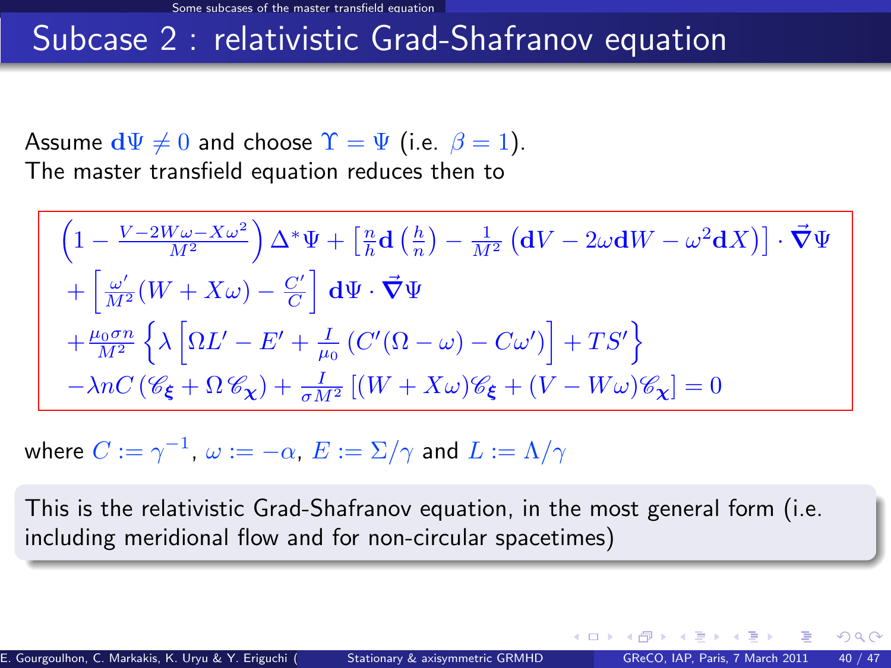## Subcase 2 : relativistic Grad-Shafranov equation

Assume $\mathbf{d}\Psi \neq 0$ and choose $\Upsilon = \Psi$ (i.e. $\beta = 1$).
The master transfield equation reduces then to

$$
\begin{aligned}
&\left(1 - \frac{V - 2W\omega - X\omega^2}{M^2}\right)\Delta^*\Psi + \left[\frac{n}{h}\mathbf{d}\left(\frac{h}{n}\right) - \frac{1}{M^2}\left(\mathbf{d}V - 2\omega\mathbf{d}W - \omega^2\mathbf{d}X\right)\right]\cdot\vec{\boldsymbol{\nabla}}\Psi \\
&+ \left[\frac{\omega'}{M^2}(W + X\omega) - \frac{C'}{C}\right]\mathbf{d}\Psi\cdot\vec{\boldsymbol{\nabla}}\Psi \\
&+ \frac{\mu_0\sigma n}{M^2}\left\{\lambda\left[\Omega L' - E' + \frac{I}{\mu_0}\left(C'(\Omega - \omega) - C\omega'\right)\right] + TS'\right\} \\
&- \lambda n C\left(\mathscr{C}_{\boldsymbol{\xi}} + \Omega\,\mathscr{C}_{\boldsymbol{\chi}}\right) + \frac{I}{\sigma M^2}\left[(W + X\omega)\mathscr{C}_{\boldsymbol{\xi}} + (V - W\omega)\mathscr{C}_{\boldsymbol{\chi}}\right] = 0
\end{aligned}
$$

where $C := \gamma^{-1}$, $\omega := -\alpha$, $E := \Sigma/\gamma$ and $L := \Lambda/\gamma$

This is the relativistic Grad-Shafranov equation, in the most general form (i.e. including meridional flow and for non-circular spacetimes)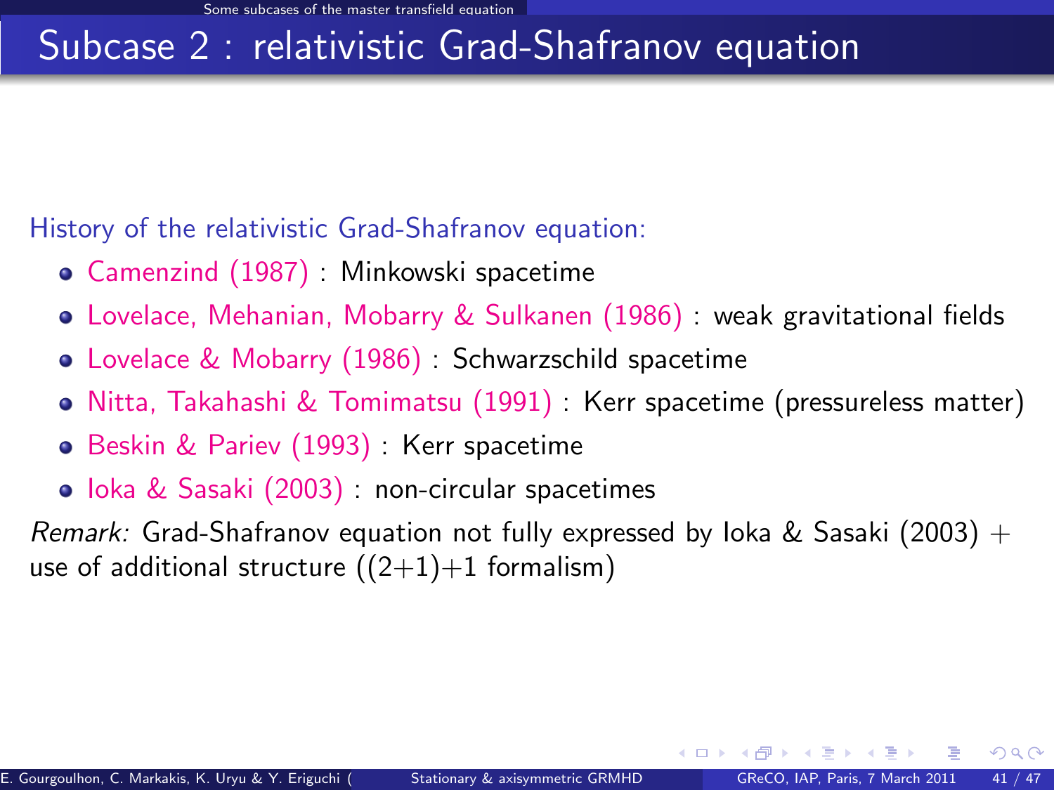# Subcase 2 : relativistic Grad-Shafranov equation

History of the relativistic Grad-Shafranov equation:

- Camenzind (1987) : Minkowski spacetime
- Lovelace, Mehanian, Mobarry & Sulkanen (1986) : weak gravitational fields
- Lovelace & Mobarry (1986) : Schwarzschild spacetime
- Nitta, Takahashi & Tomimatsu (1991) : Kerr spacetime (pressureless matter)
- Beskin & Pariev (1993) : Kerr spacetime
- Ioka & Sasaki (2003) : non-circular spacetimes

*Remark:* Grad-Shafranov equation not fully expressed by Ioka & Sasaki (2003) + use of additional structure ((2+1)+1 formalism)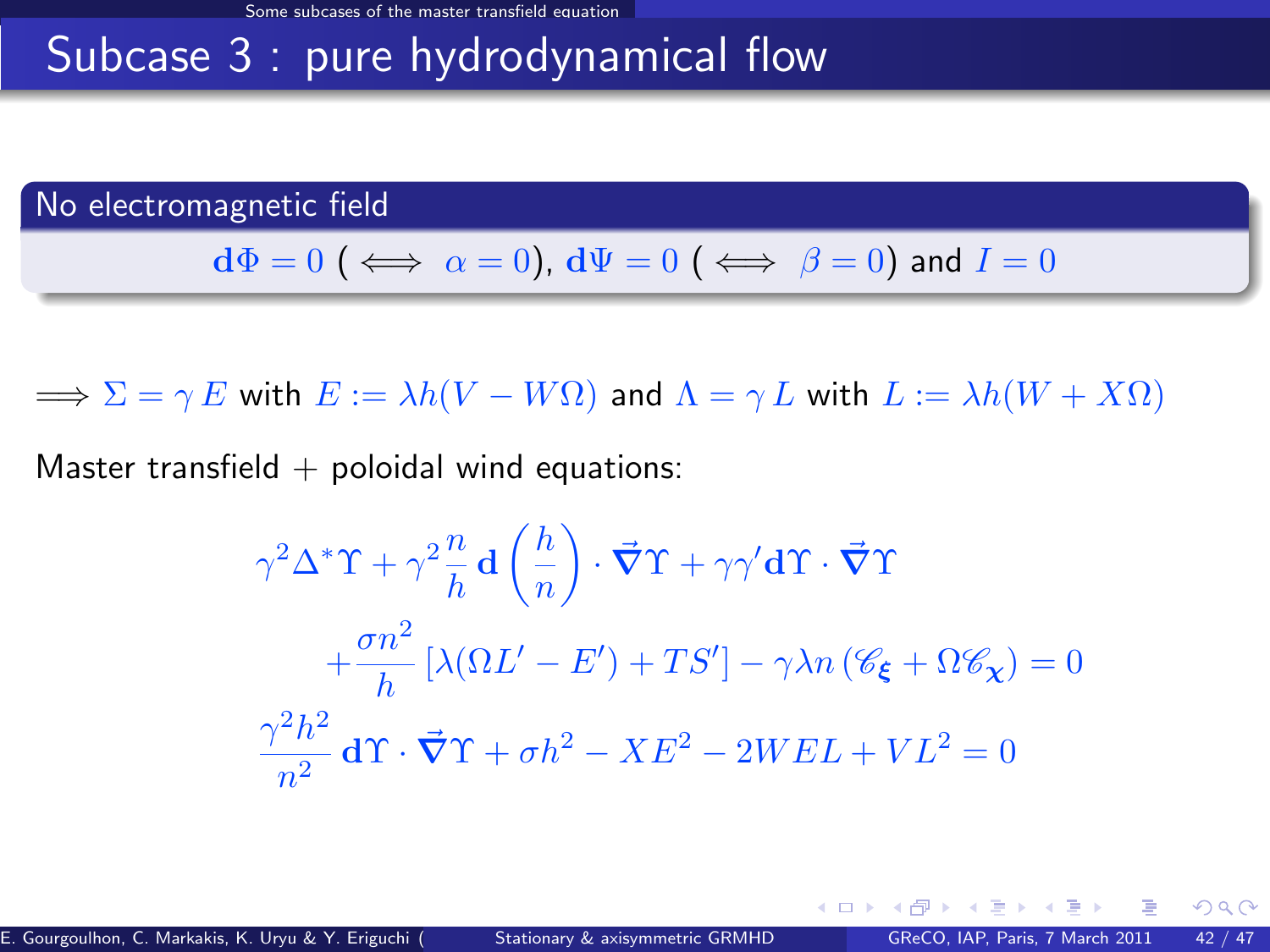# Subcase 3 : pure hydrodynamical flow

**No electromagnetic field**

$\mathbf{d}\Phi = 0$ ( $\iff \alpha = 0$), $\mathbf{d}\Psi = 0$ ( $\iff \beta = 0$) and $I = 0$

$\Longrightarrow \Sigma = \gamma\, E$ with $E := \lambda h (V - W\Omega)$ and $\Lambda = \gamma\, L$ with $L := \lambda h (W + X\Omega)$

Master transfield + poloidal wind equations:

$$
\gamma^2 \Delta^* \Upsilon + \gamma^2 \frac{n}{h} \mathbf{d}\left(\frac{h}{n}\right) \cdot \vec{\boldsymbol{\nabla}}\Upsilon + \gamma\gamma' \mathbf{d}\Upsilon \cdot \vec{\boldsymbol{\nabla}}\Upsilon
$$

$$
+ \frac{\sigma n^2}{h} \left[\lambda(\Omega L' - E') + T S'\right] - \gamma \lambda n \left(\mathscr{C}_{\boldsymbol{\xi}} + \Omega \mathscr{C}_{\boldsymbol{\chi}}\right) = 0
$$

$$
\frac{\gamma^2 h^2}{n^2} \mathbf{d}\Upsilon \cdot \vec{\boldsymbol{\nabla}}\Upsilon + \sigma h^2 - X E^2 - 2 W E L + V L^2 = 0
$$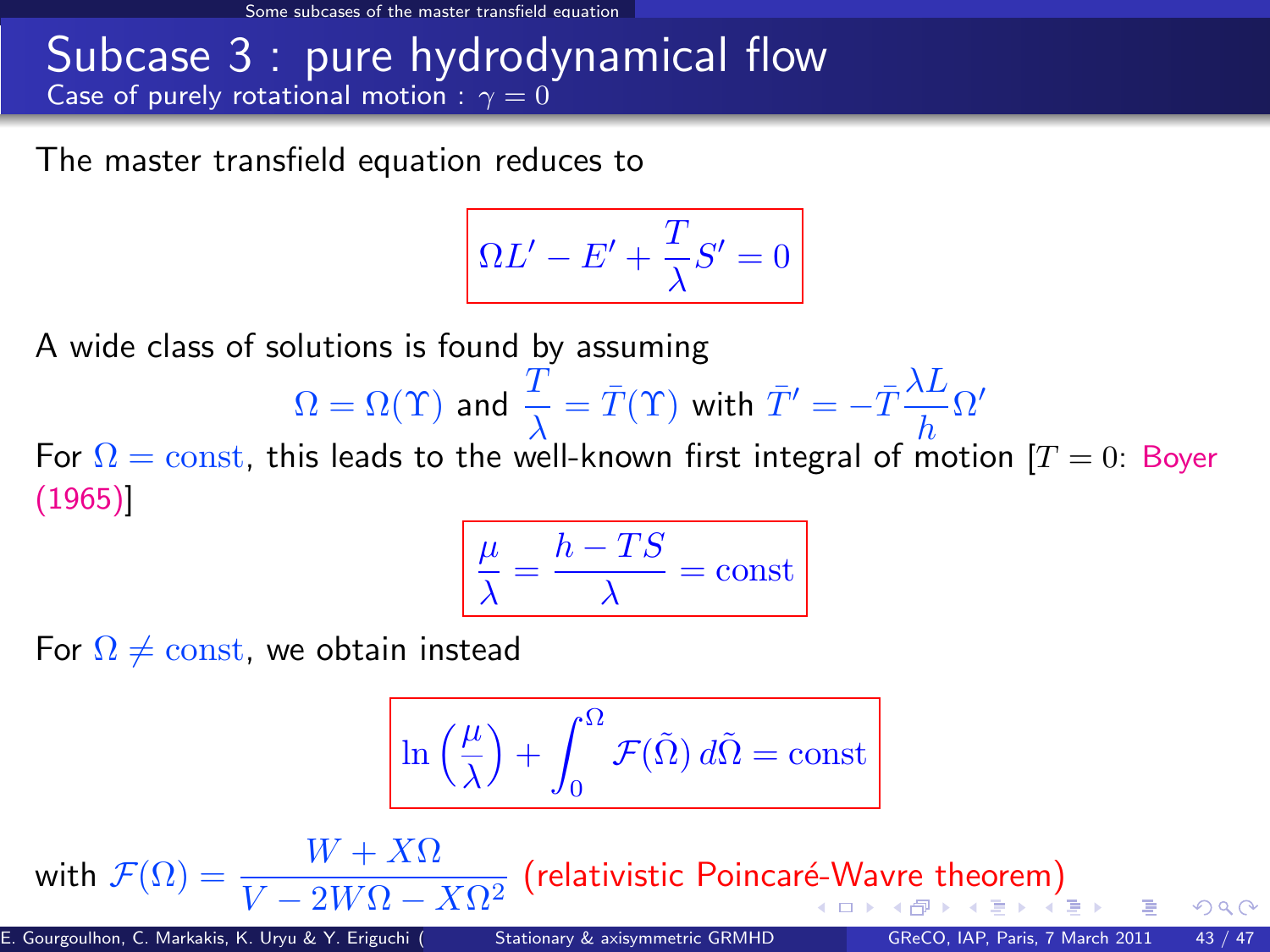# Subcase 3 : pure hydrodynamical flow

## Case of purely rotational motion : $\gamma = 0$

The master transfield equation reduces to

$$\Omega L' - E' + \frac{T}{\lambda} S' = 0$$

A wide class of solutions is found by assuming

$$\Omega = \Omega(\Upsilon) \text{ and } \frac{T}{\lambda} = \bar{T}(\Upsilon) \text{ with } \bar{T}' = -\bar{T}\frac{\lambda L}{h}\Omega'$$

For $\Omega = \text{const}$, this leads to the well-known first integral of motion [$T = 0$: Boyer (1965)]

$$\frac{\mu}{\lambda} = \frac{h - TS}{\lambda} = \text{const}$$

For $\Omega \neq \text{const}$, we obtain instead

$$\ln\left(\frac{\mu}{\lambda}\right) + \int_0^{\Omega} \mathcal{F}(\tilde{\Omega})\, d\tilde{\Omega} = \text{const}$$

with $\mathcal{F}(\Omega) = \dfrac{W + X\Omega}{V - 2W\Omega - X\Omega^2}$ (relativistic Poincaré-Wavre theorem)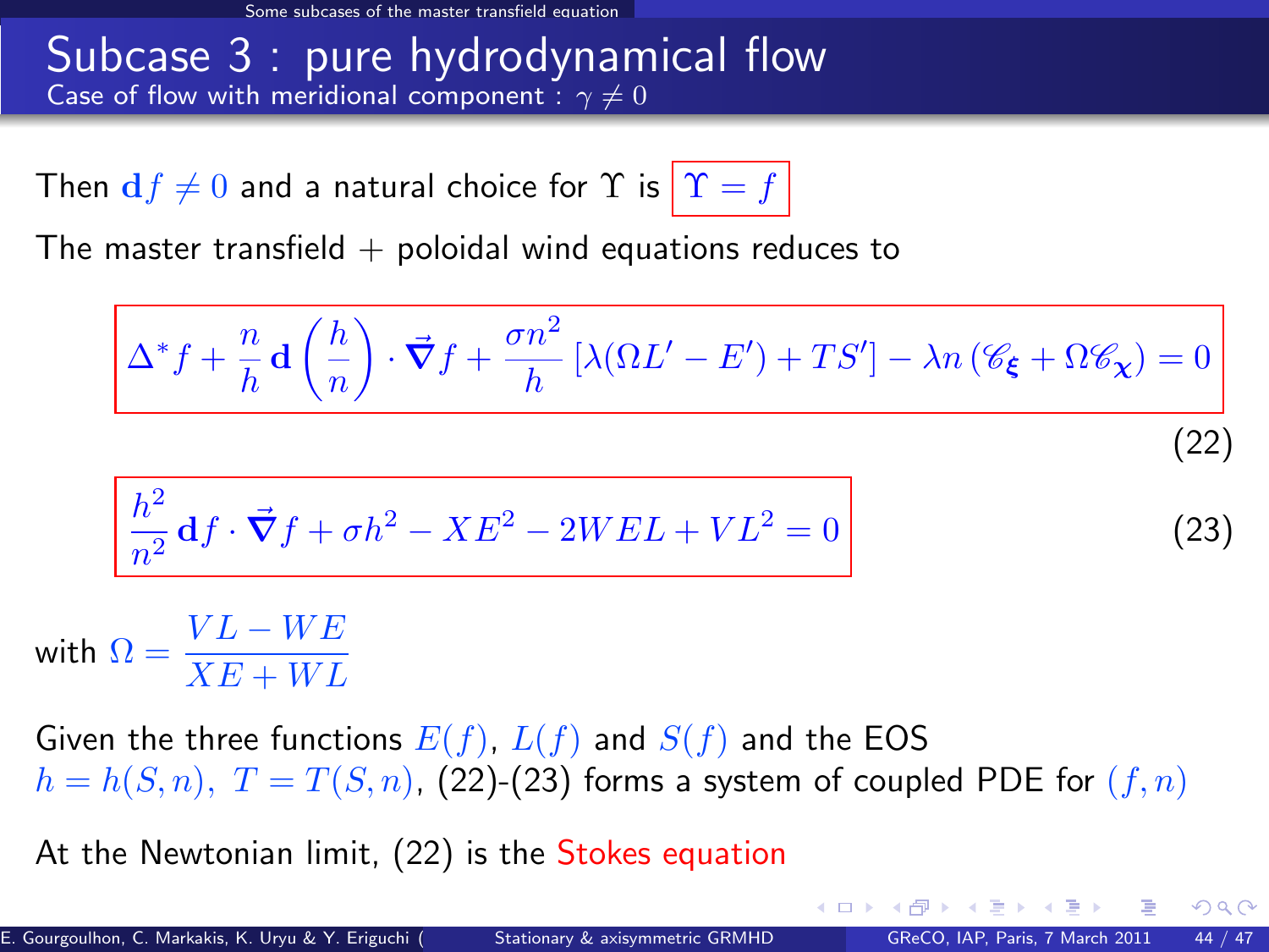# Subcase 3 : pure hydrodynamical flow

## Case of flow with meridional component : $\gamma \neq 0$

Then $\mathbf{d}f \neq 0$ and a natural choice for $\Upsilon$ is $\boxed{\Upsilon = f}$

The master transfield + poloidal wind equations reduces to

$$\boxed{\Delta^* f + \frac{n}{h}\mathbf{d}\left(\frac{h}{n}\right)\cdot\vec{\nabla} f + \frac{\sigma n^2}{h}\left[\lambda(\Omega L' - E') + TS'\right] - \lambda n\left(\mathscr{C}_{\boldsymbol{\xi}} + \Omega \mathscr{C}_{\boldsymbol{\chi}}\right) = 0} \tag{22}$$

$$\boxed{\frac{h^2}{n^2}\mathbf{d}f\cdot\vec{\nabla} f + \sigma h^2 - XE^2 - 2WEL + VL^2 = 0} \tag{23}$$

with $\Omega = \dfrac{VL - WE}{XE + WL}$

Given the three functions $E(f)$, $L(f)$ and $S(f)$ and the EOS $h = h(S, n)$, $T = T(S, n)$, (22)-(23) forms a system of coupled PDE for $(f, n)$

At the Newtonian limit, (22) is the Stokes equation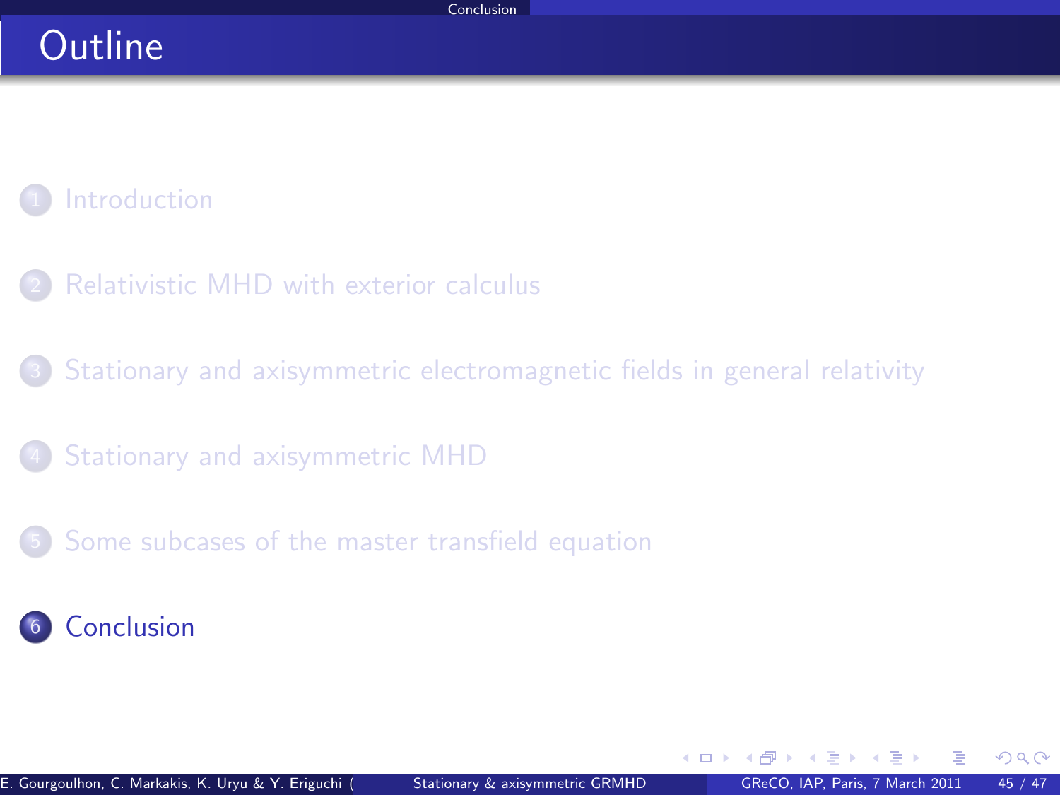# Outline

1. Introduction
2. Relativistic MHD with exterior calculus
3. Stationary and axisymmetric electromagnetic fields in general relativity
4. Stationary and axisymmetric MHD
5. Some subcases of the master transfield equation
6. Conclusion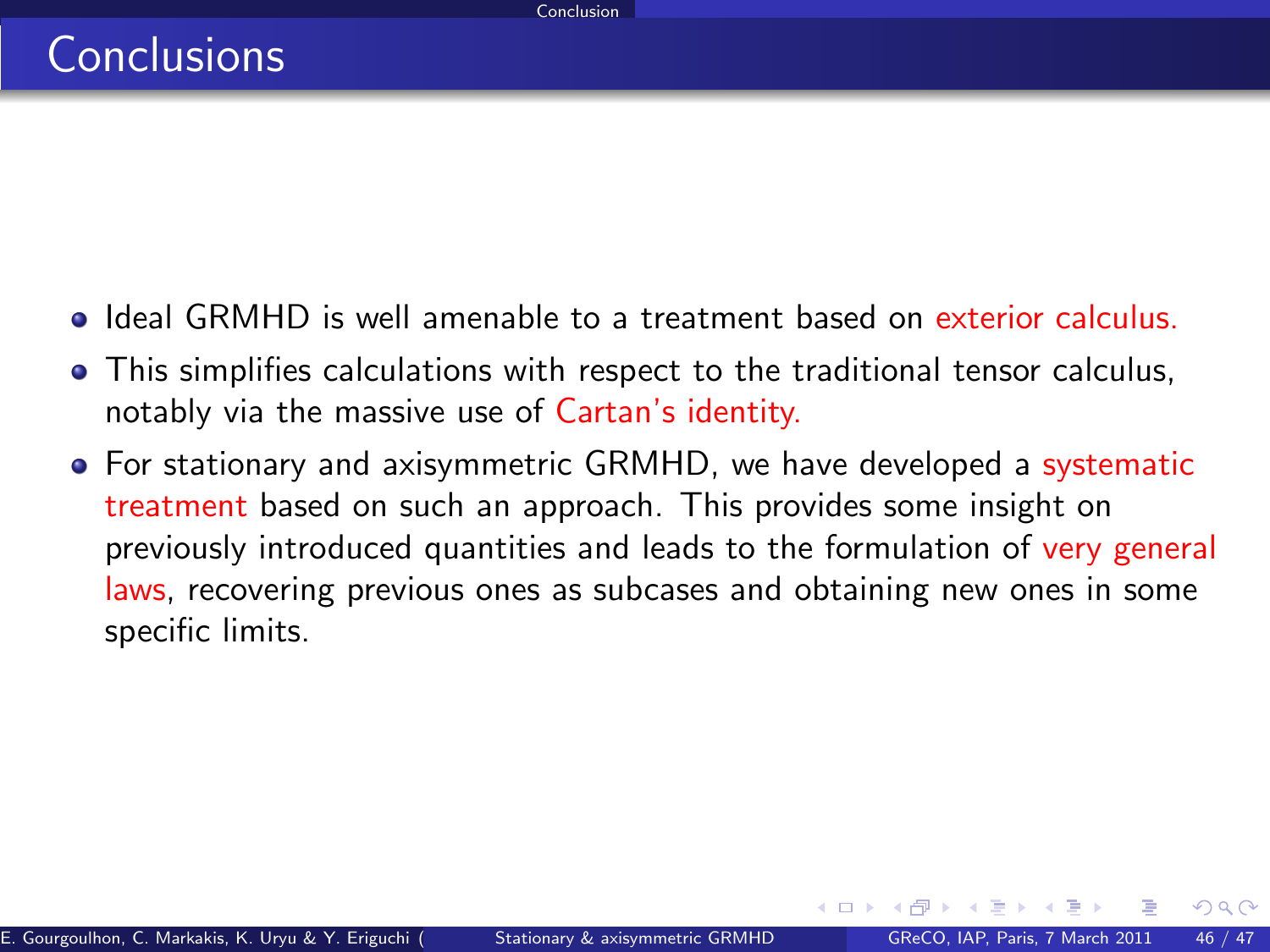# Conclusions

- Ideal GRMHD is well amenable to a treatment based on exterior calculus.
- This simplifies calculations with respect to the traditional tensor calculus, notably via the massive use of Cartan's identity.
- For stationary and axisymmetric GRMHD, we have developed a systematic treatment based on such an approach. This provides some insight on previously introduced quantities and leads to the formulation of very general laws, recovering previous ones as subcases and obtaining new ones in some specific limits.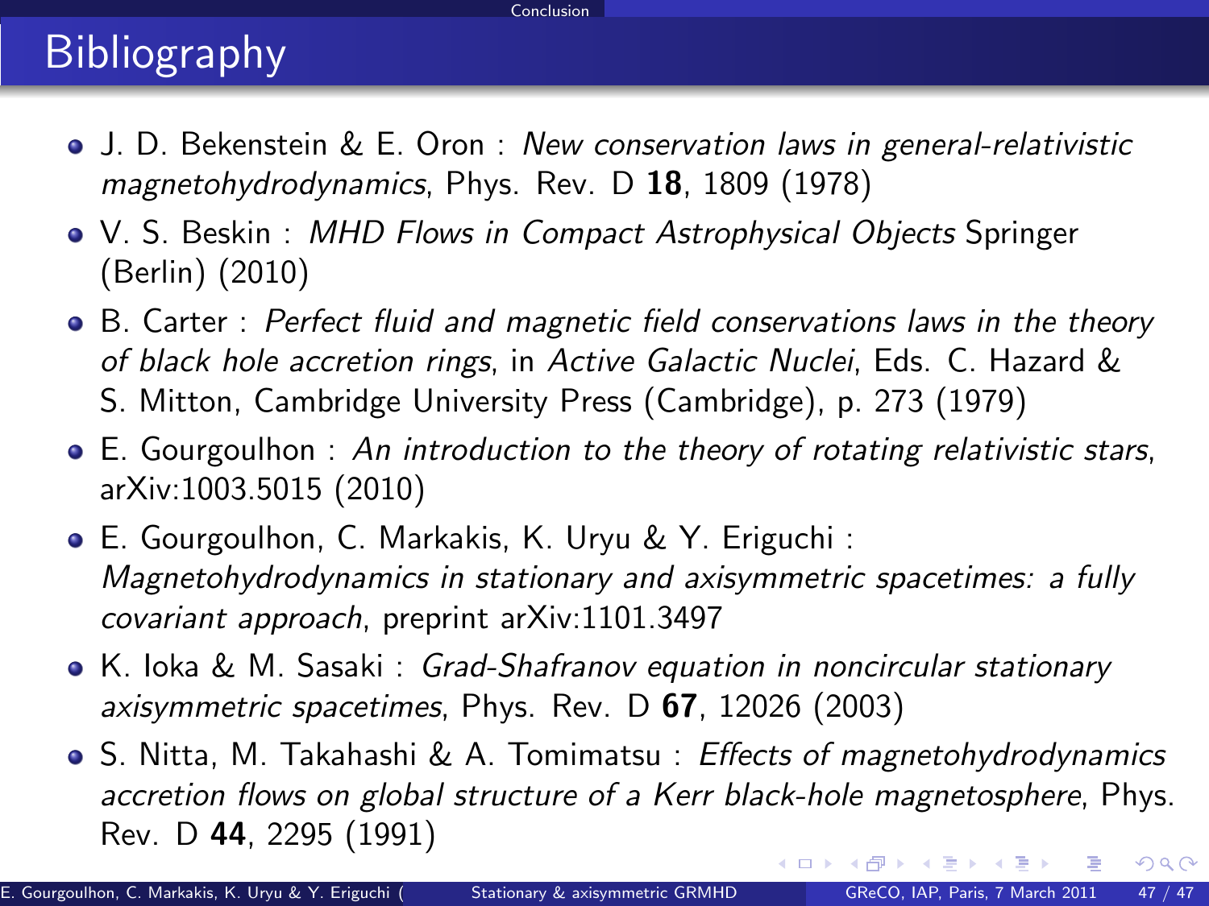# Bibliography

- J. D. Bekenstein & E. Oron : *New conservation laws in general-relativistic magnetohydrodynamics*, Phys. Rev. D **18**, 1809 (1978)
- V. S. Beskin : *MHD Flows in Compact Astrophysical Objects* Springer (Berlin) (2010)
- B. Carter : *Perfect fluid and magnetic field conservations laws in the theory of black hole accretion rings*, in *Active Galactic Nuclei*, Eds. C. Hazard & S. Mitton, Cambridge University Press (Cambridge), p. 273 (1979)
- E. Gourgoulhon : *An introduction to the theory of rotating relativistic stars*, arXiv:1003.5015 (2010)
- E. Gourgoulhon, C. Markakis, K. Uryu & Y. Eriguchi : *Magnetohydrodynamics in stationary and axisymmetric spacetimes: a fully covariant approach*, preprint arXiv:1101.3497
- K. Ioka & M. Sasaki : *Grad-Shafranov equation in noncircular stationary axisymmetric spacetimes*, Phys. Rev. D **67**, 12026 (2003)
- S. Nitta, M. Takahashi & A. Tomimatsu : *Effects of magnetohydrodynamics accretion flows on global structure of a Kerr black-hole magnetosphere*, Phys. Rev. D **44**, 2295 (1991)